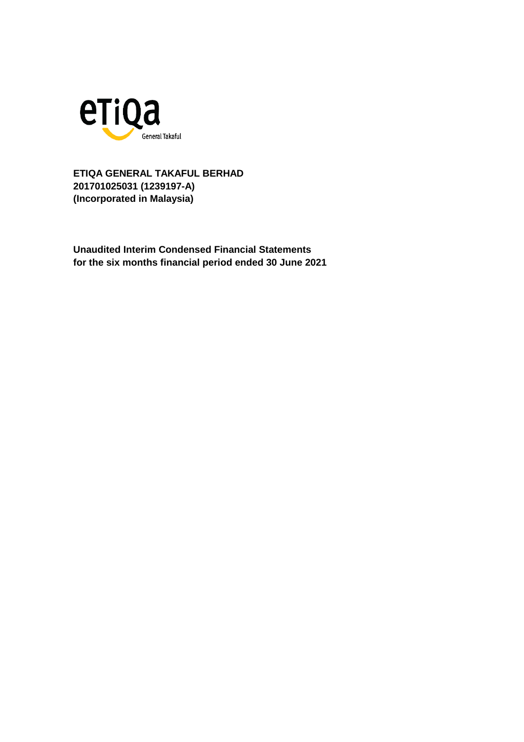eTiQa General Takaful

**ETIQA GENERAL TAKAFUL BERHAD**
**201701025031 (1239197-A)**
**(Incorporated in Malaysia)**

**Unaudited Interim Condensed Financial Statements**
**for the six months financial period ended 30 June 2021**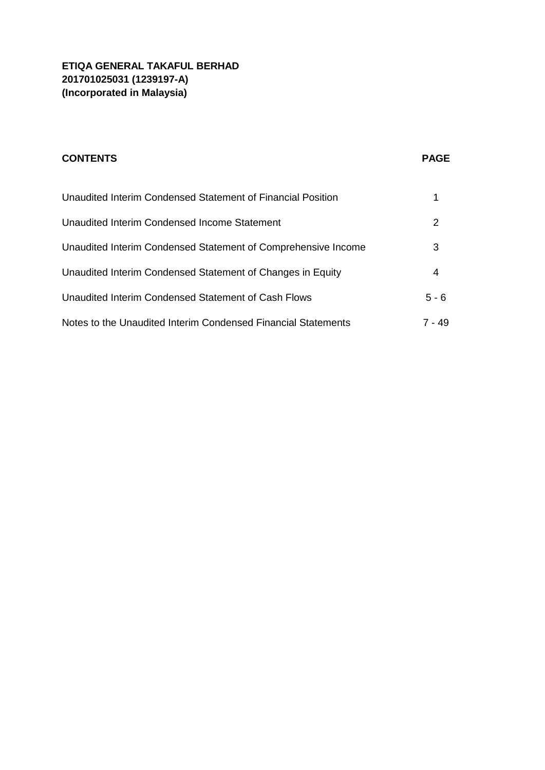**ETIQA GENERAL TAKAFUL BERHAD**
**201701025031 (1239197-A)**
**(Incorporated in Malaysia)**

| **CONTENTS** | **PAGE** |
|---|---|
| Unaudited Interim Condensed Statement of Financial Position | 1 |
| Unaudited Interim Condensed Income Statement | 2 |
| Unaudited Interim Condensed Statement of Comprehensive Income | 3 |
| Unaudited Interim Condensed Statement of Changes in Equity | 4 |
| Unaudited Interim Condensed Statement of Cash Flows | 5 - 6 |
| Notes to the Unaudited Interim Condensed Financial Statements | 7 - 49 |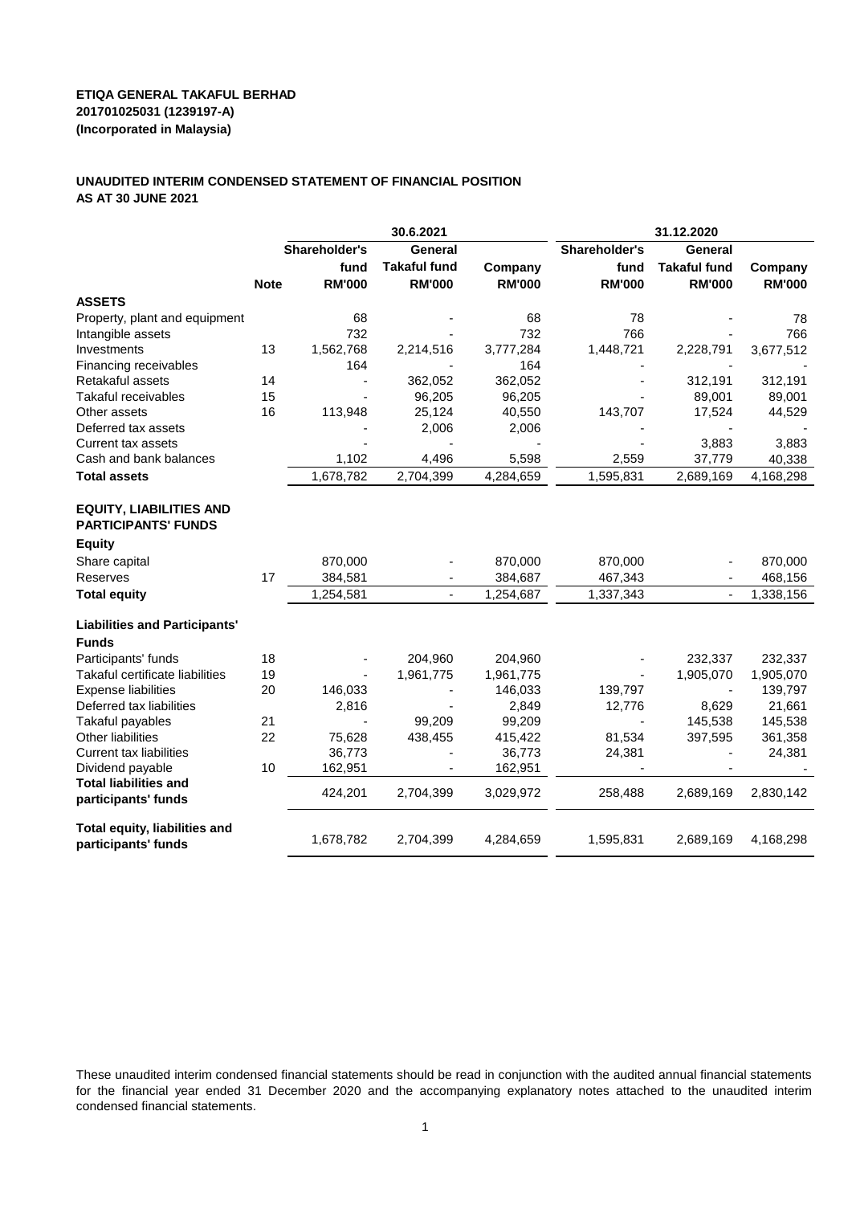**ETIQA GENERAL TAKAFUL BERHAD**
**201701025031 (1239197-A)**
**(Incorporated in Malaysia)**

**UNAUDITED INTERIM CONDENSED STATEMENT OF FINANCIAL POSITION**
**AS AT 30 JUNE 2021**

| | | 30.6.2021 | | | 31.12.2020 | | |
|---|---|---|---|---|---|---|---|
| | | Shareholder's fund | General Takaful fund | Company | Shareholder's fund | General Takaful fund | Company |
| | Note | RM'000 | RM'000 | RM'000 | RM'000 | RM'000 | RM'000 |
| **ASSETS** | | | | | | | |
| Property, plant and equipment | | 68 | - | 68 | 78 | - | 78 |
| Intangible assets | | 732 | - | 732 | 766 | - | 766 |
| Investments | 13 | 1,562,768 | 2,214,516 | 3,777,284 | 1,448,721 | 2,228,791 | 3,677,512 |
| Financing receivables | | 164 | - | 164 | - | - | - |
| Retakaful assets | 14 | - | 362,052 | 362,052 | - | 312,191 | 312,191 |
| Takaful receivables | 15 | - | 96,205 | 96,205 | - | 89,001 | 89,001 |
| Other assets | 16 | 113,948 | 25,124 | 40,550 | 143,707 | 17,524 | 44,529 |
| Deferred tax assets | | - | 2,006 | 2,006 | - | - | - |
| Current tax assets | | - | - | - | - | 3,883 | 3,883 |
| Cash and bank balances | | 1,102 | 4,496 | 5,598 | 2,559 | 37,779 | 40,338 |
| **Total assets** | | 1,678,782 | 2,704,399 | 4,284,659 | 1,595,831 | 2,689,169 | 4,168,298 |
| **EQUITY, LIABILITIES AND PARTICIPANTS' FUNDS** | | | | | | | |
| **Equity** | | | | | | | |
| Share capital | | 870,000 | - | 870,000 | 870,000 | - | 870,000 |
| Reserves | 17 | 384,581 | - | 384,687 | 467,343 | - | 468,156 |
| **Total equity** | | 1,254,581 | - | 1,254,687 | 1,337,343 | - | 1,338,156 |
| **Liabilities and Participants' Funds** | | | | | | | |
| Participants' funds | 18 | - | 204,960 | 204,960 | - | 232,337 | 232,337 |
| Takaful certificate liabilities | 19 | - | 1,961,775 | 1,961,775 | - | 1,905,070 | 1,905,070 |
| Expense liabilities | 20 | 146,033 | - | 146,033 | 139,797 | - | 139,797 |
| Deferred tax liabilities | | 2,816 | - | 2,849 | 12,776 | 8,629 | 21,661 |
| Takaful payables | 21 | - | 99,209 | 99,209 | - | 145,538 | 145,538 |
| Other liabilities | 22 | 75,628 | 438,455 | 415,422 | 81,534 | 397,595 | 361,358 |
| Current tax liabilities | | 36,773 | - | 36,773 | 24,381 | - | 24,381 |
| Dividend payable | 10 | 162,951 | - | 162,951 | - | - | - |
| **Total liabilities and participants' funds** | | 424,201 | 2,704,399 | 3,029,972 | 258,488 | 2,689,169 | 2,830,142 |
| **Total equity, liabilities and participants' funds** | | 1,678,782 | 2,704,399 | 4,284,659 | 1,595,831 | 2,689,169 | 4,168,298 |

These unaudited interim condensed financial statements should be read in conjunction with the audited annual financial statements for the financial year ended 31 December 2020 and the accompanying explanatory notes attached to the unaudited interim condensed financial statements.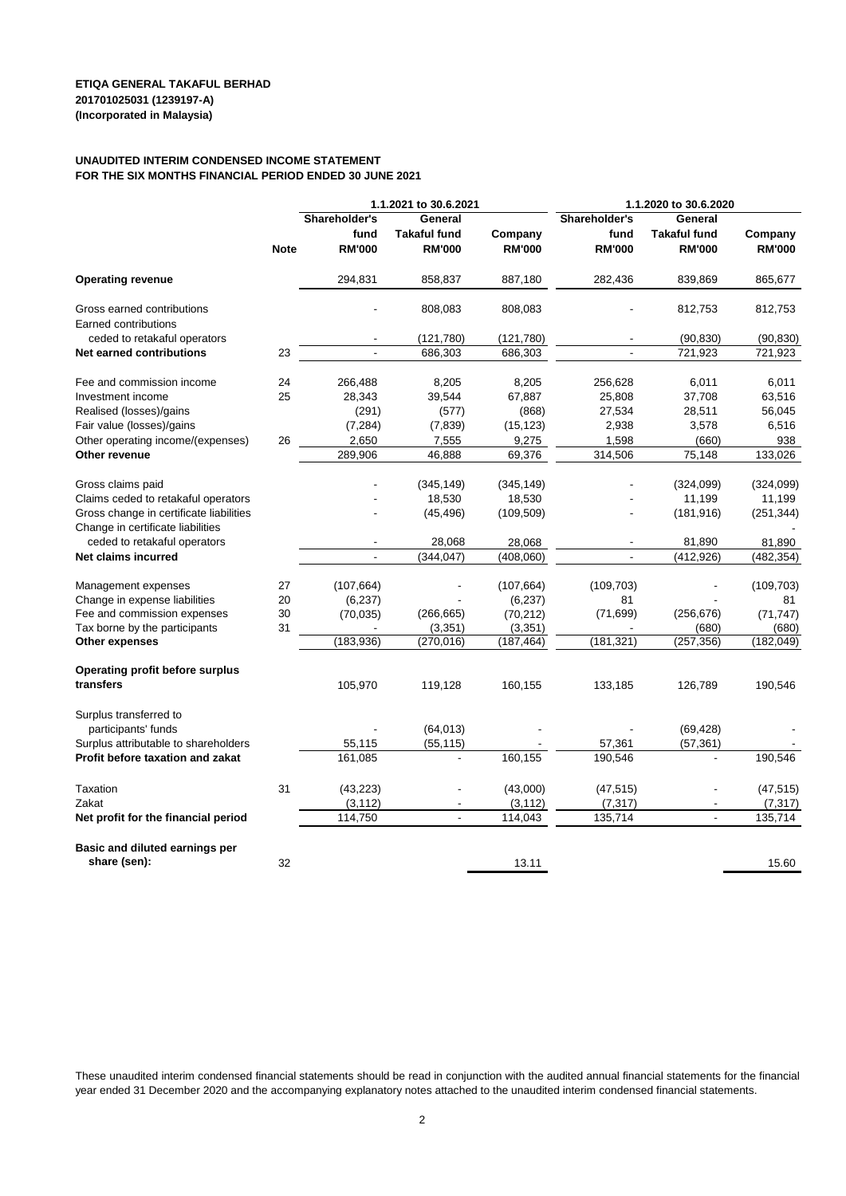**ETIQA GENERAL TAKAFUL BERHAD**
**201701025031 (1239197-A)**
**(Incorporated in Malaysia)**

**UNAUDITED INTERIM CONDENSED INCOME STATEMENT**
**FOR THE SIX MONTHS FINANCIAL PERIOD ENDED 30 JUNE 2021**

| | | 1.1.2021 to 30.6.2021 | | | 1.1.2020 to 30.6.2020 | | |
|---|---|---|---|---|---|---|---|
| | | Shareholder's fund | General Takaful fund | Company | Shareholder's fund | General Takaful fund | Company |
| | Note | RM'000 | RM'000 | RM'000 | RM'000 | RM'000 | RM'000 |
| **Operating revenue** | | 294,831 | 858,837 | 887,180 | 282,436 | 839,869 | 865,677 |
| Gross earned contributions | | - | 808,083 | 808,083 | - | 812,753 | 812,753 |
| Earned contributions ceded to retakaful operators | | - | (121,780) | (121,780) | - | (90,830) | (90,830) |
| **Net earned contributions** | 23 | - | 686,303 | 686,303 | - | 721,923 | 721,923 |
| Fee and commission income | 24 | 266,488 | 8,205 | 8,205 | 256,628 | 6,011 | 6,011 |
| Investment income | 25 | 28,343 | 39,544 | 67,887 | 25,808 | 37,708 | 63,516 |
| Realised (losses)/gains | | (291) | (577) | (868) | 27,534 | 28,511 | 56,045 |
| Fair value (losses)/gains | | (7,284) | (7,839) | (15,123) | 2,938 | 3,578 | 6,516 |
| Other operating income/(expenses) | 26 | 2,650 | 7,555 | 9,275 | 1,598 | (660) | 938 |
| **Other revenue** | | 289,906 | 46,888 | 69,376 | 314,506 | 75,148 | 133,026 |
| Gross claims paid | | - | (345,149) | (345,149) | - | (324,099) | (324,099) |
| Claims ceded to retakaful operators | | - | 18,530 | 18,530 | - | 11,199 | 11,199 |
| Gross change in certificate liabilities | | - | (45,496) | (109,509) | - | (181,916) | (251,344) |
| Change in certificate liabilities ceded to retakaful operators | | - | 28,068 | 28,068 | - | 81,890 | 81,890 |
| **Net claims incurred** | | - | (344,047) | (408,060) | - | (412,926) | (482,354) |
| Management expenses | 27 | (107,664) | - | (107,664) | (109,703) | - | (109,703) |
| Change in expense liabilities | 20 | (6,237) | - | (6,237) | 81 | - | 81 |
| Fee and commission expenses | 30 | (70,035) | (266,665) | (70,212) | (71,699) | (256,676) | (71,747) |
| Tax borne by the participants | 31 | - | (3,351) | (3,351) | - | (680) | (680) |
| **Other expenses** | | (183,936) | (270,016) | (187,464) | (181,321) | (257,356) | (182,049) |
| **Operating profit before surplus transfers** | | 105,970 | 119,128 | 160,155 | 133,185 | 126,789 | 190,546 |
| Surplus transferred to participants' funds | | - | (64,013) | - | - | (69,428) | - |
| Surplus attributable to shareholders | | 55,115 | (55,115) | - | 57,361 | (57,361) | - |
| **Profit before taxation and zakat** | | 161,085 | - | 160,155 | 190,546 | - | 190,546 |
| Taxation | 31 | (43,223) | - | (43,000) | (47,515) | - | (47,515) |
| Zakat | | (3,112) | - | (3,112) | (7,317) | - | (7,317) |
| **Net profit for the financial period** | | 114,750 | - | 114,043 | 135,714 | - | 135,714 |
| **Basic and diluted earnings per share (sen):** | 32 | | | 13.11 | | | 15.60 |

These unaudited interim condensed financial statements should be read in conjunction with the audited annual financial statements for the financial year ended 31 December 2020 and the accompanying explanatory notes attached to the unaudited interim condensed financial statements.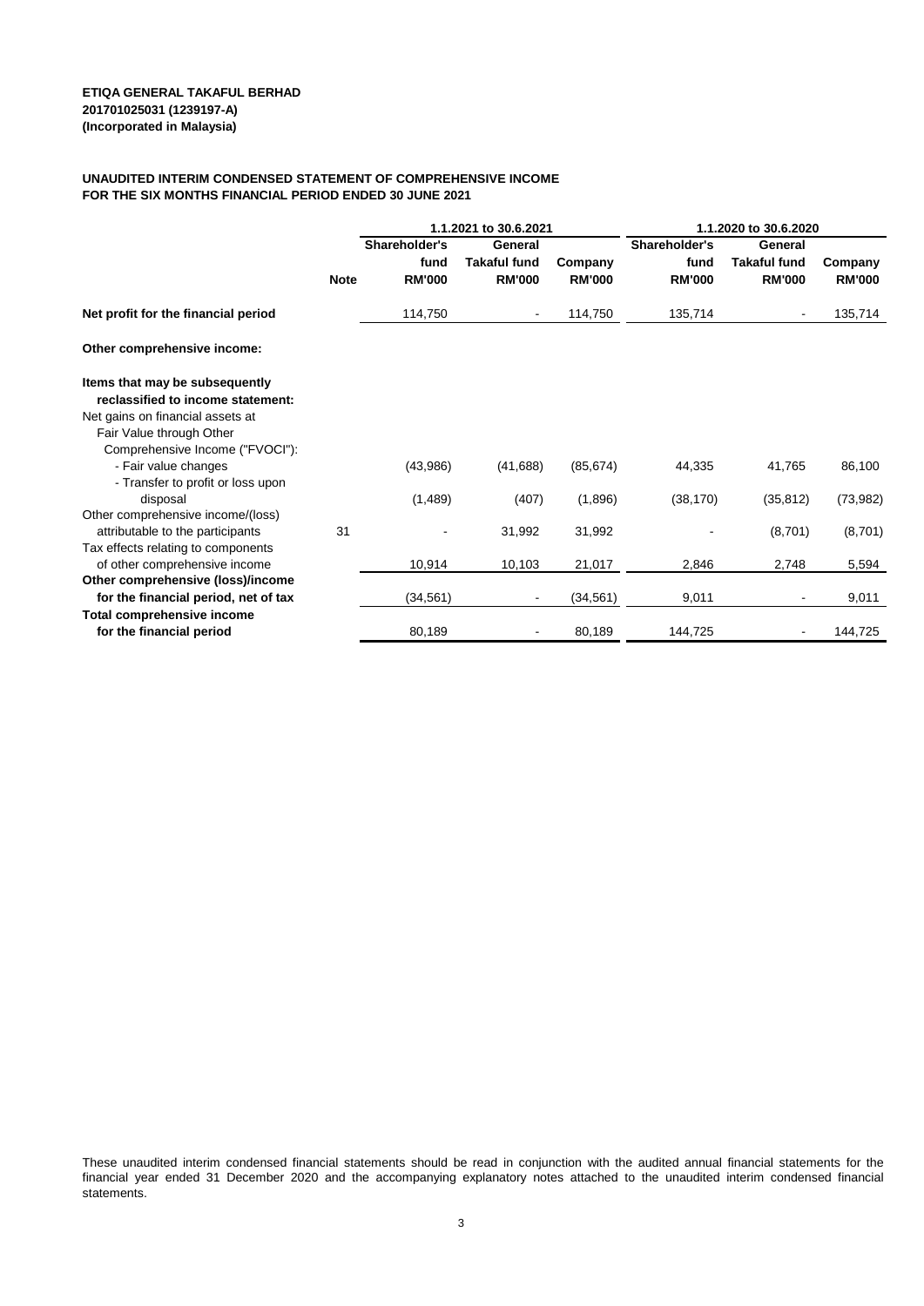**ETIQA GENERAL TAKAFUL BERHAD**
**201701025031 (1239197-A)**
**(Incorporated in Malaysia)**

**UNAUDITED INTERIM CONDENSED STATEMENT OF COMPREHENSIVE INCOME**
**FOR THE SIX MONTHS FINANCIAL PERIOD ENDED 30 JUNE 2021**

| | | 1.1.2021 to 30.6.2021 | | | 1.1.2020 to 30.6.2020 | | |
|---|---|---|---|---|---|---|---|
| | **Note** | **Shareholder's fund RM'000** | **General Takaful fund RM'000** | **Company RM'000** | **Shareholder's fund RM'000** | **General Takaful fund RM'000** | **Company RM'000** |
| **Net profit for the financial period** | | 114,750 | - | 114,750 | 135,714 | - | 135,714 |
| **Other comprehensive income:** | | | | | | | |
| **Items that may be subsequently reclassified to income statement:** | | | | | | | |
| Net gains on financial assets at Fair Value through Other Comprehensive Income ("FVOCI"): | | | | | | | |
| - Fair value changes | | (43,986) | (41,688) | (85,674) | 44,335 | 41,765 | 86,100 |
| - Transfer to profit or loss upon disposal | | (1,489) | (407) | (1,896) | (38,170) | (35,812) | (73,982) |
| Other comprehensive income/(loss) attributable to the participants | 31 | - | 31,992 | 31,992 | - | (8,701) | (8,701) |
| Tax effects relating to components of other comprehensive income | | 10,914 | 10,103 | 21,017 | 2,846 | 2,748 | 5,594 |
| **Other comprehensive (loss)/income for the financial period, net of tax** | | (34,561) | - | (34,561) | 9,011 | - | 9,011 |
| **Total comprehensive income for the financial period** | | 80,189 | - | 80,189 | 144,725 | - | 144,725 |

These unaudited interim condensed financial statements should be read in conjunction with the audited annual financial statements for the financial year ended 31 December 2020 and the accompanying explanatory notes attached to the unaudited interim condensed financial statements.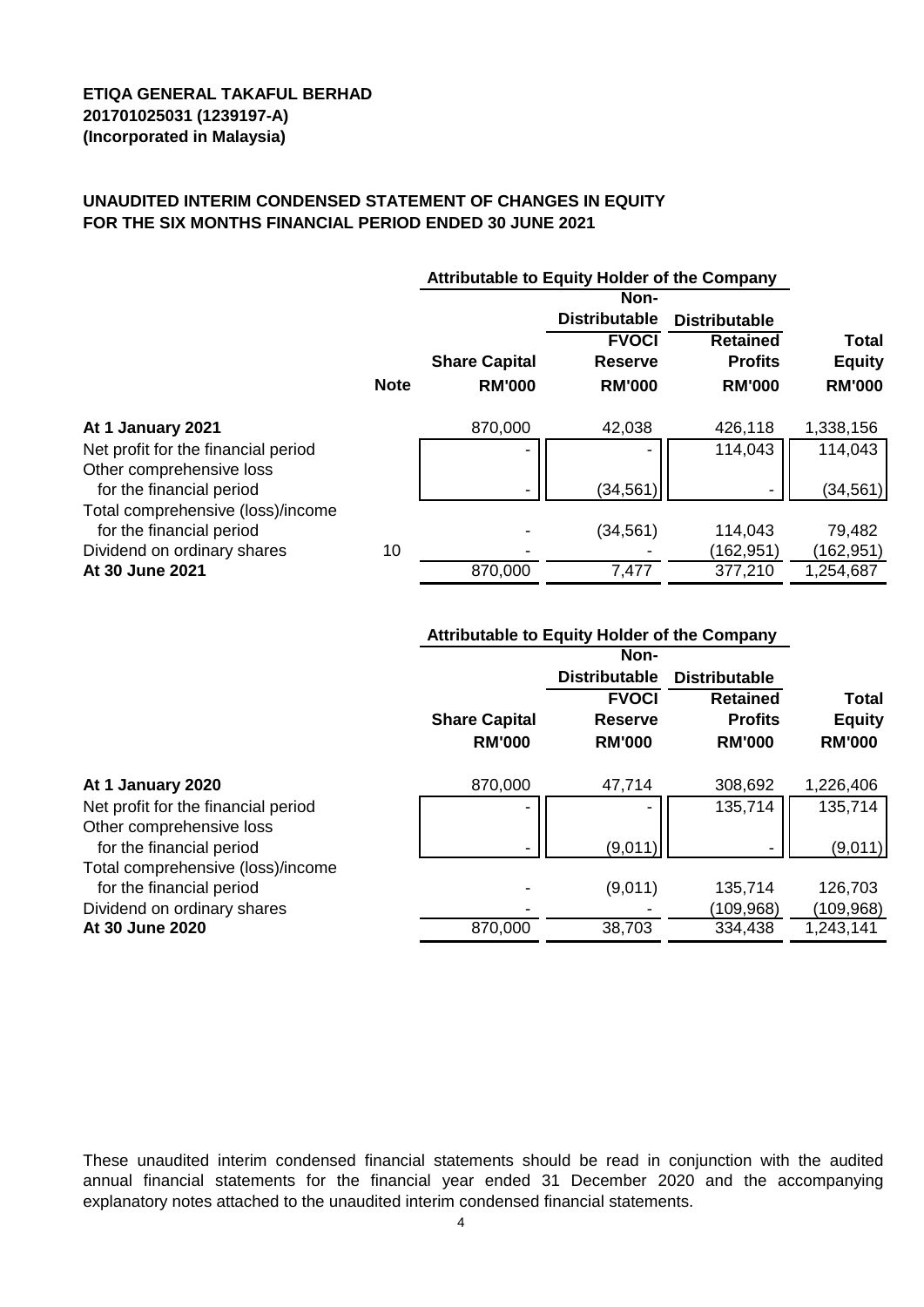**ETIQA GENERAL TAKAFUL BERHAD**
**201701025031 (1239197-A)**
**(Incorporated in Malaysia)**

## UNAUDITED INTERIM CONDENSED STATEMENT OF CHANGES IN EQUITY FOR THE SIX MONTHS FINANCIAL PERIOD ENDED 30 JUNE 2021

| | | Attributable to Equity Holder of the Company | | | |
|---|---|---|---|---|---|
| | | | Non-Distributable | Distributable | |
| | | Share Capital | FVOCI Reserve | Retained Profits | Total Equity |
| | Note | RM'000 | RM'000 | RM'000 | RM'000 |
| **At 1 January 2021** | | 870,000 | 42,038 | 426,118 | 1,338,156 |
| Net profit for the financial period | | - | - | 114,043 | 114,043 |
| Other comprehensive loss for the financial period | | - | (34,561) | - | (34,561) |
| Total comprehensive (loss)/income for the financial period | | - | (34,561) | 114,043 | 79,482 |
| Dividend on ordinary shares | 10 | - | - | (162,951) | (162,951) |
| **At 30 June 2021** | | 870,000 | 7,477 | 377,210 | 1,254,687 |

| | Attributable to Equity Holder of the Company | | | |
|---|---|---|---|---|
| | | Non-Distributable | Distributable | |
| | Share Capital | FVOCI Reserve | Retained Profits | Total Equity |
| | RM'000 | RM'000 | RM'000 | RM'000 |
| **At 1 January 2020** | 870,000 | 47,714 | 308,692 | 1,226,406 |
| Net profit for the financial period | - | - | 135,714 | 135,714 |
| Other comprehensive loss for the financial period | - | (9,011) | - | (9,011) |
| Total comprehensive (loss)/income for the financial period | - | (9,011) | 135,714 | 126,703 |
| Dividend on ordinary shares | - | - | (109,968) | (109,968) |
| **At 30 June 2020** | 870,000 | 38,703 | 334,438 | 1,243,141 |

These unaudited interim condensed financial statements should be read in conjunction with the audited annual financial statements for the financial year ended 31 December 2020 and the accompanying explanatory notes attached to the unaudited interim condensed financial statements.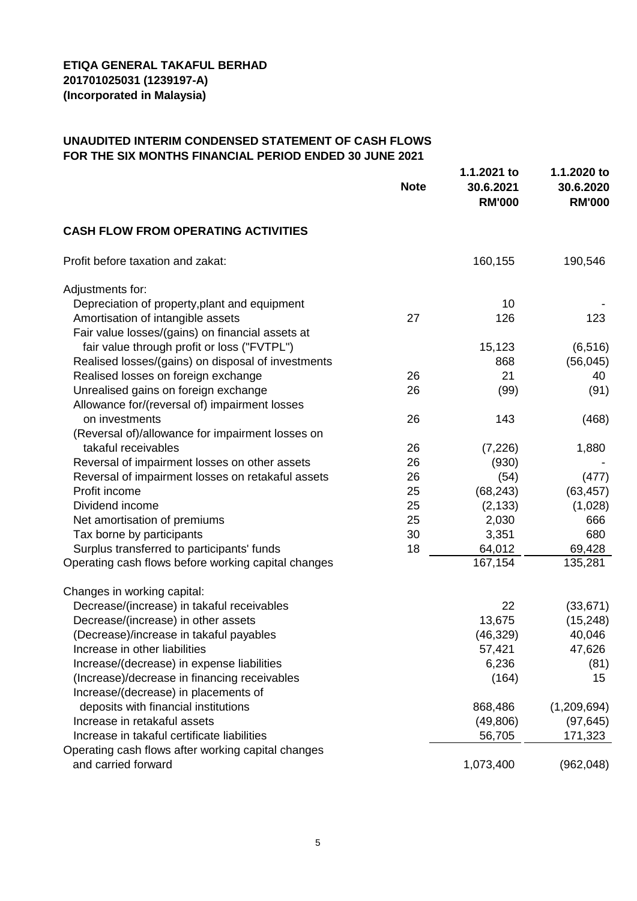**ETIQA GENERAL TAKAFUL BERHAD**
**201701025031 (1239197-A)**
**(Incorporated in Malaysia)**

## UNAUDITED INTERIM CONDENSED STATEMENT OF CASH FLOWS FOR THE SIX MONTHS FINANCIAL PERIOD ENDED 30 JUNE 2021

| | Note | 1.1.2021 to 30.6.2021 RM'000 | 1.1.2020 to 30.6.2020 RM'000 |
|---|---|---|---|
| **CASH FLOW FROM OPERATING ACTIVITIES** | | | |
| Profit before taxation and zakat: | | 160,155 | 190,546 |
| Adjustments for: | | | |
| Depreciation of property,plant and equipment | | 10 | - |
| Amortisation of intangible assets | 27 | 126 | 123 |
| Fair value losses/(gains) on financial assets at fair value through profit or loss ("FVTPL") | | 15,123 | (6,516) |
| Realised losses/(gains) on disposal of investments | | 868 | (56,045) |
| Realised losses on foreign exchange | 26 | 21 | 40 |
| Unrealised gains on foreign exchange | 26 | (99) | (91) |
| Allowance for/(reversal of) impairment losses on investments | 26 | 143 | (468) |
| (Reversal of)/allowance for impairment losses on takaful receivables | 26 | (7,226) | 1,880 |
| Reversal of impairment losses on other assets | 26 | (930) | - |
| Reversal of impairment losses on retakaful assets | 26 | (54) | (477) |
| Profit income | 25 | (68,243) | (63,457) |
| Dividend income | 25 | (2,133) | (1,028) |
| Net amortisation of premiums | 25 | 2,030 | 666 |
| Tax borne by participants | 30 | 3,351 | 680 |
| Surplus transferred to participants' funds | 18 | 64,012 | 69,428 |
| Operating cash flows before working capital changes | | 167,154 | 135,281 |
| Changes in working capital: | | | |
| Decrease/(increase) in takaful receivables | | 22 | (33,671) |
| Decrease/(increase) in other assets | | 13,675 | (15,248) |
| (Decrease)/increase in takaful payables | | (46,329) | 40,046 |
| Increase in other liabilities | | 57,421 | 47,626 |
| Increase/(decrease) in expense liabilities | | 6,236 | (81) |
| (Increase)/decrease in financing receivables | | (164) | 15 |
| Increase/(decrease) in placements of deposits with financial institutions | | 868,486 | (1,209,694) |
| Increase in retakaful assets | | (49,806) | (97,645) |
| Increase in takaful certificate liabilities | | 56,705 | 171,323 |
| Operating cash flows after working capital changes and carried forward | | 1,073,400 | (962,048) |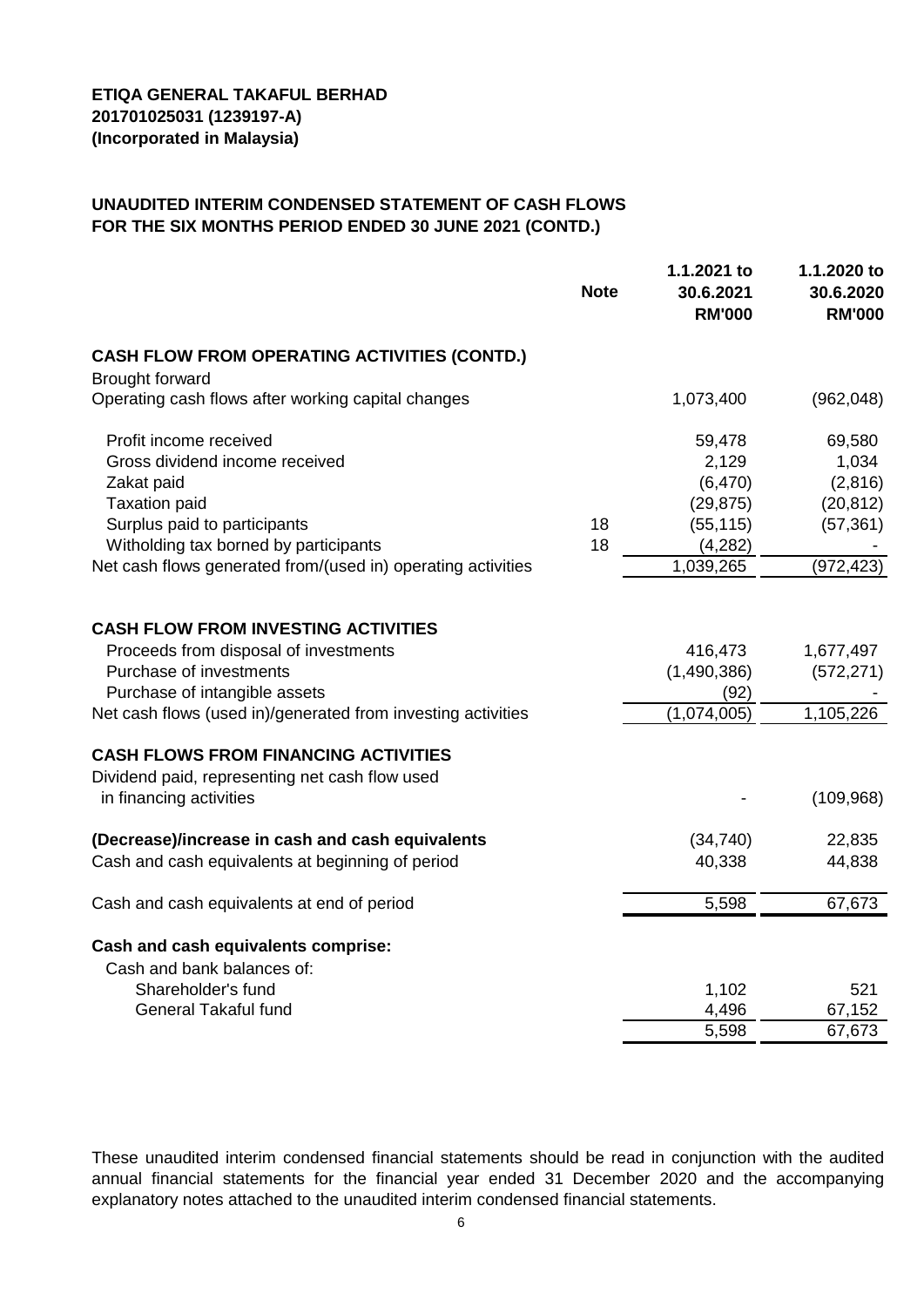**ETIQA GENERAL TAKAFUL BERHAD**
**201701025031 (1239197-A)**
**(Incorporated in Malaysia)**

**UNAUDITED INTERIM CONDENSED STATEMENT OF CASH FLOWS**
**FOR THE SIX MONTHS PERIOD ENDED 30 JUNE 2021 (CONTD.)**

| | Note | 1.1.2021 to 30.6.2021 RM'000 | 1.1.2020 to 30.6.2020 RM'000 |
|---|---|---|---|
| **CASH FLOW FROM OPERATING ACTIVITIES (CONTD.)** | | | |
| Brought forward | | | |
| Operating cash flows after working capital changes | | 1,073,400 | (962,048) |
| Profit income received | | 59,478 | 69,580 |
| Gross dividend income received | | 2,129 | 1,034 |
| Zakat paid | | (6,470) | (2,816) |
| Taxation paid | | (29,875) | (20,812) |
| Surplus paid to participants | 18 | (55,115) | (57,361) |
| Witholding tax borned by participants | 18 | (4,282) | - |
| Net cash flows generated from/(used in) operating activities | | 1,039,265 | (972,423) |
| **CASH FLOW FROM INVESTING ACTIVITIES** | | | |
| Proceeds from disposal of investments | | 416,473 | 1,677,497 |
| Purchase of investments | | (1,490,386) | (572,271) |
| Purchase of intangible assets | | (92) | - |
| Net cash flows (used in)/generated from investing activities | | (1,074,005) | 1,105,226 |
| **CASH FLOWS FROM FINANCING ACTIVITIES** | | | |
| Dividend paid, representing net cash flow used in financing activities | | - | (109,968) |
| **(Decrease)/increase in cash and cash equivalents** | | (34,740) | 22,835 |
| Cash and cash equivalents at beginning of period | | 40,338 | 44,838 |
| Cash and cash equivalents at end of period | | 5,598 | 67,673 |
| **Cash and cash equivalents comprise:** | | | |
| Cash and bank balances of: | | | |
| Shareholder's fund | | 1,102 | 521 |
| General Takaful fund | | 4,496 | 67,152 |
| | | 5,598 | 67,673 |

These unaudited interim condensed financial statements should be read in conjunction with the audited annual financial statements for the financial year ended 31 December 2020 and the accompanying explanatory notes attached to the unaudited interim condensed financial statements.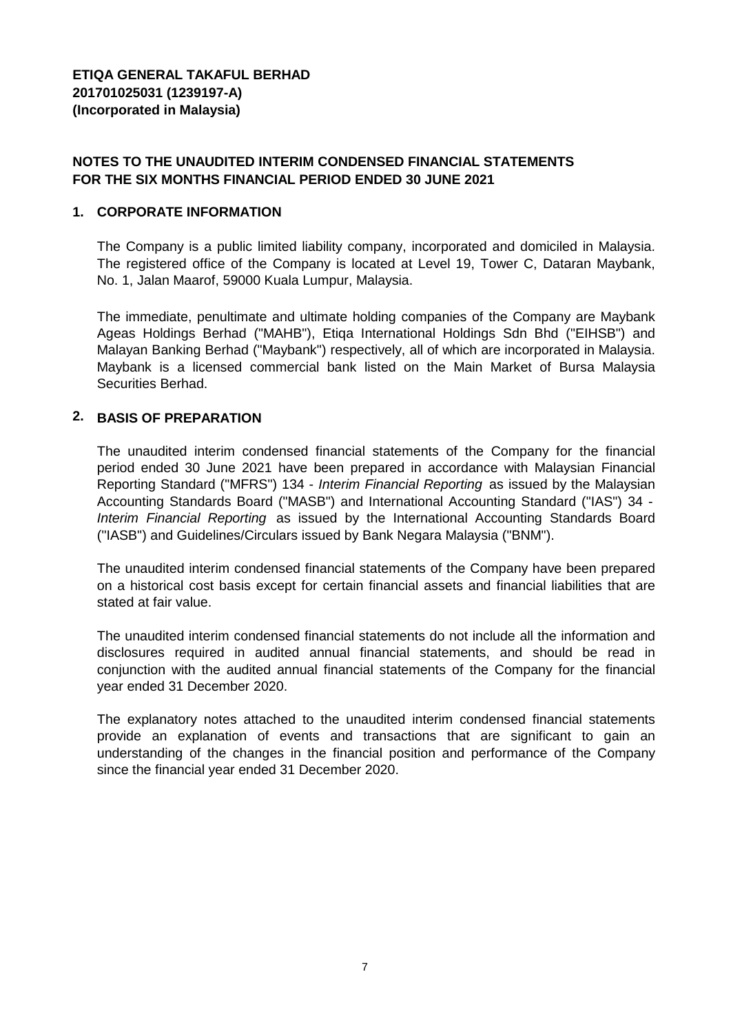**ETIQA GENERAL TAKAFUL BERHAD**
**201701025031 (1239197-A)**
**(Incorporated in Malaysia)**

**NOTES TO THE UNAUDITED INTERIM CONDENSED FINANCIAL STATEMENTS**
**FOR THE SIX MONTHS FINANCIAL PERIOD ENDED 30 JUNE 2021**

## 1. CORPORATE INFORMATION

The Company is a public limited liability company, incorporated and domiciled in Malaysia. The registered office of the Company is located at Level 19, Tower C, Dataran Maybank, No. 1, Jalan Maarof, 59000 Kuala Lumpur, Malaysia.

The immediate, penultimate and ultimate holding companies of the Company are Maybank Ageas Holdings Berhad ("MAHB"), Etiqa International Holdings Sdn Bhd ("EIHSB") and Malayan Banking Berhad ("Maybank") respectively, all of which are incorporated in Malaysia. Maybank is a licensed commercial bank listed on the Main Market of Bursa Malaysia Securities Berhad.

## 2. BASIS OF PREPARATION

The unaudited interim condensed financial statements of the Company for the financial period ended 30 June 2021 have been prepared in accordance with Malaysian Financial Reporting Standard ("MFRS") 134 - *Interim Financial Reporting* as issued by the Malaysian Accounting Standards Board ("MASB") and International Accounting Standard ("IAS") 34 - *Interim Financial Reporting* as issued by the International Accounting Standards Board ("IASB") and Guidelines/Circulars issued by Bank Negara Malaysia ("BNM").

The unaudited interim condensed financial statements of the Company have been prepared on a historical cost basis except for certain financial assets and financial liabilities that are stated at fair value.

The unaudited interim condensed financial statements do not include all the information and disclosures required in audited annual financial statements, and should be read in conjunction with the audited annual financial statements of the Company for the financial year ended 31 December 2020.

The explanatory notes attached to the unaudited interim condensed financial statements provide an explanation of events and transactions that are significant to gain an understanding of the changes in the financial position and performance of the Company since the financial year ended 31 December 2020.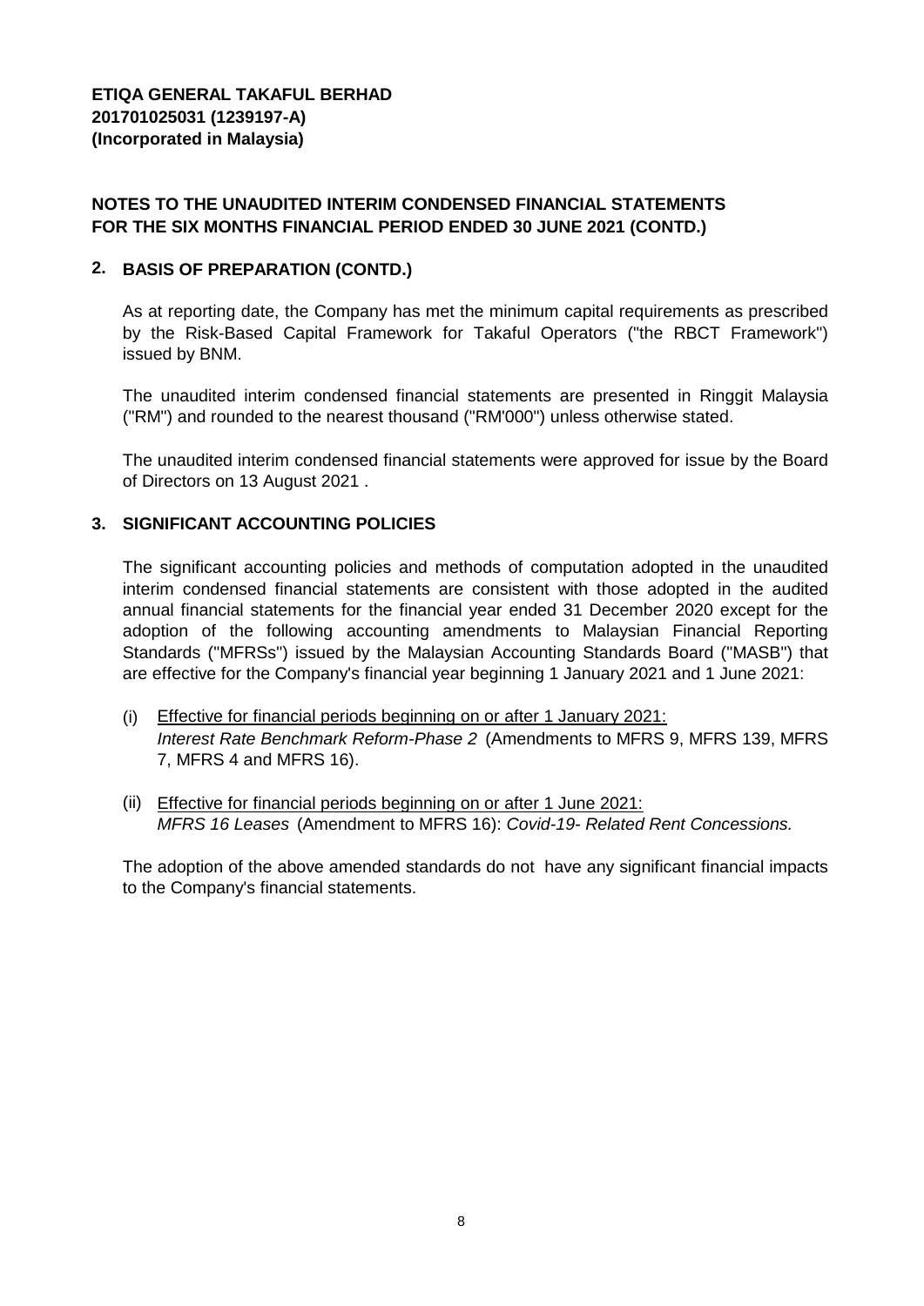**ETIQA GENERAL TAKAFUL BERHAD**
**201701025031 (1239197-A)**
**(Incorporated in Malaysia)**

**NOTES TO THE UNAUDITED INTERIM CONDENSED FINANCIAL STATEMENTS**
**FOR THE SIX MONTHS FINANCIAL PERIOD ENDED 30 JUNE 2021 (CONTD.)**

## 2. BASIS OF PREPARATION (CONTD.)

As at reporting date, the Company has met the minimum capital requirements as prescribed by the Risk-Based Capital Framework for Takaful Operators ("the RBCT Framework") issued by BNM.

The unaudited interim condensed financial statements are presented in Ringgit Malaysia ("RM") and rounded to the nearest thousand ("RM'000") unless otherwise stated.

The unaudited interim condensed financial statements were approved for issue by the Board of Directors on 13 August 2021 .

## 3. SIGNIFICANT ACCOUNTING POLICIES

The significant accounting policies and methods of computation adopted in the unaudited interim condensed financial statements are consistent with those adopted in the audited annual financial statements for the financial year ended 31 December 2020 except for the adoption of the following accounting amendments to Malaysian Financial Reporting Standards ("MFRSs") issued by the Malaysian Accounting Standards Board ("MASB") that are effective for the Company's financial year beginning 1 January 2021 and 1 June 2021:

(i) Effective for financial periods beginning on or after 1 January 2021:
*Interest Rate Benchmark Reform-Phase 2* (Amendments to MFRS 9, MFRS 139, MFRS 7, MFRS 4 and MFRS 16).

(ii) Effective for financial periods beginning on or after 1 June 2021:
*MFRS 16 Leases* (Amendment to MFRS 16): *Covid-19- Related Rent Concessions.*

The adoption of the above amended standards do not have any significant financial impacts to the Company's financial statements.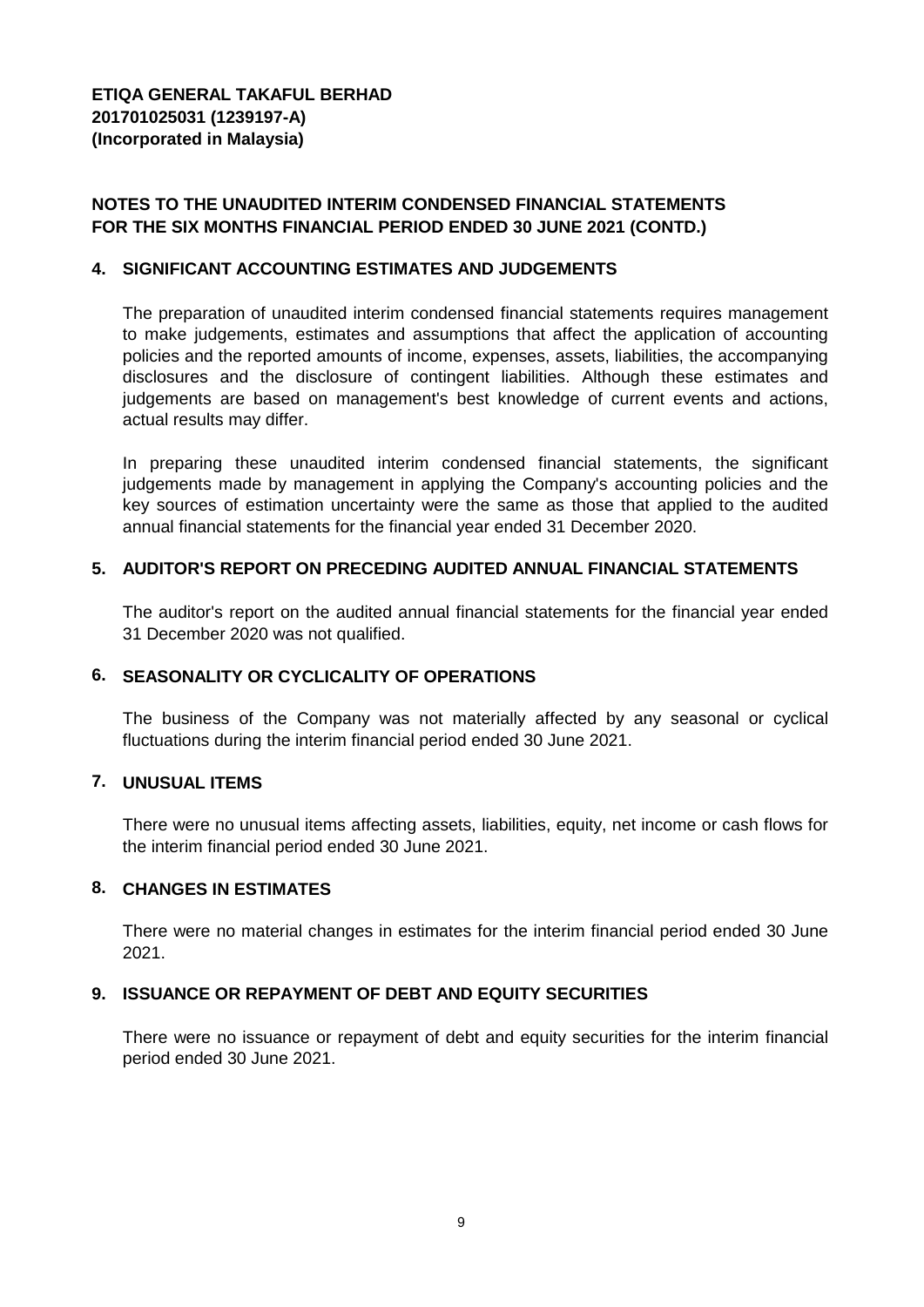**ETIQA GENERAL TAKAFUL BERHAD**
**201701025031 (1239197-A)**
**(Incorporated in Malaysia)**

**NOTES TO THE UNAUDITED INTERIM CONDENSED FINANCIAL STATEMENTS FOR THE SIX MONTHS FINANCIAL PERIOD ENDED 30 JUNE 2021 (CONTD.)**

## 4. SIGNIFICANT ACCOUNTING ESTIMATES AND JUDGEMENTS

The preparation of unaudited interim condensed financial statements requires management to make judgements, estimates and assumptions that affect the application of accounting policies and the reported amounts of income, expenses, assets, liabilities, the accompanying disclosures and the disclosure of contingent liabilities. Although these estimates and judgements are based on management's best knowledge of current events and actions, actual results may differ.

In preparing these unaudited interim condensed financial statements, the significant judgements made by management in applying the Company's accounting policies and the key sources of estimation uncertainty were the same as those that applied to the audited annual financial statements for the financial year ended 31 December 2020.

## 5. AUDITOR'S REPORT ON PRECEDING AUDITED ANNUAL FINANCIAL STATEMENTS

The auditor's report on the audited annual financial statements for the financial year ended 31 December 2020 was not qualified.

## 6. SEASONALITY OR CYCLICALITY OF OPERATIONS

The business of the Company was not materially affected by any seasonal or cyclical fluctuations during the interim financial period ended 30 June 2021.

## 7. UNUSUAL ITEMS

There were no unusual items affecting assets, liabilities, equity, net income or cash flows for the interim financial period ended 30 June 2021.

## 8. CHANGES IN ESTIMATES

There were no material changes in estimates for the interim financial period ended 30 June 2021.

## 9. ISSUANCE OR REPAYMENT OF DEBT AND EQUITY SECURITIES

There were no issuance or repayment of debt and equity securities for the interim financial period ended 30 June 2021.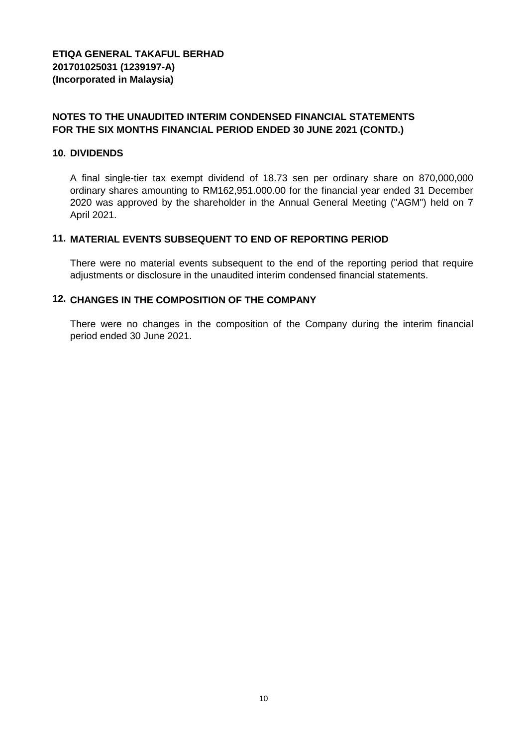**ETIQA GENERAL TAKAFUL BERHAD**
**201701025031 (1239197-A)**
**(Incorporated in Malaysia)**

**NOTES TO THE UNAUDITED INTERIM CONDENSED FINANCIAL STATEMENTS FOR THE SIX MONTHS FINANCIAL PERIOD ENDED 30 JUNE 2021 (CONTD.)**

## 10. DIVIDENDS

A final single-tier tax exempt dividend of 18.73 sen per ordinary share on 870,000,000 ordinary shares amounting to RM162,951.000.00 for the financial year ended 31 December 2020 was approved by the shareholder in the Annual General Meeting ("AGM") held on 7 April 2021.

## 11. MATERIAL EVENTS SUBSEQUENT TO END OF REPORTING PERIOD

There were no material events subsequent to the end of the reporting period that require adjustments or disclosure in the unaudited interim condensed financial statements.

## 12. CHANGES IN THE COMPOSITION OF THE COMPANY

There were no changes in the composition of the Company during the interim financial period ended 30 June 2021.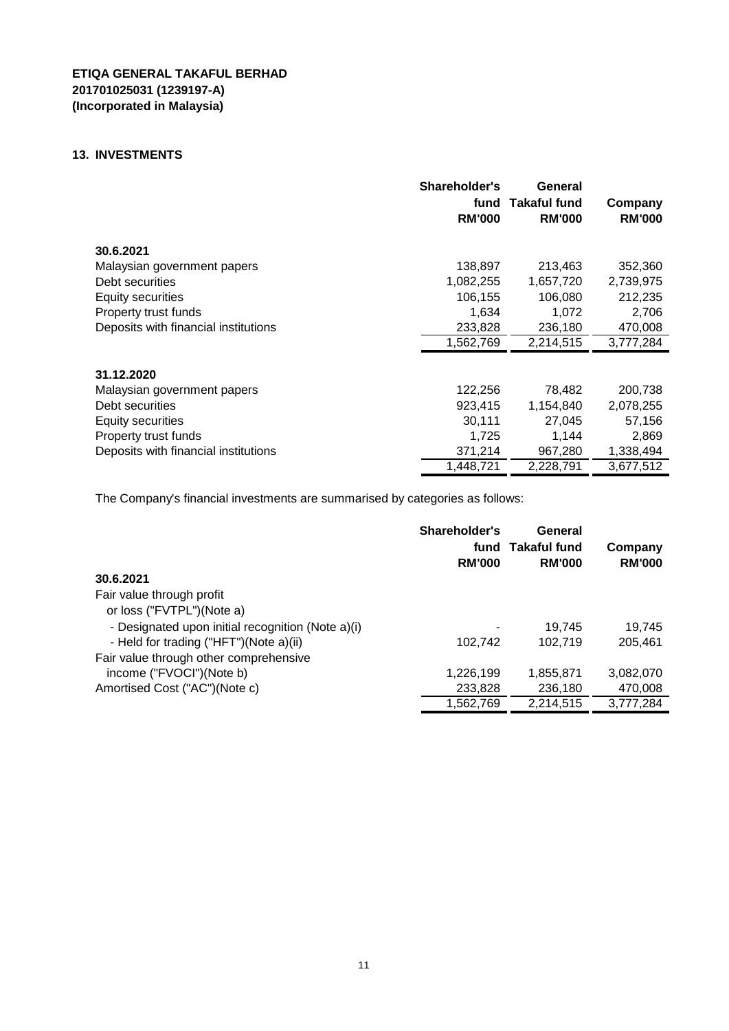**ETIQA GENERAL TAKAFUL BERHAD**
**201701025031 (1239197-A)**
**(Incorporated in Malaysia)**

## 13. INVESTMENTS

| | Shareholder's fund RM'000 | General Takaful fund RM'000 | Company RM'000 |
|---|---|---|---|
| **30.6.2021** | | | |
| Malaysian government papers | 138,897 | 213,463 | 352,360 |
| Debt securities | 1,082,255 | 1,657,720 | 2,739,975 |
| Equity securities | 106,155 | 106,080 | 212,235 |
| Property trust funds | 1,634 | 1,072 | 2,706 |
| Deposits with financial institutions | 233,828 | 236,180 | 470,008 |
| | 1,562,769 | 2,214,515 | 3,777,284 |
| **31.12.2020** | | | |
| Malaysian government papers | 122,256 | 78,482 | 200,738 |
| Debt securities | 923,415 | 1,154,840 | 2,078,255 |
| Equity securities | 30,111 | 27,045 | 57,156 |
| Property trust funds | 1,725 | 1,144 | 2,869 |
| Deposits with financial institutions | 371,214 | 967,280 | 1,338,494 |
| | 1,448,721 | 2,228,791 | 3,677,512 |

The Company's financial investments are summarised by categories as follows:

| | Shareholder's fund RM'000 | General Takaful fund RM'000 | Company RM'000 |
|---|---|---|---|
| **30.6.2021** | | | |
| Fair value through profit or loss ("FVTPL")(Note a) | | | |
| - Designated upon initial recognition (Note a)(i) | - | 19,745 | 19,745 |
| - Held for trading ("HFT")(Note a)(ii) | 102,742 | 102,719 | 205,461 |
| Fair value through other comprehensive income ("FVOCI")(Note b) | 1,226,199 | 1,855,871 | 3,082,070 |
| Amortised Cost ("AC")(Note c) | 233,828 | 236,180 | 470,008 |
| | 1,562,769 | 2,214,515 | 3,777,284 |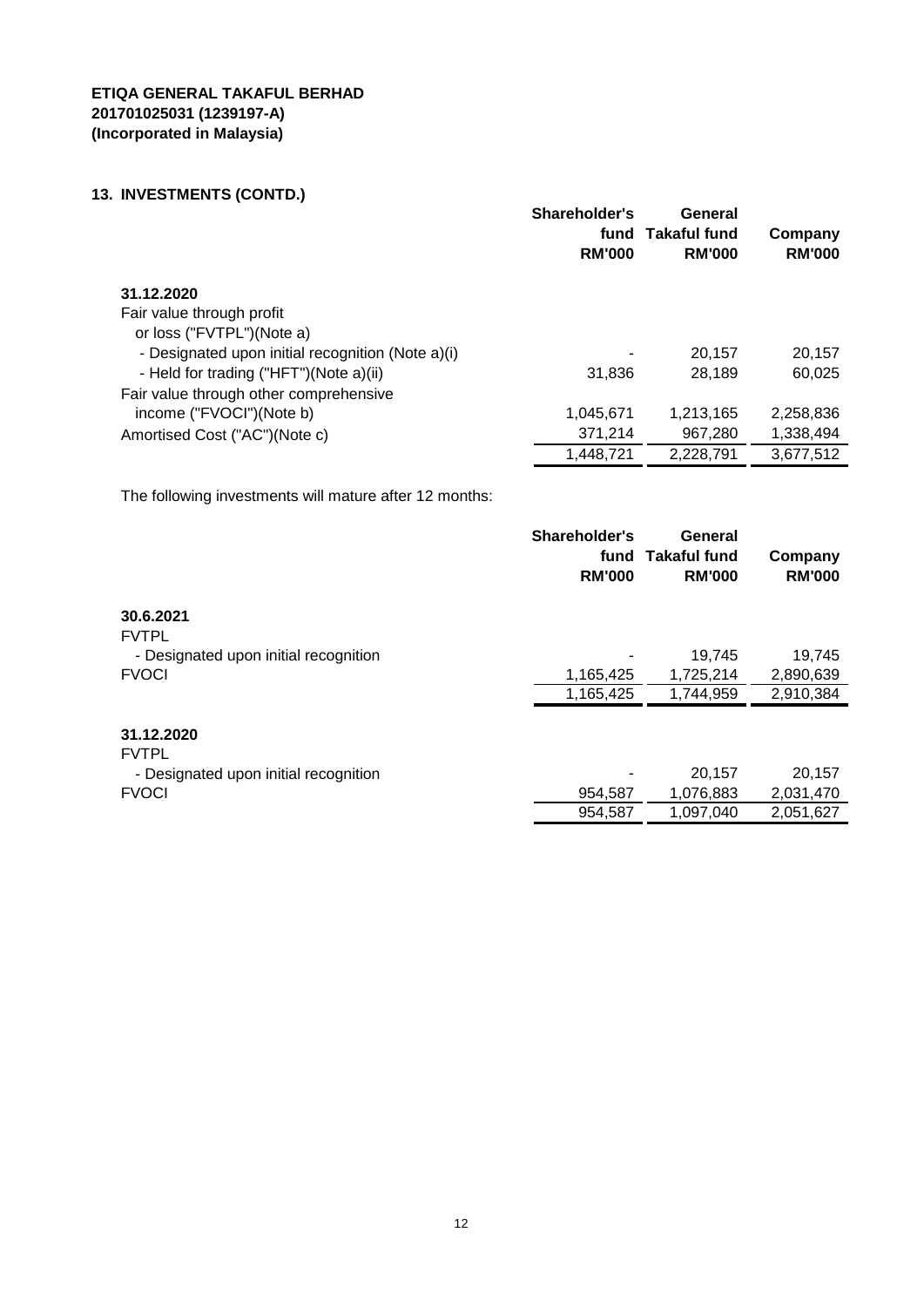**ETIQA GENERAL TAKAFUL BERHAD**
**201701025031 (1239197-A)**
**(Incorporated in Malaysia)**

## 13. INVESTMENTS (CONTD.)

| | Shareholder's fund RM'000 | General Takaful fund RM'000 | Company RM'000 |
|---|---|---|---|
| **31.12.2020** | | | |
| Fair value through profit or loss ("FVTPL")(Note a) | | | |
| - Designated upon initial recognition (Note a)(i) | - | 20,157 | 20,157 |
| - Held for trading ("HFT")(Note a)(ii) | 31,836 | 28,189 | 60,025 |
| Fair value through other comprehensive income ("FVOCI")(Note b) | 1,045,671 | 1,213,165 | 2,258,836 |
| Amortised Cost ("AC")(Note c) | 371,214 | 967,280 | 1,338,494 |
| | 1,448,721 | 2,228,791 | 3,677,512 |

The following investments will mature after 12 months:

| | Shareholder's fund RM'000 | General Takaful fund RM'000 | Company RM'000 |
|---|---|---|---|
| **30.6.2021** | | | |
| FVTPL | | | |
| - Designated upon initial recognition | - | 19,745 | 19,745 |
| FVOCI | 1,165,425 | 1,725,214 | 2,890,639 |
| | 1,165,425 | 1,744,959 | 2,910,384 |
| **31.12.2020** | | | |
| FVTPL | | | |
| - Designated upon initial recognition | - | 20,157 | 20,157 |
| FVOCI | 954,587 | 1,076,883 | 2,031,470 |
| | 954,587 | 1,097,040 | 2,051,627 |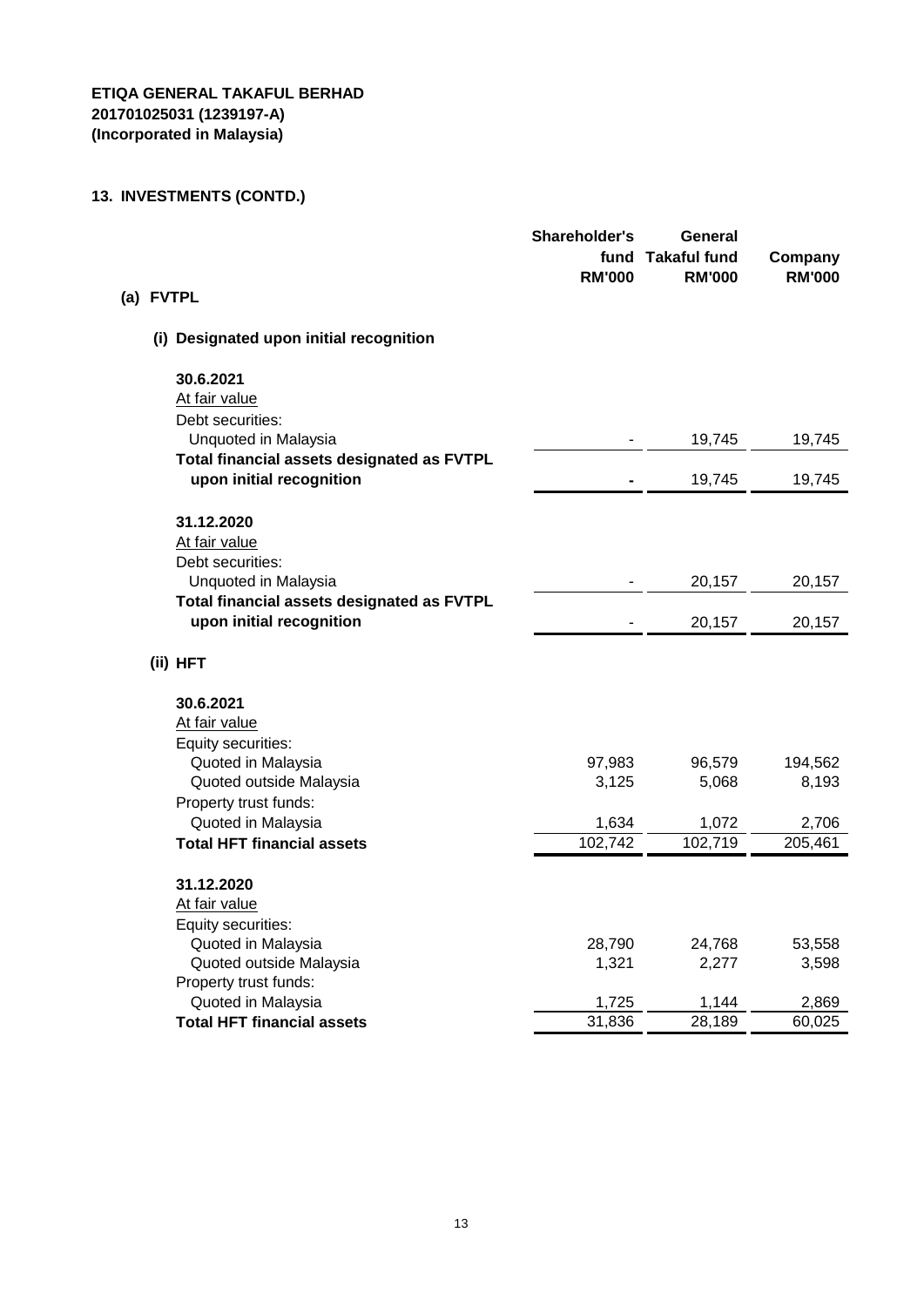**ETIQA GENERAL TAKAFUL BERHAD**
**201701025031 (1239197-A)**
**(Incorporated in Malaysia)**

## 13. INVESTMENTS (CONTD.)

| | Shareholder's fund RM'000 | General Takaful fund RM'000 | Company RM'000 |
|---|---|---|---|
| **(a) FVTPL** | | | |
| **(i) Designated upon initial recognition** | | | |
| **30.6.2021** | | | |
| At fair value | | | |
| Debt securities: | | | |
| Unquoted in Malaysia | - | 19,745 | 19,745 |
| **Total financial assets designated as FVTPL upon initial recognition** | **-** | 19,745 | 19,745 |
| **31.12.2020** | | | |
| At fair value | | | |
| Debt securities: | | | |
| Unquoted in Malaysia | - | 20,157 | 20,157 |
| **Total financial assets designated as FVTPL upon initial recognition** | - | 20,157 | 20,157 |
| **(ii) HFT** | | | |
| **30.6.2021** | | | |
| At fair value | | | |
| Equity securities: | | | |
| Quoted in Malaysia | 97,983 | 96,579 | 194,562 |
| Quoted outside Malaysia | 3,125 | 5,068 | 8,193 |
| Property trust funds: | | | |
| Quoted in Malaysia | 1,634 | 1,072 | 2,706 |
| **Total HFT financial assets** | 102,742 | 102,719 | 205,461 |
| **31.12.2020** | | | |
| At fair value | | | |
| Equity securities: | | | |
| Quoted in Malaysia | 28,790 | 24,768 | 53,558 |
| Quoted outside Malaysia | 1,321 | 2,277 | 3,598 |
| Property trust funds: | | | |
| Quoted in Malaysia | 1,725 | 1,144 | 2,869 |
| **Total HFT financial assets** | 31,836 | 28,189 | 60,025 |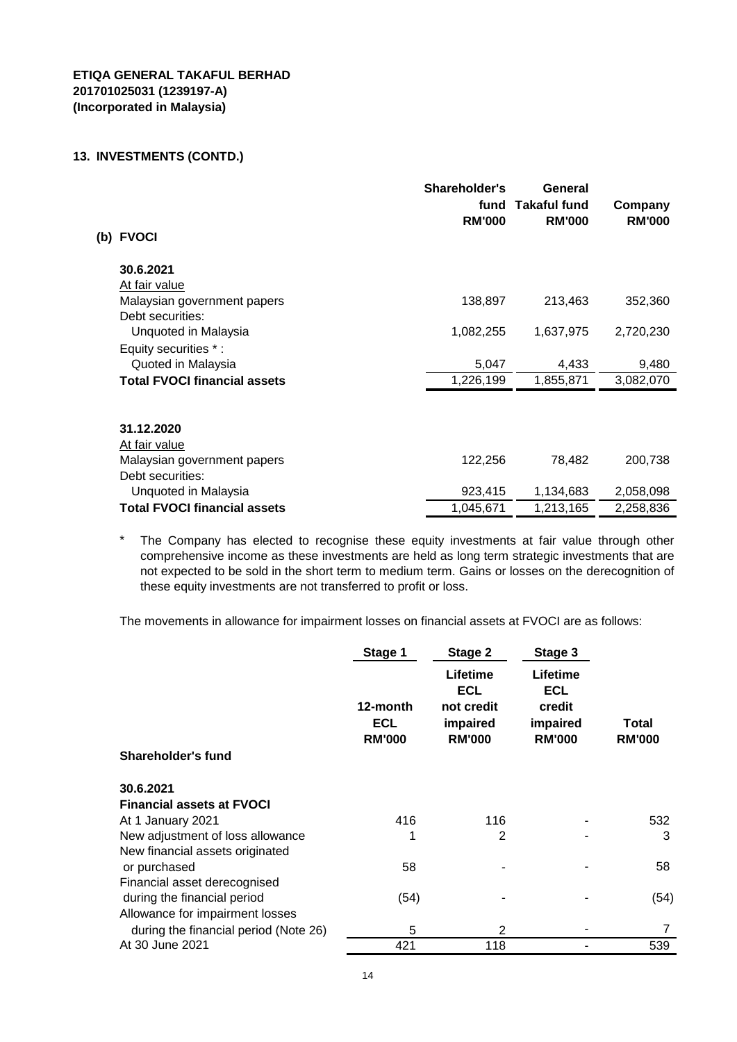**ETIQA GENERAL TAKAFUL BERHAD**
**201701025031 (1239197-A)**
**(Incorporated in Malaysia)**

## 13. INVESTMENTS (CONTD.)

### (b) FVOCI

| | Shareholder's fund RM'000 | General Takaful fund RM'000 | Company RM'000 |
|---|---|---|---|
| **30.6.2021** | | | |
| At fair value | | | |
| Malaysian government papers | 138,897 | 213,463 | 352,360 |
| Debt securities: | | | |
| Unquoted in Malaysia | 1,082,255 | 1,637,975 | 2,720,230 |
| Equity securities * : | | | |
| Quoted in Malaysia | 5,047 | 4,433 | 9,480 |
| **Total FVOCI financial assets** | 1,226,199 | 1,855,871 | 3,082,070 |
| | | | |
| **31.12.2020** | | | |
| At fair value | | | |
| Malaysian government papers | 122,256 | 78,482 | 200,738 |
| Debt securities: | | | |
| Unquoted in Malaysia | 923,415 | 1,134,683 | 2,058,098 |
| **Total FVOCI financial assets** | 1,045,671 | 1,213,165 | 2,258,836 |

\* The Company has elected to recognise these equity investments at fair value through other comprehensive income as these investments are held as long term strategic investments that are not expected to be sold in the short term to medium term. Gains or losses on the derecognition of these equity investments are not transferred to profit or loss.

The movements in allowance for impairment losses on financial assets at FVOCI are as follows:

| | Stage 1 | Stage 2 | Stage 3 | |
|---|---|---|---|---|
| | 12-month ECL RM'000 | Lifetime ECL not credit impaired RM'000 | Lifetime ECL credit impaired RM'000 | Total RM'000 |
| **Shareholder's fund** | | | | |
| **30.6.2021** | | | | |
| **Financial assets at FVOCI** | | | | |
| At 1 January 2021 | 416 | 116 | - | 532 |
| New adjustment of loss allowance | 1 | 2 | - | 3 |
| New financial assets originated or purchased | 58 | - | - | 58 |
| Financial asset derecognised during the financial period | (54) | - | - | (54) |
| Allowance for impairment losses during the financial period (Note 26) | 5 | 2 | - | 7 |
| At 30 June 2021 | 421 | 118 | - | 539 |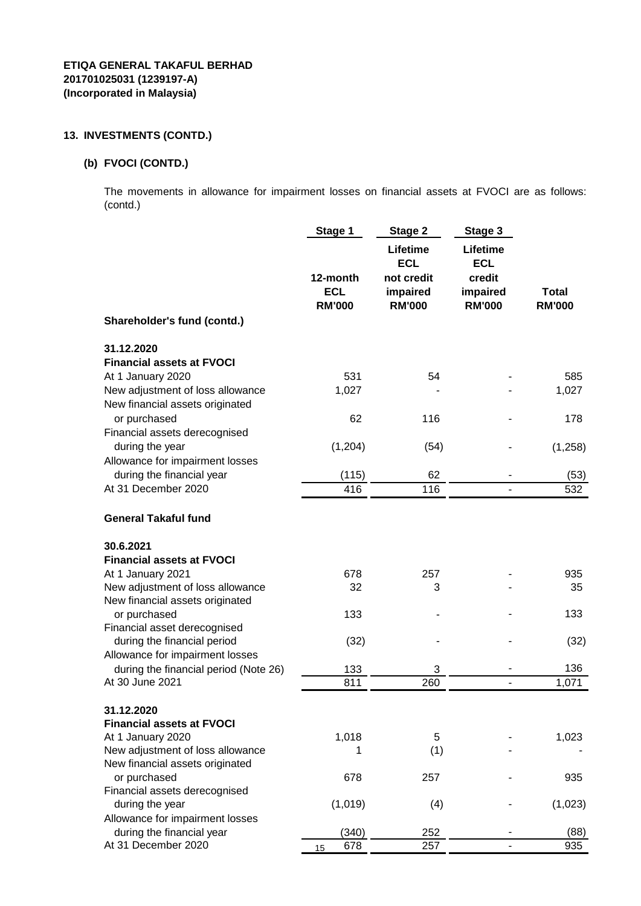**ETIQA GENERAL TAKAFUL BERHAD**
**201701025031 (1239197-A)**
**(Incorporated in Malaysia)**

## 13. INVESTMENTS (CONTD.)

### (b) FVOCI (CONTD.)

The movements in allowance for impairment losses on financial assets at FVOCI are as follows: (contd.)

| | Stage 1 | Stage 2 | Stage 3 | |
|---|---|---|---|---|
| | 12-month ECL RM'000 | Lifetime ECL not credit impaired RM'000 | Lifetime ECL credit impaired RM'000 | Total RM'000 |
| **Shareholder's fund (contd.)** | | | | |
| **31.12.2020** | | | | |
| **Financial assets at FVOCI** | | | | |
| At 1 January 2020 | 531 | 54 | - | 585 |
| New adjustment of loss allowance | 1,027 | - | - | 1,027 |
| New financial assets originated or purchased | 62 | 116 | - | 178 |
| Financial assets derecognised during the year | (1,204) | (54) | - | (1,258) |
| Allowance for impairment losses during the financial year | (115) | 62 | - | (53) |
| At 31 December 2020 | 416 | 116 | - | 532 |
| **General Takaful fund** | | | | |
| **30.6.2021** | | | | |
| **Financial assets at FVOCI** | | | | |
| At 1 January 2021 | 678 | 257 | - | 935 |
| New adjustment of loss allowance | 32 | 3 | - | 35 |
| New financial assets originated or purchased | 133 | - | - | 133 |
| Financial asset derecognised during the financial period | (32) | - | - | (32) |
| Allowance for impairment losses during the financial period (Note 26) | 133 | 3 | - | 136 |
| At 30 June 2021 | 811 | 260 | - | 1,071 |
| **31.12.2020** | | | | |
| **Financial assets at FVOCI** | | | | |
| At 1 January 2020 | 1,018 | 5 | - | 1,023 |
| New adjustment of loss allowance | 1 | (1) | - | - |
| New financial assets originated or purchased | 678 | 257 | - | 935 |
| Financial assets derecognised during the year | (1,019) | (4) | - | (1,023) |
| Allowance for impairment losses during the financial year | (340) | 252 | - | (88) |
| At 31 December 2020 | 678 | 257 | - | 935 |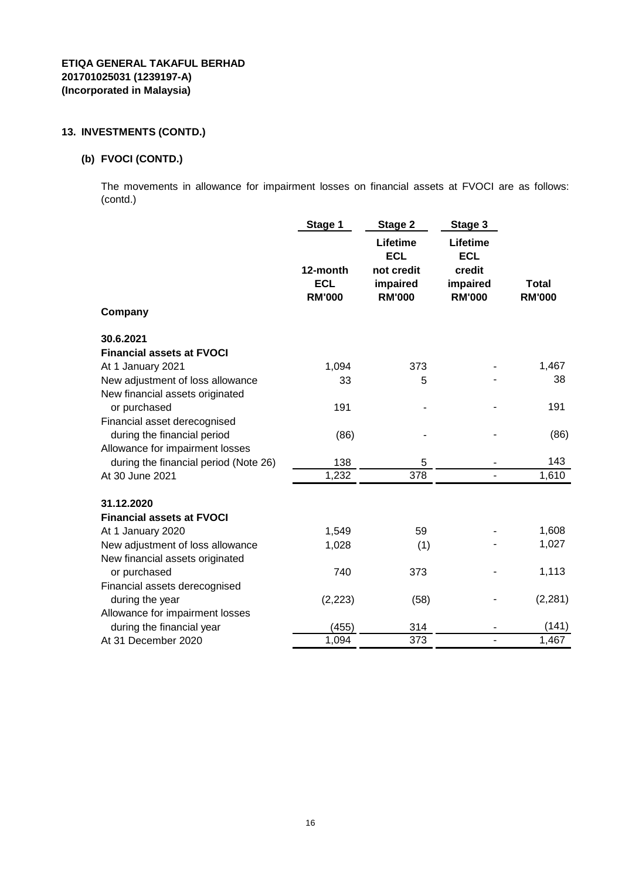**ETIQA GENERAL TAKAFUL BERHAD**
**201701025031 (1239197-A)**
**(Incorporated in Malaysia)**

## 13. INVESTMENTS (CONTD.)

### (b) FVOCI (CONTD.)

The movements in allowance for impairment losses on financial assets at FVOCI are as follows: (contd.)

| | Stage 1 | Stage 2 | Stage 3 | |
|---|---|---|---|---|
| | 12-month ECL RM'000 | Lifetime ECL not credit impaired RM'000 | Lifetime ECL credit impaired RM'000 | Total RM'000 |
| **Company** | | | | |
| **30.6.2021** | | | | |
| **Financial assets at FVOCI** | | | | |
| At 1 January 2021 | 1,094 | 373 | - | 1,467 |
| New adjustment of loss allowance | 33 | 5 | - | 38 |
| New financial assets originated or purchased | 191 | - | - | 191 |
| Financial asset derecognised during the financial period | (86) | - | - | (86) |
| Allowance for impairment losses during the financial period (Note 26) | 138 | 5 | - | 143 |
| At 30 June 2021 | 1,232 | 378 | - | 1,610 |
| **31.12.2020** | | | | |
| **Financial assets at FVOCI** | | | | |
| At 1 January 2020 | 1,549 | 59 | - | 1,608 |
| New adjustment of loss allowance | 1,028 | (1) | - | 1,027 |
| New financial assets originated or purchased | 740 | 373 | - | 1,113 |
| Financial assets derecognised during the year | (2,223) | (58) | - | (2,281) |
| Allowance for impairment losses during the financial year | (455) | 314 | - | (141) |
| At 31 December 2020 | 1,094 | 373 | - | 1,467 |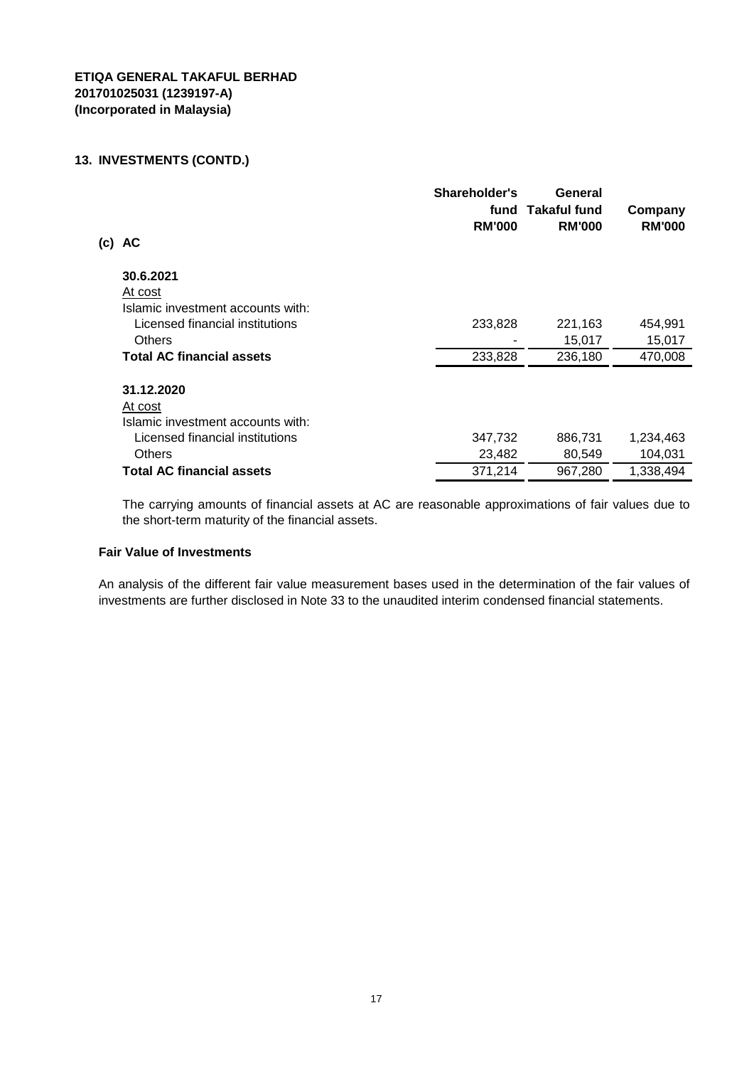**ETIQA GENERAL TAKAFUL BERHAD**
**201701025031 (1239197-A)**
**(Incorporated in Malaysia)**

## 13. INVESTMENTS (CONTD.)

| **(c) AC** | **Shareholder's fund RM'000** | **General Takaful fund RM'000** | **Company RM'000** |
|---|---|---|---|
| **30.6.2021** | | | |
| At cost | | | |
| Islamic investment accounts with: | | | |
| Licensed financial institutions | 233,828 | 221,163 | 454,991 |
| Others | - | 15,017 | 15,017 |
| **Total AC financial assets** | 233,828 | 236,180 | 470,008 |
| **31.12.2020** | | | |
| At cost | | | |
| Islamic investment accounts with: | | | |
| Licensed financial institutions | 347,732 | 886,731 | 1,234,463 |
| Others | 23,482 | 80,549 | 104,031 |
| **Total AC financial assets** | 371,214 | 967,280 | 1,338,494 |

The carrying amounts of financial assets at AC are reasonable approximations of fair values due to the short-term maturity of the financial assets.

**Fair Value of Investments**

An analysis of the different fair value measurement bases used in the determination of the fair values of investments are further disclosed in Note 33 to the unaudited interim condensed financial statements.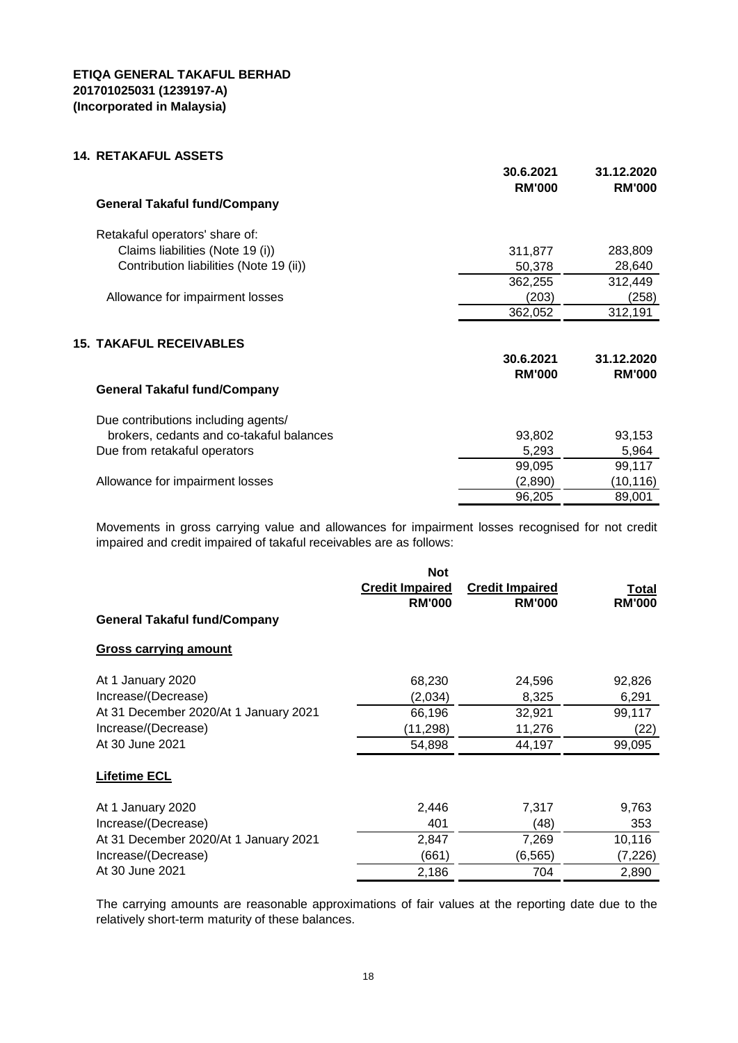ETIQA GENERAL TAKAFUL BERHAD
201701025031 (1239197-A)
(Incorporated in Malaysia)

## 14. RETAKAFUL ASSETS

| | 30.6.2021 RM'000 | 31.12.2020 RM'000 |
|---|---|---|
| **General Takaful fund/Company** | | |
| Retakaful operators' share of: | | |
| Claims liabilities (Note 19 (i)) | 311,877 | 283,809 |
| Contribution liabilities (Note 19 (ii)) | 50,378 | 28,640 |
| | 362,255 | 312,449 |
| Allowance for impairment losses | (203) | (258) |
| | 362,052 | 312,191 |

## 15. TAKAFUL RECEIVABLES

| | 30.6.2021 RM'000 | 31.12.2020 RM'000 |
|---|---|---|
| **General Takaful fund/Company** | | |
| Due contributions including agents/ brokers, cedants and co-takaful balances | 93,802 | 93,153 |
| Due from retakaful operators | 5,293 | 5,964 |
| | 99,095 | 99,117 |
| Allowance for impairment losses | (2,890) | (10,116) |
| | 96,205 | 89,001 |

Movements in gross carrying value and allowances for impairment losses recognised for not credit impaired and credit impaired of takaful receivables are as follows:

| | Not Credit Impaired RM'000 | Credit Impaired RM'000 | Total RM'000 |
|---|---|---|---|
| **General Takaful fund/Company** | | | |
| **Gross carrying amount** | | | |
| At 1 January 2020 | 68,230 | 24,596 | 92,826 |
| Increase/(Decrease) | (2,034) | 8,325 | 6,291 |
| At 31 December 2020/At 1 January 2021 | 66,196 | 32,921 | 99,117 |
| Increase/(Decrease) | (11,298) | 11,276 | (22) |
| At 30 June 2021 | 54,898 | 44,197 | 99,095 |
| **Lifetime ECL** | | | |
| At 1 January 2020 | 2,446 | 7,317 | 9,763 |
| Increase/(Decrease) | 401 | (48) | 353 |
| At 31 December 2020/At 1 January 2021 | 2,847 | 7,269 | 10,116 |
| Increase/(Decrease) | (661) | (6,565) | (7,226) |
| At 30 June 2021 | 2,186 | 704 | 2,890 |

The carrying amounts are reasonable approximations of fair values at the reporting date due to the relatively short-term maturity of these balances.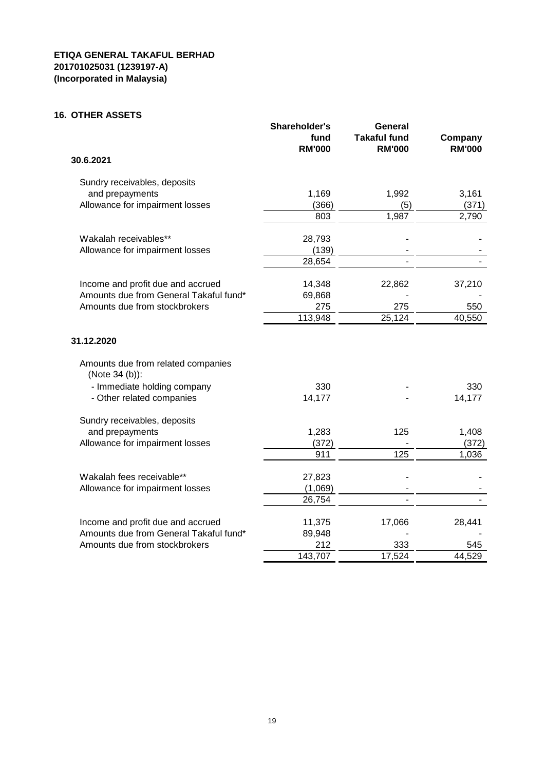**ETIQA GENERAL TAKAFUL BERHAD**
**201701025031 (1239197-A)**
**(Incorporated in Malaysia)**

## 16. OTHER ASSETS

| | Shareholder's fund RM'000 | General Takaful fund RM'000 | Company RM'000 |
|---|---|---|---|
| **30.6.2021** | | | |
| Sundry receivables, deposits and prepayments | 1,169 | 1,992 | 3,161 |
| Allowance for impairment losses | (366) | (5) | (371) |
| | 803 | 1,987 | 2,790 |
| Wakalah receivables** | 28,793 | - | - |
| Allowance for impairment losses | (139) | - | - |
| | 28,654 | - | - |
| Income and profit due and accrued | 14,348 | 22,862 | 37,210 |
| Amounts due from General Takaful fund* | 69,868 | - | - |
| Amounts due from stockbrokers | 275 | 275 | 550 |
| | 113,948 | 25,124 | 40,550 |
| **31.12.2020** | | | |
| Amounts due from related companies (Note 34 (b)): | | | |
| - Immediate holding company | 330 | - | 330 |
| - Other related companies | 14,177 | - | 14,177 |
| Sundry receivables, deposits and prepayments | 1,283 | 125 | 1,408 |
| Allowance for impairment losses | (372) | - | (372) |
| | 911 | 125 | 1,036 |
| Wakalah fees receivable** | 27,823 | - | - |
| Allowance for impairment losses | (1,069) | - | - |
| | 26,754 | - | - |
| Income and profit due and accrued | 11,375 | 17,066 | 28,441 |
| Amounts due from General Takaful fund* | 89,948 | - | - |
| Amounts due from stockbrokers | 212 | 333 | 545 |
| | 143,707 | 17,524 | 44,529 |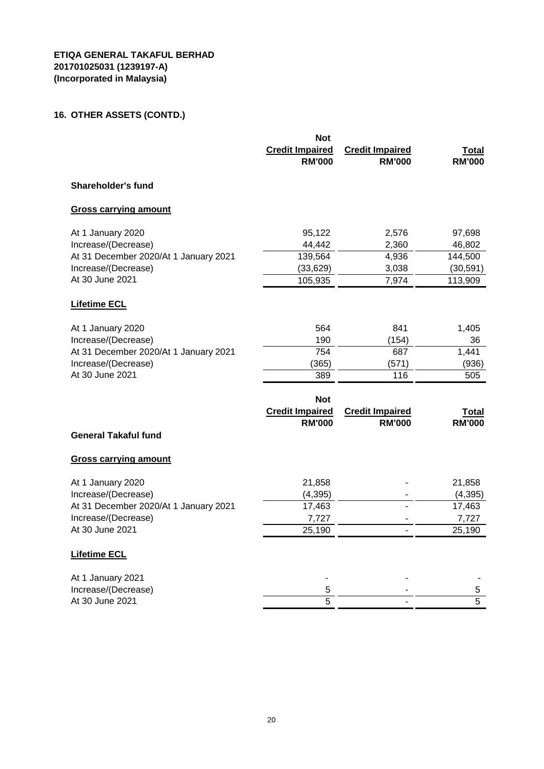**ETIQA GENERAL TAKAFUL BERHAD**
**201701025031 (1239197-A)**
**(Incorporated in Malaysia)**

## 16. OTHER ASSETS (CONTD.)

| | Not Credit Impaired RM'000 | Credit Impaired RM'000 | Total RM'000 |
|---|---|---|---|
| **Shareholder's fund** | | | |
| **Gross carrying amount** | | | |
| At 1 January 2020 | 95,122 | 2,576 | 97,698 |
| Increase/(Decrease) | 44,442 | 2,360 | 46,802 |
| At 31 December 2020/At 1 January 2021 | 139,564 | 4,936 | 144,500 |
| Increase/(Decrease) | (33,629) | 3,038 | (30,591) |
| At 30 June 2021 | 105,935 | 7,974 | 113,909 |
| **Lifetime ECL** | | | |
| At 1 January 2020 | 564 | 841 | 1,405 |
| Increase/(Decrease) | 190 | (154) | 36 |
| At 31 December 2020/At 1 January 2021 | 754 | 687 | 1,441 |
| Increase/(Decrease) | (365) | (571) | (936) |
| At 30 June 2021 | 389 | 116 | 505 |

| | Not Credit Impaired RM'000 | Credit Impaired RM'000 | Total RM'000 |
|---|---|---|---|
| **General Takaful fund** | | | |
| **Gross carrying amount** | | | |
| At 1 January 2020 | 21,858 | - | 21,858 |
| Increase/(Decrease) | (4,395) | - | (4,395) |
| At 31 December 2020/At 1 January 2021 | 17,463 | - | 17,463 |
| Increase/(Decrease) | 7,727 | - | 7,727 |
| At 30 June 2021 | 25,190 | - | 25,190 |
| **Lifetime ECL** | | | |
| At 1 January 2021 | - | - | - |
| Increase/(Decrease) | 5 | - | 5 |
| At 30 June 2021 | 5 | - | 5 |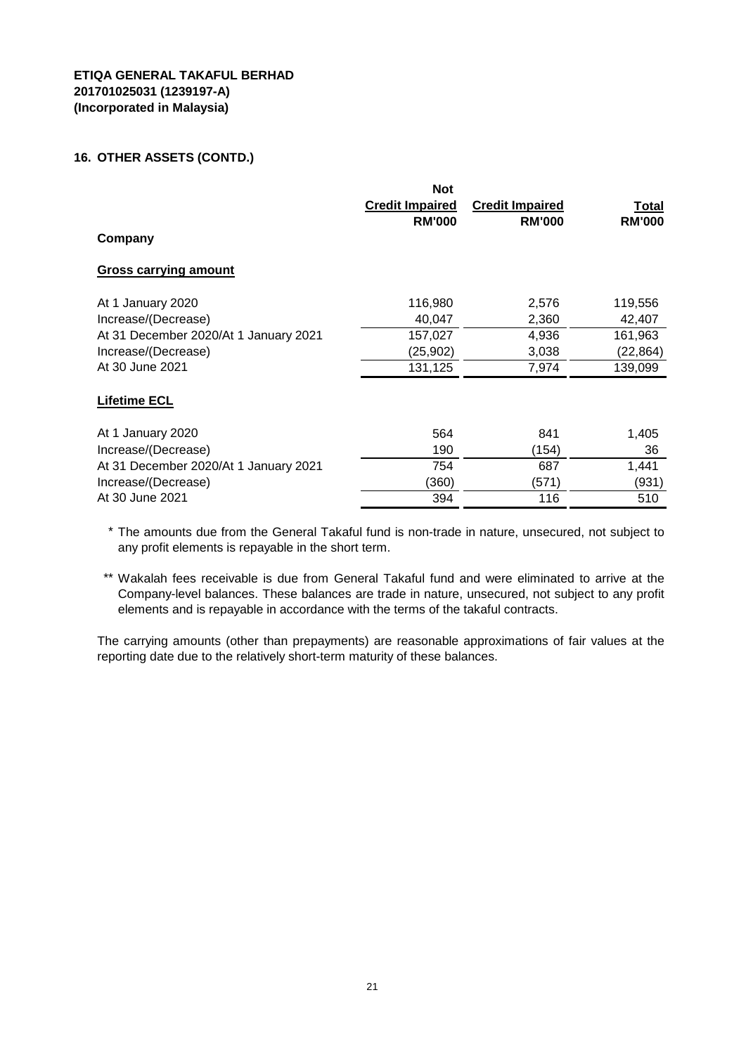**ETIQA GENERAL TAKAFUL BERHAD**
**201701025031 (1239197-A)**
**(Incorporated in Malaysia)**

## 16. OTHER ASSETS (CONTD.)

| | Not Credit Impaired RM'000 | Credit Impaired RM'000 | Total RM'000 |
|---|---|---|---|
| **Company** | | | |
| **Gross carrying amount** | | | |
| At 1 January 2020 | 116,980 | 2,576 | 119,556 |
| Increase/(Decrease) | 40,047 | 2,360 | 42,407 |
| At 31 December 2020/At 1 January 2021 | 157,027 | 4,936 | 161,963 |
| Increase/(Decrease) | (25,902) | 3,038 | (22,864) |
| At 30 June 2021 | 131,125 | 7,974 | 139,099 |
| **Lifetime ECL** | | | |
| At 1 January 2020 | 564 | 841 | 1,405 |
| Increase/(Decrease) | 190 | (154) | 36 |
| At 31 December 2020/At 1 January 2021 | 754 | 687 | 1,441 |
| Increase/(Decrease) | (360) | (571) | (931) |
| At 30 June 2021 | 394 | 116 | 510 |

\* The amounts due from the General Takaful fund is non-trade in nature, unsecured, not subject to any profit elements is repayable in the short term.

\** Wakalah fees receivable is due from General Takaful fund and were eliminated to arrive at the Company-level balances. These balances are trade in nature, unsecured, not subject to any profit elements and is repayable in accordance with the terms of the takaful contracts.

The carrying amounts (other than prepayments) are reasonable approximations of fair values at the reporting date due to the relatively short-term maturity of these balances.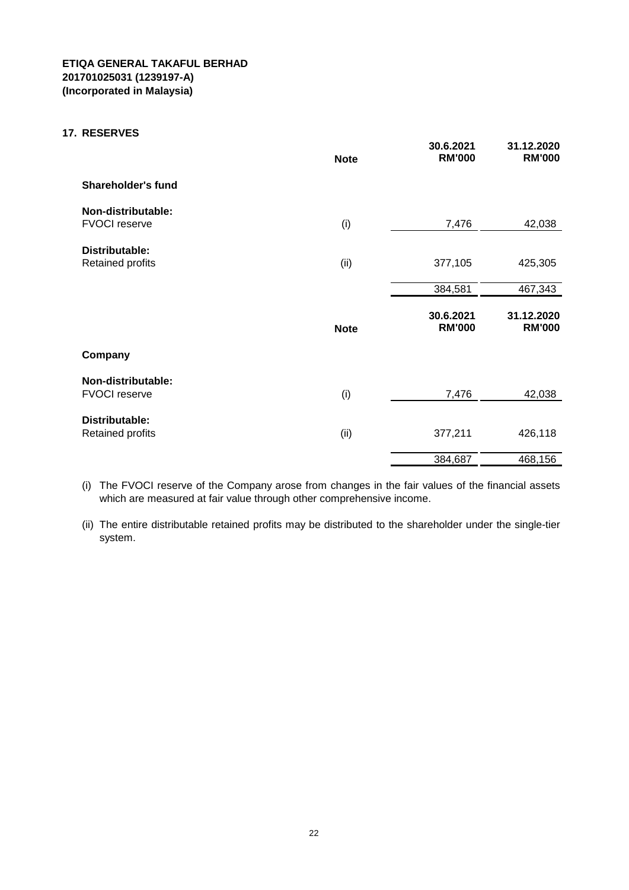**ETIQA GENERAL TAKAFUL BERHAD**
**201701025031 (1239197-A)**
**(Incorporated in Malaysia)**

## 17. RESERVES

| | Note | 30.6.2021 RM'000 | 31.12.2020 RM'000 |
|---|---|---|---|
| **Shareholder's fund** | | | |
| **Non-distributable:** | | | |
| FVOCI reserve | (i) | 7,476 | 42,038 |
| **Distributable:** | | | |
| Retained profits | (ii) | 377,105 | 425,305 |
| | | 384,581 | 467,343 |

| | Note | 30.6.2021 RM'000 | 31.12.2020 RM'000 |
|---|---|---|---|
| **Company** | | | |
| **Non-distributable:** | | | |
| FVOCI reserve | (i) | 7,476 | 42,038 |
| **Distributable:** | | | |
| Retained profits | (ii) | 377,211 | 426,118 |
| | | 384,687 | 468,156 |

(i) The FVOCI reserve of the Company arose from changes in the fair values of the financial assets which are measured at fair value through other comprehensive income.

(ii) The entire distributable retained profits may be distributed to the shareholder under the single-tier system.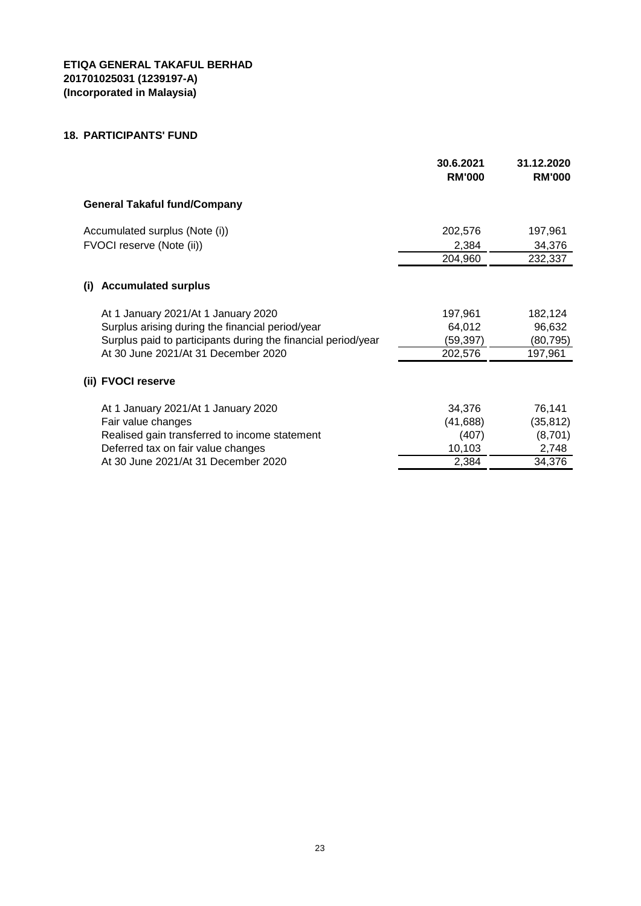**ETIQA GENERAL TAKAFUL BERHAD**
**201701025031 (1239197-A)**
**(Incorporated in Malaysia)**

## 18. PARTICIPANTS' FUND

| | 30.6.2021 RM'000 | 31.12.2020 RM'000 |
|---|---|---|
| **General Takaful fund/Company** | | |
| Accumulated surplus (Note (i)) | 202,576 | 197,961 |
| FVOCI reserve (Note (ii)) | 2,384 | 34,376 |
| | 204,960 | 232,337 |
| **(i) Accumulated surplus** | | |
| At 1 January 2021/At 1 January 2020 | 197,961 | 182,124 |
| Surplus arising during the financial period/year | 64,012 | 96,632 |
| Surplus paid to participants during the financial period/year | (59,397) | (80,795) |
| At 30 June 2021/At 31 December 2020 | 202,576 | 197,961 |
| **(ii) FVOCI reserve** | | |
| At 1 January 2021/At 1 January 2020 | 34,376 | 76,141 |
| Fair value changes | (41,688) | (35,812) |
| Realised gain transferred to income statement | (407) | (8,701) |
| Deferred tax on fair value changes | 10,103 | 2,748 |
| At 30 June 2021/At 31 December 2020 | 2,384 | 34,376 |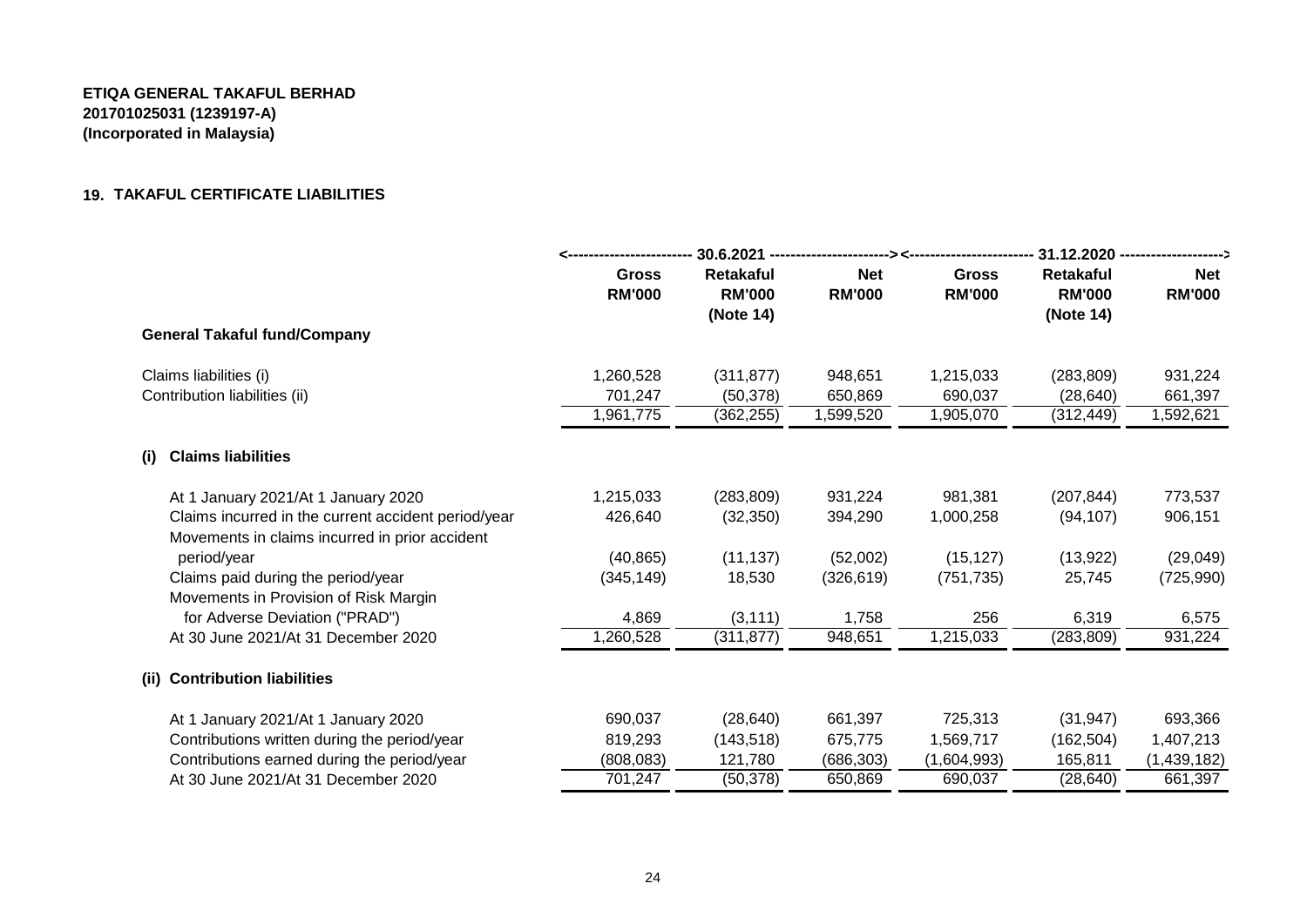**ETIQA GENERAL TAKAFUL BERHAD**
**201701025031 (1239197-A)**
**(Incorporated in Malaysia)**

## 19. TAKAFUL CERTIFICATE LIABILITIES

| | 30.6.2021 | | | 31.12.2020 | | |
|---|---|---|---|---|---|---|
| | **Gross RM'000** | **Retakaful RM'000 (Note 14)** | **Net RM'000** | **Gross RM'000** | **Retakaful RM'000 (Note 14)** | **Net RM'000** |
| **General Takaful fund/Company** | | | | | | |
| Claims liabilities (i) | 1,260,528 | (311,877) | 948,651 | 1,215,033 | (283,809) | 931,224 |
| Contribution liabilities (ii) | 701,247 | (50,378) | 650,869 | 690,037 | (28,640) | 661,397 |
| | 1,961,775 | (362,255) | 1,599,520 | 1,905,070 | (312,449) | 1,592,621 |
| **(i) Claims liabilities** | | | | | | |
| At 1 January 2021/At 1 January 2020 | 1,215,033 | (283,809) | 931,224 | 981,381 | (207,844) | 773,537 |
| Claims incurred in the current accident period/year | 426,640 | (32,350) | 394,290 | 1,000,258 | (94,107) | 906,151 |
| Movements in claims incurred in prior accident period/year | (40,865) | (11,137) | (52,002) | (15,127) | (13,922) | (29,049) |
| Claims paid during the period/year | (345,149) | 18,530 | (326,619) | (751,735) | 25,745 | (725,990) |
| Movements in Provision of Risk Margin for Adverse Deviation ("PRAD") | 4,869 | (3,111) | 1,758 | 256 | 6,319 | 6,575 |
| At 30 June 2021/At 31 December 2020 | 1,260,528 | (311,877) | 948,651 | 1,215,033 | (283,809) | 931,224 |
| **(ii) Contribution liabilities** | | | | | | |
| At 1 January 2021/At 1 January 2020 | 690,037 | (28,640) | 661,397 | 725,313 | (31,947) | 693,366 |
| Contributions written during the period/year | 819,293 | (143,518) | 675,775 | 1,569,717 | (162,504) | 1,407,213 |
| Contributions earned during the period/year | (808,083) | 121,780 | (686,303) | (1,604,993) | 165,811 | (1,439,182) |
| At 30 June 2021/At 31 December 2020 | 701,247 | (50,378) | 650,869 | 690,037 | (28,640) | 661,397 |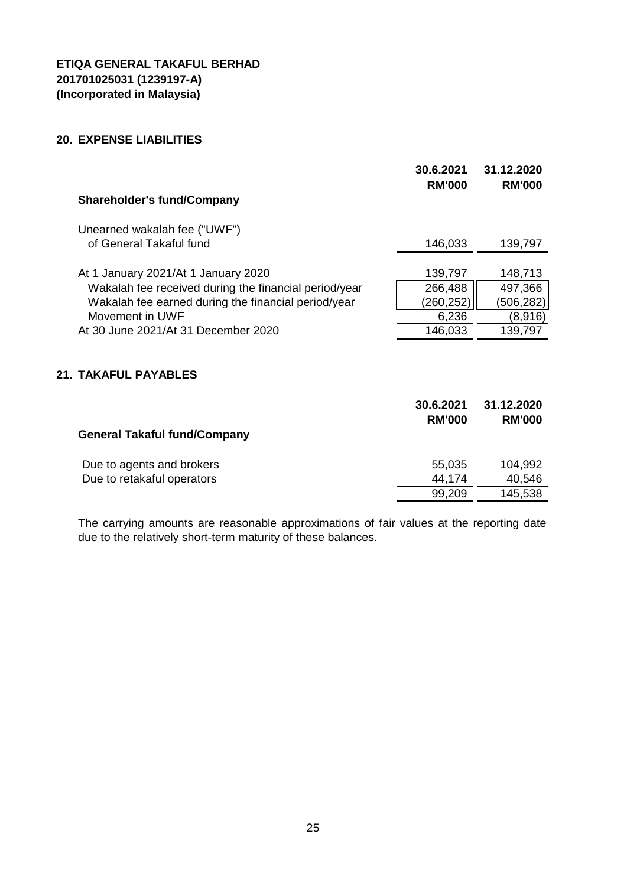**ETIQA GENERAL TAKAFUL BERHAD**
**201701025031 (1239197-A)**
**(Incorporated in Malaysia)**

## 20. EXPENSE LIABILITIES

| | 30.6.2021 RM'000 | 31.12.2020 RM'000 |
|---|---|---|
| **Shareholder's fund/Company** | | |
| Unearned wakalah fee ("UWF") of General Takaful fund | 146,033 | 139,797 |
| At 1 January 2021/At 1 January 2020 | 139,797 | 148,713 |
| Wakalah fee received during the financial period/year | 266,488 | 497,366 |
| Wakalah fee earned during the financial period/year | (260,252) | (506,282) |
| Movement in UWF | 6,236 | (8,916) |
| At 30 June 2021/At 31 December 2020 | 146,033 | 139,797 |

## 21. TAKAFUL PAYABLES

| | 30.6.2021 RM'000 | 31.12.2020 RM'000 |
|---|---|---|
| **General Takaful fund/Company** | | |
| Due to agents and brokers | 55,035 | 104,992 |
| Due to retakaful operators | 44,174 | 40,546 |
| | 99,209 | 145,538 |

The carrying amounts are reasonable approximations of fair values at the reporting date due to the relatively short-term maturity of these balances.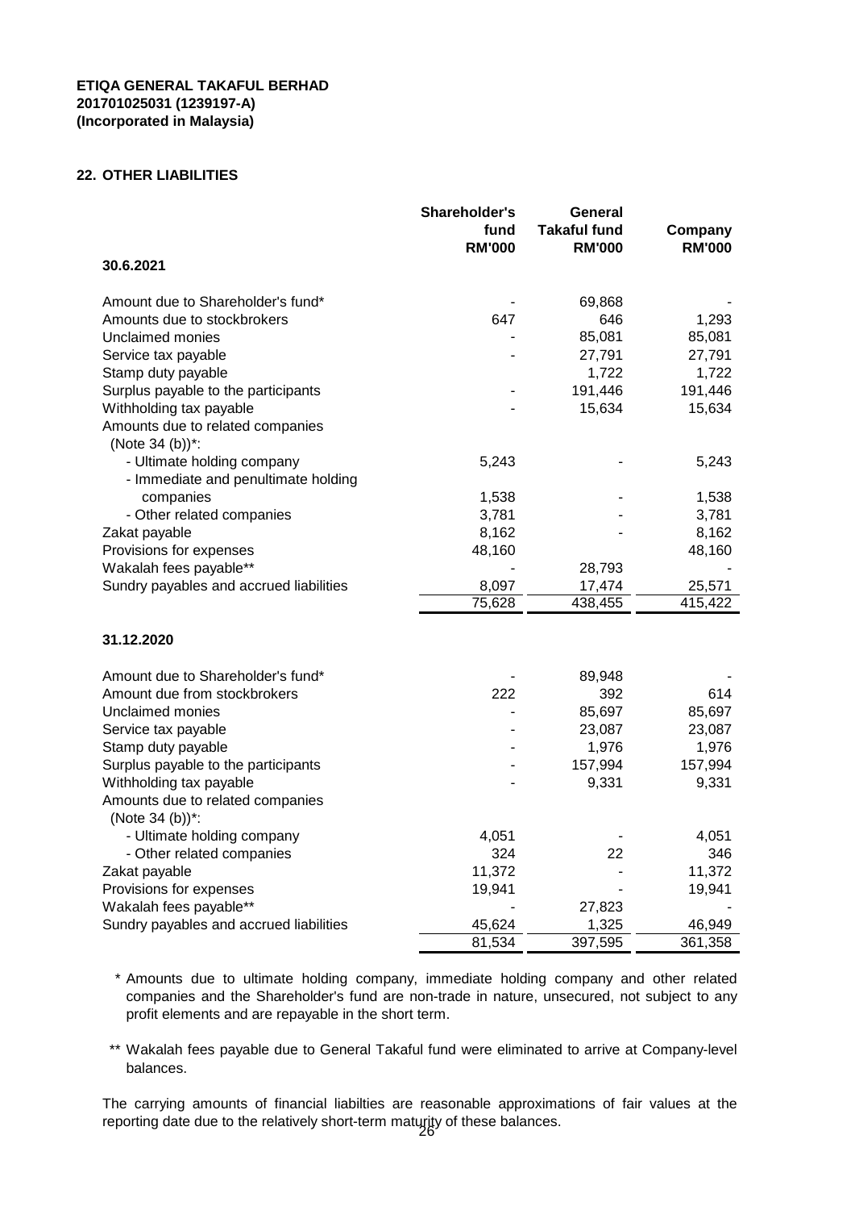**ETIQA GENERAL TAKAFUL BERHAD**
**201701025031 (1239197-A)**
**(Incorporated in Malaysia)**

## 22. OTHER LIABILITIES

| | Shareholder's fund RM'000 | General Takaful fund RM'000 | Company RM'000 |
|---|---|---|---|
| **30.6.2021** | | | |
| Amount due to Shareholder's fund* | - | 69,868 | - |
| Amounts due to stockbrokers | 647 | 646 | 1,293 |
| Unclaimed monies | - | 85,081 | 85,081 |
| Service tax payable | - | 27,791 | 27,791 |
| Stamp duty payable | | 1,722 | 1,722 |
| Surplus payable to the participants | - | 191,446 | 191,446 |
| Withholding tax payable | - | 15,634 | 15,634 |
| Amounts due to related companies (Note 34 (b))*: | | | |
| - Ultimate holding company | 5,243 | - | 5,243 |
| - Immediate and penultimate holding companies | 1,538 | - | 1,538 |
| - Other related companies | 3,781 | - | 3,781 |
| Zakat payable | 8,162 | - | 8,162 |
| Provisions for expenses | 48,160 | | 48,160 |
| Wakalah fees payable** | - | 28,793 | - |
| Sundry payables and accrued liabilities | 8,097 | 17,474 | 25,571 |
| | 75,628 | 438,455 | 415,422 |
| **31.12.2020** | | | |
| Amount due to Shareholder's fund* | - | 89,948 | - |
| Amount due from stockbrokers | 222 | 392 | 614 |
| Unclaimed monies | - | 85,697 | 85,697 |
| Service tax payable | - | 23,087 | 23,087 |
| Stamp duty payable | - | 1,976 | 1,976 |
| Surplus payable to the participants | - | 157,994 | 157,994 |
| Withholding tax payable | - | 9,331 | 9,331 |
| Amounts due to related companies (Note 34 (b))*: | | | |
| - Ultimate holding company | 4,051 | - | 4,051 |
| - Other related companies | 324 | 22 | 346 |
| Zakat payable | 11,372 | - | 11,372 |
| Provisions for expenses | 19,941 | - | 19,941 |
| Wakalah fees payable** | - | 27,823 | - |
| Sundry payables and accrued liabilities | 45,624 | 1,325 | 46,949 |
| | 81,534 | 397,595 | 361,358 |

\* Amounts due to ultimate holding company, immediate holding company and other related companies and the Shareholder's fund are non-trade in nature, unsecured, not subject to any profit elements and are repayable in the short term.

\*\* Wakalah fees payable due to General Takaful fund were eliminated to arrive at Company-level balances.

The carrying amounts of financial liabilties are reasonable approximations of fair values at the reporting date due to the relatively short-term maturity of these balances.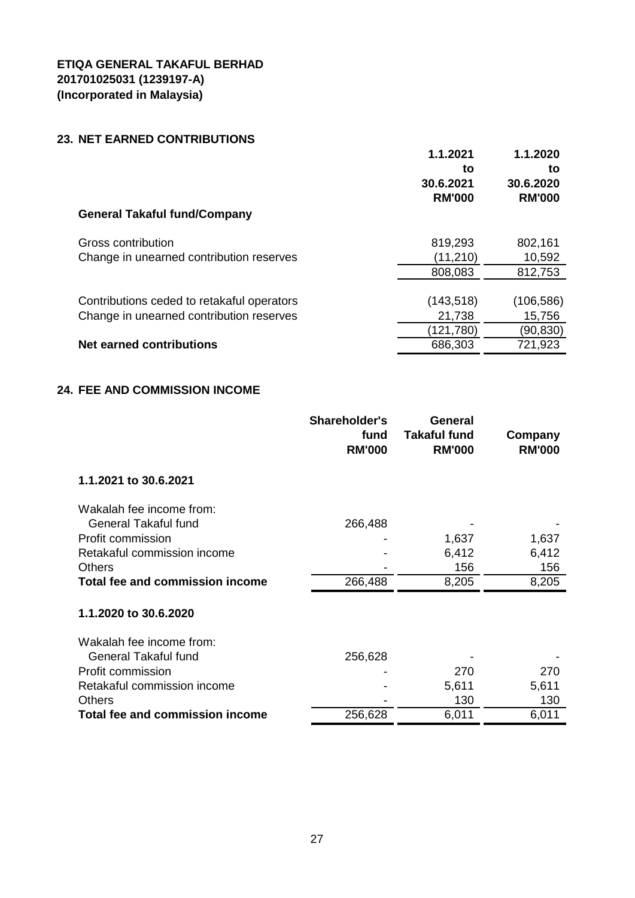**ETIQA GENERAL TAKAFUL BERHAD**
**201701025031 (1239197-A)**
**(Incorporated in Malaysia)**

## 23. NET EARNED CONTRIBUTIONS

| | 1.1.2021 to 30.6.2021 RM'000 | 1.1.2020 to 30.6.2020 RM'000 |
|---|---|---|
| **General Takaful fund/Company** | | |
| Gross contribution | 819,293 | 802,161 |
| Change in unearned contribution reserves | (11,210) | 10,592 |
| | 808,083 | 812,753 |
| Contributions ceded to retakaful operators | (143,518) | (106,586) |
| Change in unearned contribution reserves | 21,738 | 15,756 |
| | (121,780) | (90,830) |
| **Net earned contributions** | 686,303 | 721,923 |

## 24. FEE AND COMMISSION INCOME

| | Shareholder's fund RM'000 | General Takaful fund RM'000 | Company RM'000 |
|---|---|---|---|
| **1.1.2021 to 30.6.2021** | | | |
| Wakalah fee income from: | | | |
| General Takaful fund | 266,488 | - | - |
| Profit commission | - | 1,637 | 1,637 |
| Retakaful commission income | - | 6,412 | 6,412 |
| Others | - | 156 | 156 |
| **Total fee and commission income** | 266,488 | 8,205 | 8,205 |
| **1.1.2020 to 30.6.2020** | | | |
| Wakalah fee income from: | | | |
| General Takaful fund | 256,628 | - | - |
| Profit commission | - | 270 | 270 |
| Retakaful commission income | - | 5,611 | 5,611 |
| Others | - | 130 | 130 |
| **Total fee and commission income** | 256,628 | 6,011 | 6,011 |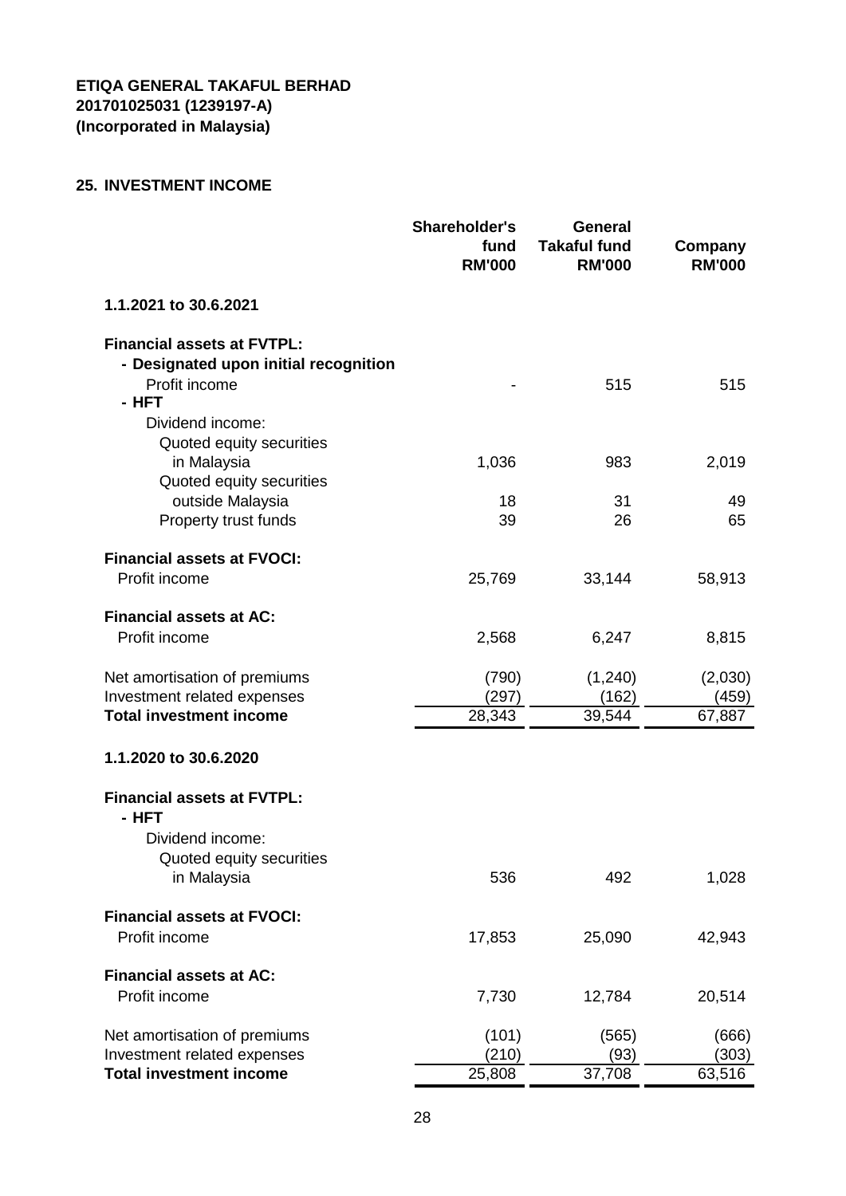ETIQA GENERAL TAKAFUL BERHAD
201701025031 (1239197-A)
(Incorporated in Malaysia)

## 25. INVESTMENT INCOME

| | Shareholder's fund RM'000 | General Takaful fund RM'000 | Company RM'000 |
|---|---|---|---|
| **1.1.2021 to 30.6.2021** | | | |
| **Financial assets at FVTPL:** | | | |
| **- Designated upon initial recognition** | | | |
| Profit income | - | 515 | 515 |
| **- HFT** | | | |
| Dividend income: | | | |
| Quoted equity securities in Malaysia | 1,036 | 983 | 2,019 |
| Quoted equity securities outside Malaysia | 18 | 31 | 49 |
| Property trust funds | 39 | 26 | 65 |
| **Financial assets at FVOCI:** | | | |
| Profit income | 25,769 | 33,144 | 58,913 |
| **Financial assets at AC:** | | | |
| Profit income | 2,568 | 6,247 | 8,815 |
| Net amortisation of premiums | (790) | (1,240) | (2,030) |
| Investment related expenses | (297) | (162) | (459) |
| **Total investment income** | 28,343 | 39,544 | 67,887 |
| **1.1.2020 to 30.6.2020** | | | |
| **Financial assets at FVTPL:** | | | |
| **- HFT** | | | |
| Dividend income: | | | |
| Quoted equity securities in Malaysia | 536 | 492 | 1,028 |
| **Financial assets at FVOCI:** | | | |
| Profit income | 17,853 | 25,090 | 42,943 |
| **Financial assets at AC:** | | | |
| Profit income | 7,730 | 12,784 | 20,514 |
| Net amortisation of premiums | (101) | (565) | (666) |
| Investment related expenses | (210) | (93) | (303) |
| **Total investment income** | 25,808 | 37,708 | 63,516 |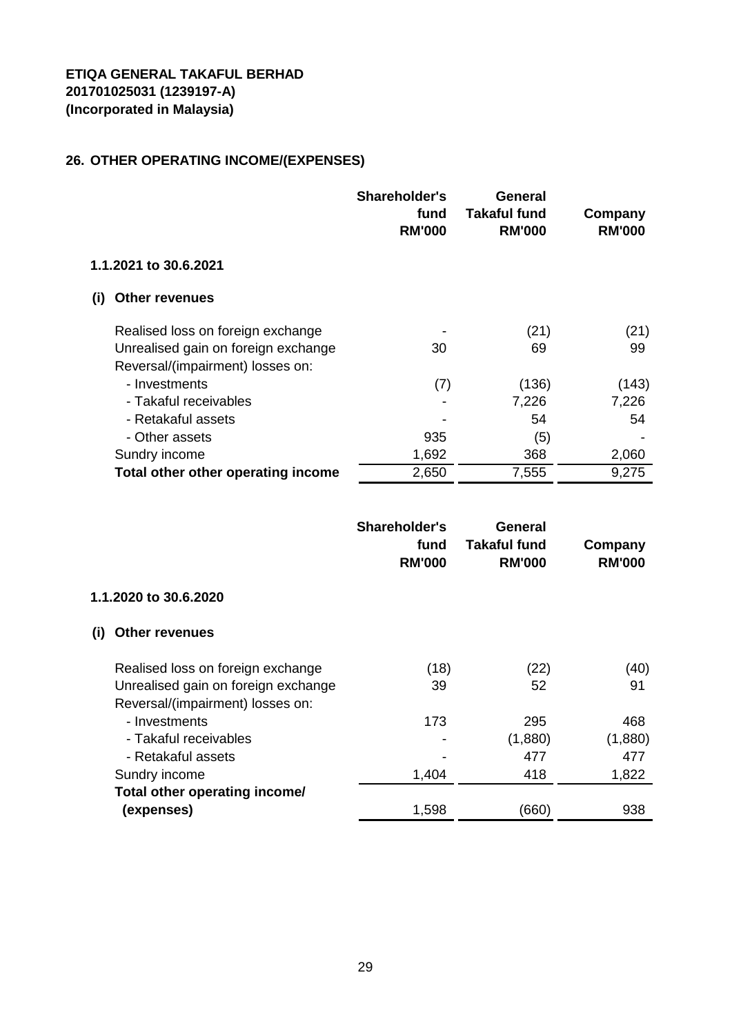ETIQA GENERAL TAKAFUL BERHAD
201701025031 (1239197-A)
(Incorporated in Malaysia)

## 26. OTHER OPERATING INCOME/(EXPENSES)

| | Shareholder's fund RM'000 | General Takaful fund RM'000 | Company RM'000 |
|---|---|---|---|
| **1.1.2021 to 30.6.2021** | | | |
| **(i) Other revenues** | | | |
| Realised loss on foreign exchange | - | (21) | (21) |
| Unrealised gain on foreign exchange | 30 | 69 | 99 |
| Reversal/(impairment) losses on: | | | |
| - Investments | (7) | (136) | (143) |
| - Takaful receivables | - | 7,226 | 7,226 |
| - Retakaful assets | - | 54 | 54 |
| - Other assets | 935 | (5) | - |
| Sundry income | 1,692 | 368 | 2,060 |
| **Total other other operating income** | 2,650 | 7,555 | 9,275 |

| | Shareholder's fund RM'000 | General Takaful fund RM'000 | Company RM'000 |
|---|---|---|---|
| **1.1.2020 to 30.6.2020** | | | |
| **(i) Other revenues** | | | |
| Realised loss on foreign exchange | (18) | (22) | (40) |
| Unrealised gain on foreign exchange | 39 | 52 | 91 |
| Reversal/(impairment) losses on: | | | |
| - Investments | 173 | 295 | 468 |
| - Takaful receivables | - | (1,880) | (1,880) |
| - Retakaful assets | - | 477 | 477 |
| Sundry income | 1,404 | 418 | 1,822 |
| **Total other operating income/ (expenses)** | 1,598 | (660) | 938 |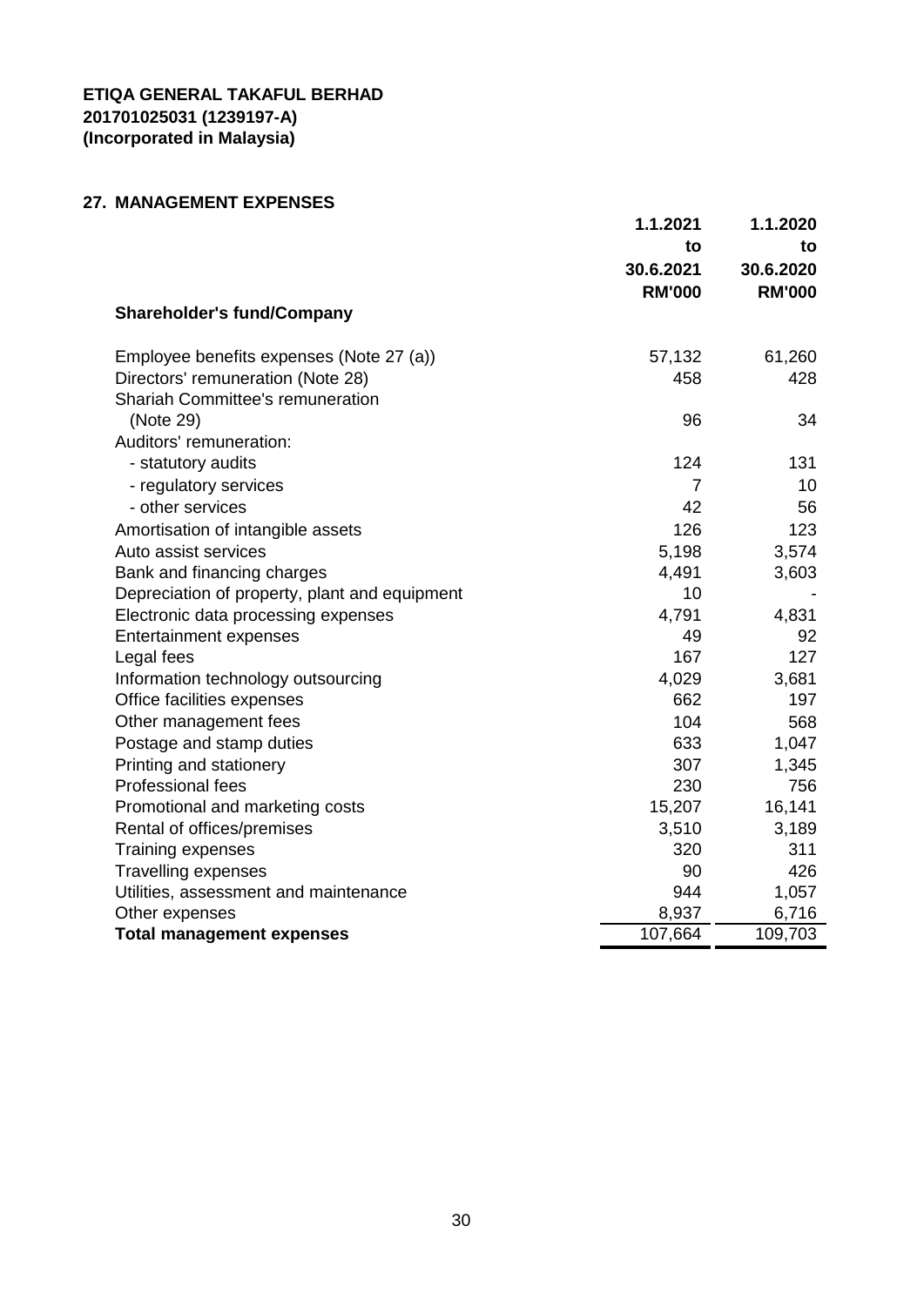**ETIQA GENERAL TAKAFUL BERHAD**
**201701025031 (1239197-A)**
**(Incorporated in Malaysia)**

## 27. MANAGEMENT EXPENSES

| | 1.1.2021 to 30.6.2021 RM'000 | 1.1.2020 to 30.6.2020 RM'000 |
|---|---|---|
| **Shareholder's fund/Company** | | |
| Employee benefits expenses (Note 27 (a)) | 57,132 | 61,260 |
| Directors' remuneration (Note 28) | 458 | 428 |
| Shariah Committee's remuneration (Note 29) | 96 | 34 |
| Auditors' remuneration: | | |
| - statutory audits | 124 | 131 |
| - regulatory services | 7 | 10 |
| - other services | 42 | 56 |
| Amortisation of intangible assets | 126 | 123 |
| Auto assist services | 5,198 | 3,574 |
| Bank and financing charges | 4,491 | 3,603 |
| Depreciation of property, plant and equipment | 10 | - |
| Electronic data processing expenses | 4,791 | 4,831 |
| Entertainment expenses | 49 | 92 |
| Legal fees | 167 | 127 |
| Information technology outsourcing | 4,029 | 3,681 |
| Office facilities expenses | 662 | 197 |
| Other management fees | 104 | 568 |
| Postage and stamp duties | 633 | 1,047 |
| Printing and stationery | 307 | 1,345 |
| Professional fees | 230 | 756 |
| Promotional and marketing costs | 15,207 | 16,141 |
| Rental of offices/premises | 3,510 | 3,189 |
| Training expenses | 320 | 311 |
| Travelling expenses | 90 | 426 |
| Utilities, assessment and maintenance | 944 | 1,057 |
| Other expenses | 8,937 | 6,716 |
| **Total management expenses** | 107,664 | 109,703 |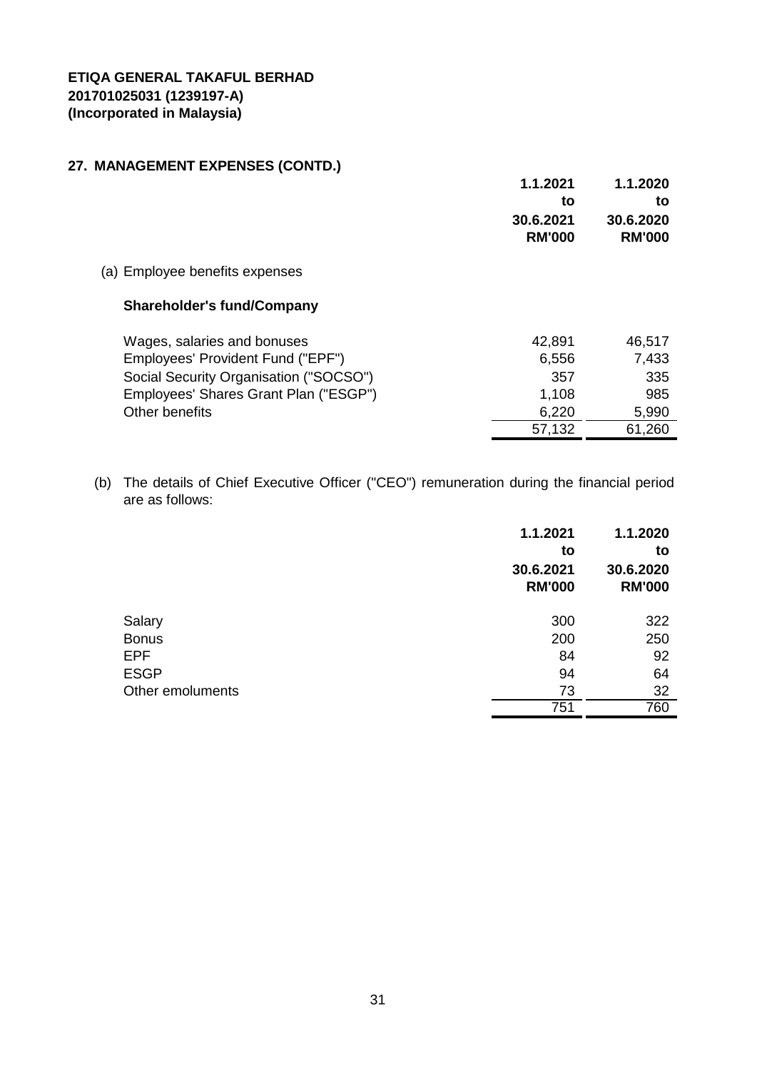**ETIQA GENERAL TAKAFUL BERHAD**
**201701025031 (1239197-A)**
**(Incorporated in Malaysia)**

## 27. MANAGEMENT EXPENSES (CONTD.)

| | 1.1.2021 to 30.6.2021 RM'000 | 1.1.2020 to 30.6.2020 RM'000 |
|---|---|---|
| (a) Employee benefits expenses | | |
| **Shareholder's fund/Company** | | |
| Wages, salaries and bonuses | 42,891 | 46,517 |
| Employees' Provident Fund ("EPF") | 6,556 | 7,433 |
| Social Security Organisation ("SOCSO") | 357 | 335 |
| Employees' Shares Grant Plan ("ESGP") | 1,108 | 985 |
| Other benefits | 6,220 | 5,990 |
| | 57,132 | 61,260 |

(b) The details of Chief Executive Officer ("CEO") remuneration during the financial period are as follows:

| | 1.1.2021 to 30.6.2021 RM'000 | 1.1.2020 to 30.6.2020 RM'000 |
|---|---|---|
| Salary | 300 | 322 |
| Bonus | 200 | 250 |
| EPF | 84 | 92 |
| ESGP | 94 | 64 |
| Other emoluments | 73 | 32 |
| | 751 | 760 |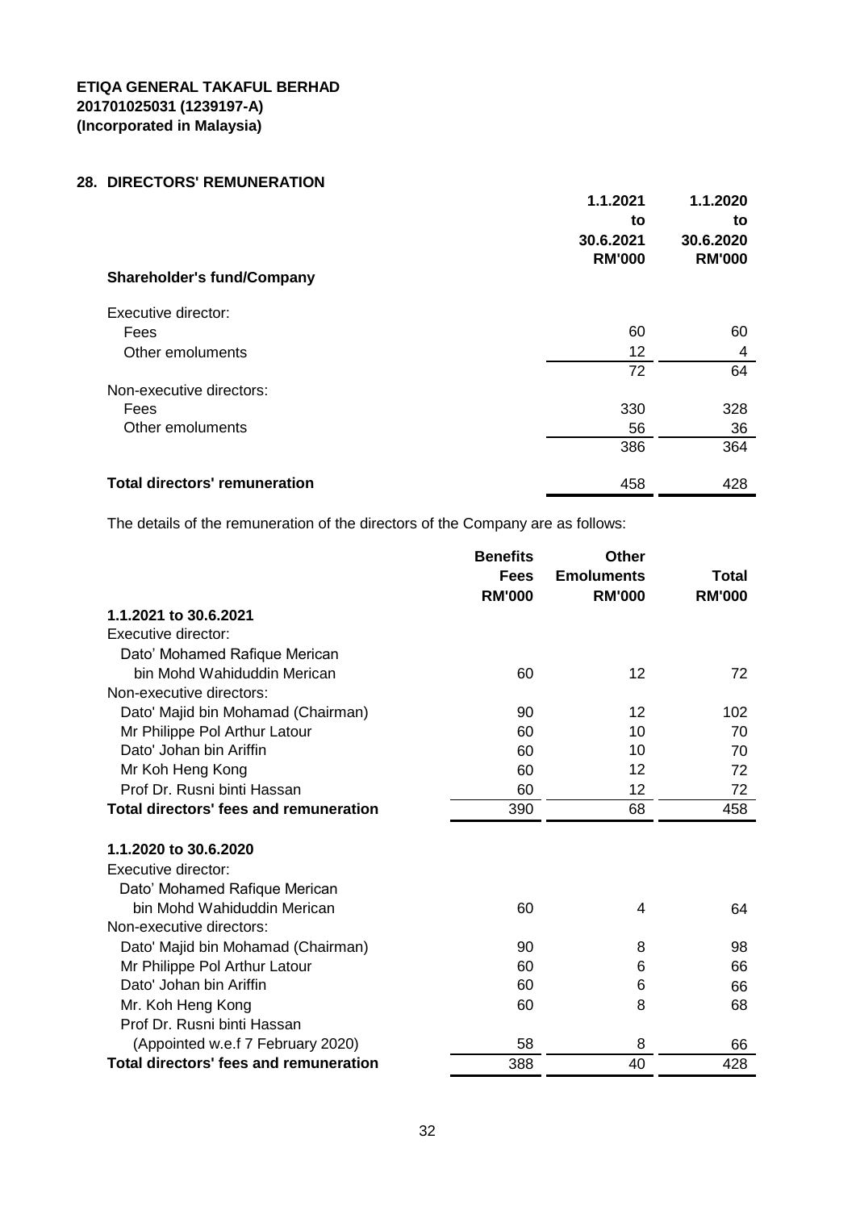**ETIQA GENERAL TAKAFUL BERHAD**
**201701025031 (1239197-A)**
**(Incorporated in Malaysia)**

## 28. DIRECTORS' REMUNERATION

| | 1.1.2021 to 30.6.2021 RM'000 | 1.1.2020 to 30.6.2020 RM'000 |
|---|---|---|
| **Shareholder's fund/Company** | | |
| Executive director: | | |
| Fees | 60 | 60 |
| Other emoluments | 12 | 4 |
| | 72 | 64 |
| Non-executive directors: | | |
| Fees | 330 | 328 |
| Other emoluments | 56 | 36 |
| | 386 | 364 |
| **Total directors' remuneration** | 458 | 428 |

The details of the remuneration of the directors of the Company are as follows:

| | Benefits Fees RM'000 | Other Emoluments RM'000 | Total RM'000 |
|---|---|---|---|
| **1.1.2021 to 30.6.2021** | | | |
| Executive director: | | | |
| Dato' Mohamed Rafique Merican bin Mohd Wahiduddin Merican | 60 | 12 | 72 |
| Non-executive directors: | | | |
| Dato' Majid bin Mohamad (Chairman) | 90 | 12 | 102 |
| Mr Philippe Pol Arthur Latour | 60 | 10 | 70 |
| Dato' Johan bin Ariffin | 60 | 10 | 70 |
| Mr Koh Heng Kong | 60 | 12 | 72 |
| Prof Dr. Rusni binti Hassan | 60 | 12 | 72 |
| **Total directors' fees and remuneration** | 390 | 68 | 458 |
| **1.1.2020 to 30.6.2020** | | | |
| Executive director: | | | |
| Dato' Mohamed Rafique Merican bin Mohd Wahiduddin Merican | 60 | 4 | 64 |
| Non-executive directors: | | | |
| Dato' Majid bin Mohamad (Chairman) | 90 | 8 | 98 |
| Mr Philippe Pol Arthur Latour | 60 | 6 | 66 |
| Dato' Johan bin Ariffin | 60 | 6 | 66 |
| Mr. Koh Heng Kong | 60 | 8 | 68 |
| Prof Dr. Rusni binti Hassan (Appointed w.e.f 7 February 2020) | 58 | 8 | 66 |
| **Total directors' fees and remuneration** | 388 | 40 | 428 |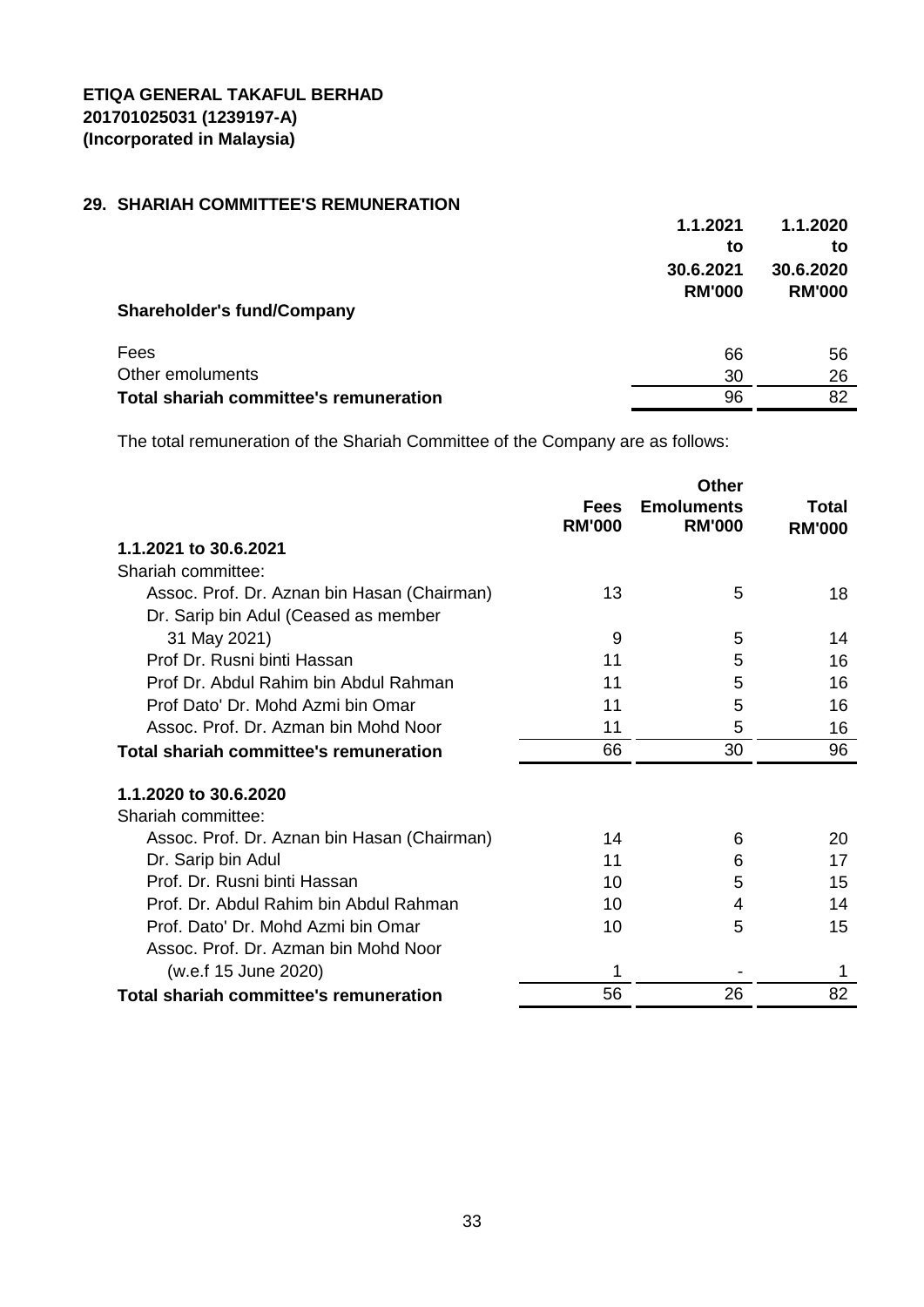**ETIQA GENERAL TAKAFUL BERHAD**
**201701025031 (1239197-A)**
**(Incorporated in Malaysia)**

## 29. SHARIAH COMMITTEE'S REMUNERATION

| | 1.1.2021 to 30.6.2021 RM'000 | 1.1.2020 to 30.6.2020 RM'000 |
|---|---|---|
| **Shareholder's fund/Company** | | |
| Fees | 66 | 56 |
| Other emoluments | 30 | 26 |
| **Total shariah committee's remuneration** | 96 | 82 |

The total remuneration of the Shariah Committee of the Company are as follows:

| | Fees RM'000 | Other Emoluments RM'000 | Total RM'000 |
|---|---|---|---|
| **1.1.2021 to 30.6.2021** | | | |
| Shariah committee: | | | |
| Assoc. Prof. Dr. Aznan bin Hasan (Chairman) | 13 | 5 | 18 |
| Dr. Sarip bin Adul (Ceased as member 31 May 2021) | 9 | 5 | 14 |
| Prof Dr. Rusni binti Hassan | 11 | 5 | 16 |
| Prof Dr. Abdul Rahim bin Abdul Rahman | 11 | 5 | 16 |
| Prof Dato' Dr. Mohd Azmi bin Omar | 11 | 5 | 16 |
| Assoc. Prof. Dr. Azman bin Mohd Noor | 11 | 5 | 16 |
| **Total shariah committee's remuneration** | 66 | 30 | 96 |
| **1.1.2020 to 30.6.2020** | | | |
| Shariah committee: | | | |
| Assoc. Prof. Dr. Aznan bin Hasan (Chairman) | 14 | 6 | 20 |
| Dr. Sarip bin Adul | 11 | 6 | 17 |
| Prof. Dr. Rusni binti Hassan | 10 | 5 | 15 |
| Prof. Dr. Abdul Rahim bin Abdul Rahman | 10 | 4 | 14 |
| Prof. Dato' Dr. Mohd Azmi bin Omar | 10 | 5 | 15 |
| Assoc. Prof. Dr. Azman bin Mohd Noor (w.e.f 15 June 2020) | 1 | - | 1 |
| **Total shariah committee's remuneration** | 56 | 26 | 82 |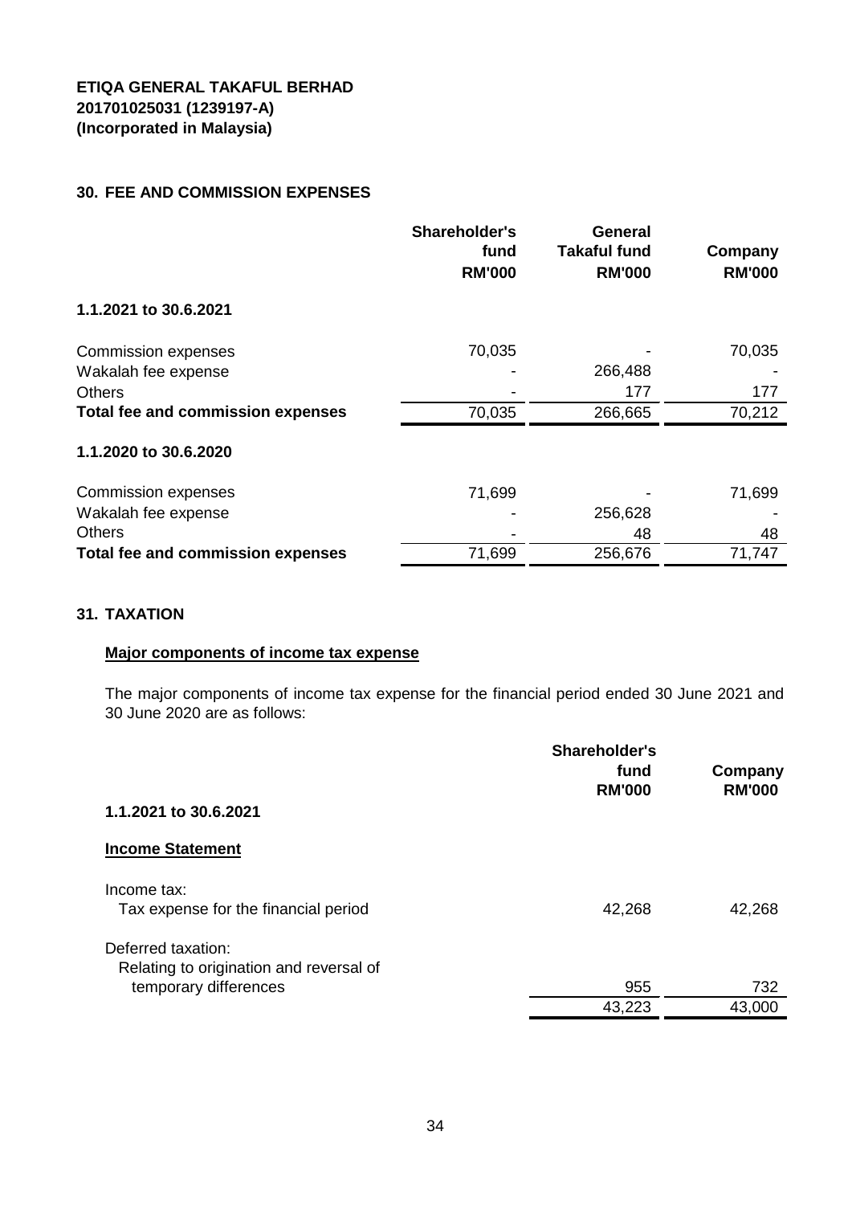**ETIQA GENERAL TAKAFUL BERHAD**
**201701025031 (1239197-A)**
**(Incorporated in Malaysia)**

## 30. FEE AND COMMISSION EXPENSES

| | Shareholder's fund RM'000 | General Takaful fund RM'000 | Company RM'000 |
|---|---|---|---|
| **1.1.2021 to 30.6.2021** | | | |
| Commission expenses | 70,035 | - | 70,035 |
| Wakalah fee expense | - | 266,488 | - |
| Others | - | 177 | 177 |
| **Total fee and commission expenses** | 70,035 | 266,665 | 70,212 |
| **1.1.2020 to 30.6.2020** | | | |
| Commission expenses | 71,699 | - | 71,699 |
| Wakalah fee expense | - | 256,628 | - |
| Others | - | 48 | 48 |
| **Total fee and commission expenses** | 71,699 | 256,676 | 71,747 |

## 31. TAXATION

**Major components of income tax expense**

The major components of income tax expense for the financial period ended 30 June 2021 and 30 June 2020 are as follows:

| | Shareholder's fund RM'000 | Company RM'000 |
|---|---|---|
| **1.1.2021 to 30.6.2021** | | |
| **Income Statement** | | |
| Income tax: | | |
| Tax expense for the financial period | 42,268 | 42,268 |
| Deferred taxation: | | |
| Relating to origination and reversal of temporary differences | 955 | 732 |
| | 43,223 | 43,000 |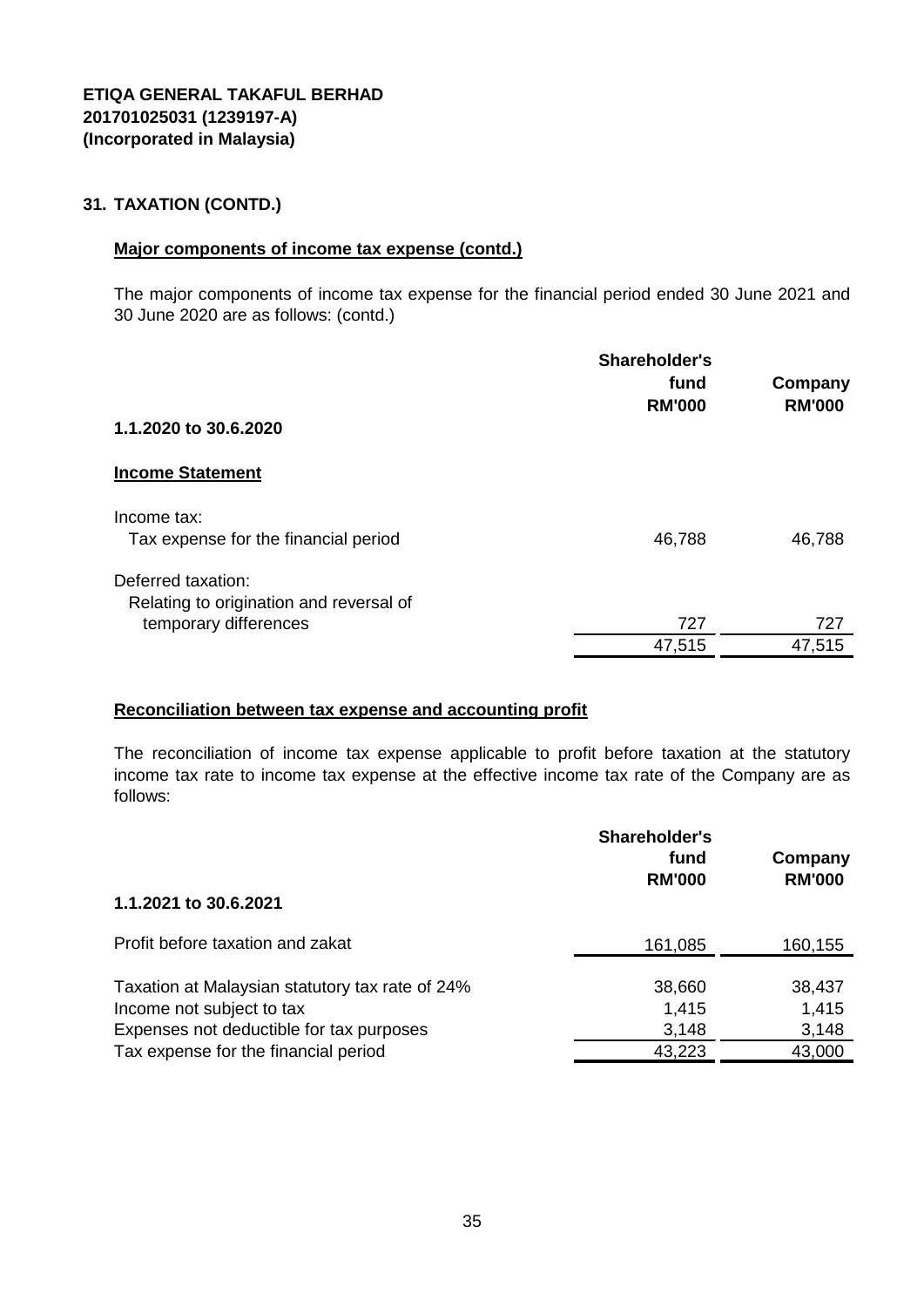**ETIQA GENERAL TAKAFUL BERHAD**
**201701025031 (1239197-A)**
**(Incorporated in Malaysia)**

## 31. TAXATION (CONTD.)

### Major components of income tax expense (contd.)

The major components of income tax expense for the financial period ended 30 June 2021 and 30 June 2020 are as follows: (contd.)

| | Shareholder's fund RM'000 | Company RM'000 |
|---|---|---|
| **1.1.2020 to 30.6.2020** | | |
| **Income Statement** | | |
| Income tax: | | |
| Tax expense for the financial period | 46,788 | 46,788 |
| Deferred taxation: | | |
| Relating to origination and reversal of temporary differences | 727 | 727 |
| | 47,515 | 47,515 |

### Reconciliation between tax expense and accounting profit

The reconciliation of income tax expense applicable to profit before taxation at the statutory income tax rate to income tax expense at the effective income tax rate of the Company are as follows:

| | Shareholder's fund RM'000 | Company RM'000 |
|---|---|---|
| **1.1.2021 to 30.6.2021** | | |
| Profit before taxation and zakat | 161,085 | 160,155 |
| Taxation at Malaysian statutory tax rate of 24% | 38,660 | 38,437 |
| Income not subject to tax | 1,415 | 1,415 |
| Expenses not deductible for tax purposes | 3,148 | 3,148 |
| Tax expense for the financial period | 43,223 | 43,000 |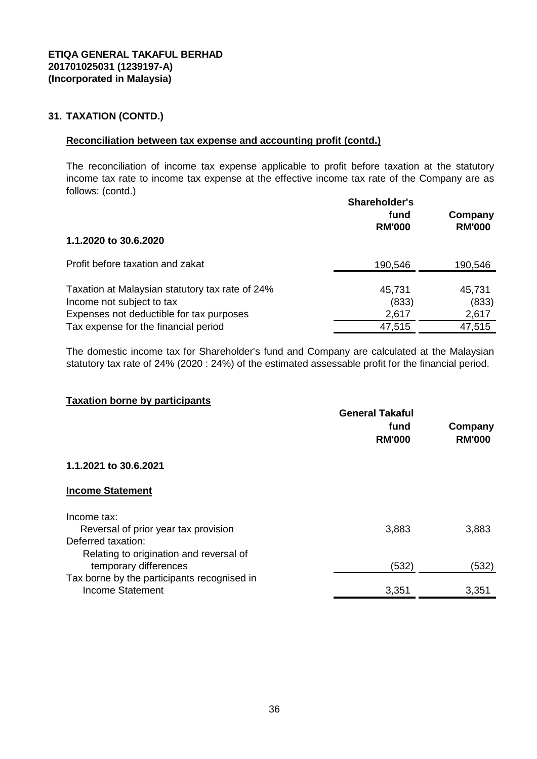**ETIQA GENERAL TAKAFUL BERHAD**
**201701025031 (1239197-A)**
**(Incorporated in Malaysia)**

## 31. TAXATION (CONTD.)

### Reconciliation between tax expense and accounting profit (contd.)

The reconciliation of income tax expense applicable to profit before taxation at the statutory income tax rate to income tax expense at the effective income tax rate of the Company are as follows: (contd.)

| | Shareholder's fund RM'000 | Company RM'000 |
|---|---|---|
| **1.1.2020 to 30.6.2020** | | |
| Profit before taxation and zakat | 190,546 | 190,546 |
| Taxation at Malaysian statutory tax rate of 24% | 45,731 | 45,731 |
| Income not subject to tax | (833) | (833) |
| Expenses not deductible for tax purposes | 2,617 | 2,617 |
| Tax expense for the financial period | 47,515 | 47,515 |

The domestic income tax for Shareholder's fund and Company are calculated at the Malaysian statutory tax rate of 24% (2020 : 24%) of the estimated assessable profit for the financial period.

### Taxation borne by participants

| | General Takaful fund RM'000 | Company RM'000 |
|---|---|---|
| **1.1.2021 to 30.6.2021** | | |
| **Income Statement** | | |
| Income tax: | | |
| Reversal of prior year tax provision | 3,883 | 3,883 |
| Deferred taxation: | | |
| Relating to origination and reversal of temporary differences | (532) | (532) |
| Tax borne by the participants recognised in Income Statement | 3,351 | 3,351 |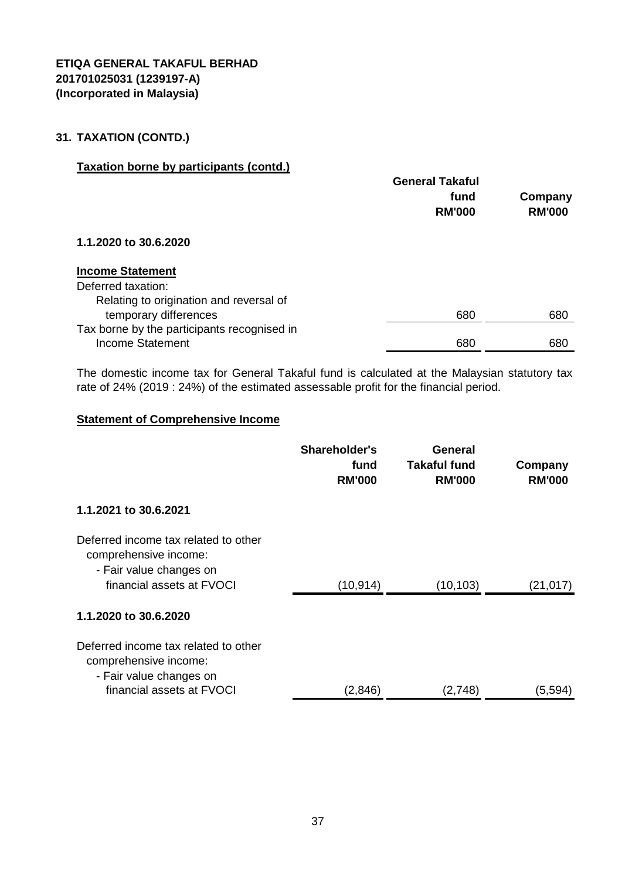**ETIQA GENERAL TAKAFUL BERHAD**
**201701025031 (1239197-A)**
**(Incorporated in Malaysia)**

## 31. TAXATION (CONTD.)

**Taxation borne by participants (contd.)**

| | General Takaful fund RM'000 | Company RM'000 |
|---|---|---|
| **1.1.2020 to 30.6.2020** | | |
| **Income Statement** | | |
| Deferred taxation: | | |
| Relating to origination and reversal of temporary differences | 680 | 680 |
| Tax borne by the participants recognised in Income Statement | 680 | 680 |

The domestic income tax for General Takaful fund is calculated at the Malaysian statutory tax rate of 24% (2019 : 24%) of the estimated assessable profit for the financial period.

**Statement of Comprehensive Income**

| | Shareholder's fund RM'000 | General Takaful fund RM'000 | Company RM'000 |
|---|---|---|---|
| **1.1.2021 to 30.6.2021** | | | |
| Deferred income tax related to other comprehensive income: | | | |
| - Fair value changes on financial assets at FVOCI | (10,914) | (10,103) | (21,017) |
| **1.1.2020 to 30.6.2020** | | | |
| Deferred income tax related to other comprehensive income: | | | |
| - Fair value changes on financial assets at FVOCI | (2,846) | (2,748) | (5,594) |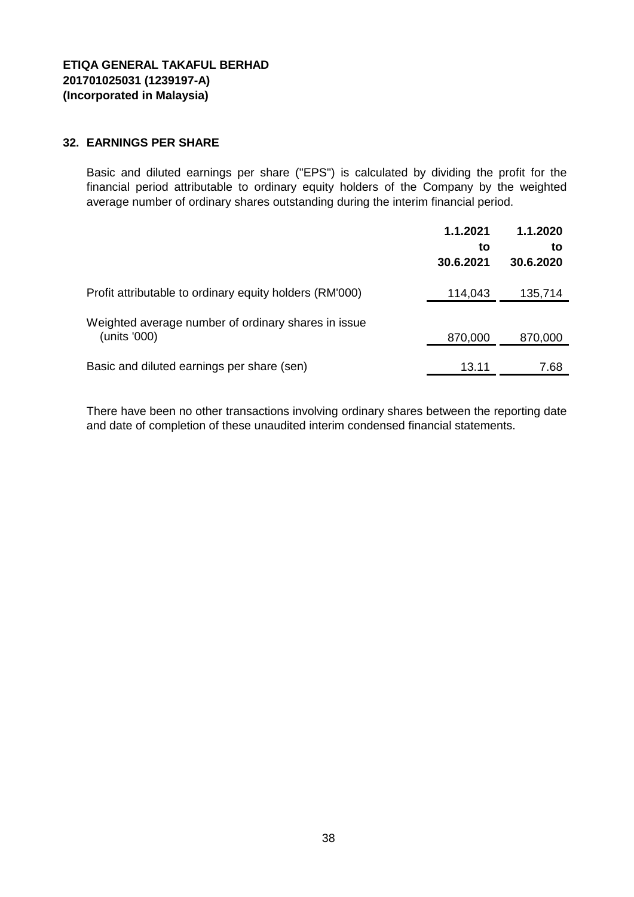**ETIQA GENERAL TAKAFUL BERHAD**
**201701025031 (1239197-A)**
**(Incorporated in Malaysia)**

## 32. EARNINGS PER SHARE

Basic and diluted earnings per share ("EPS") is calculated by dividing the profit for the financial period attributable to ordinary equity holders of the Company by the weighted average number of ordinary shares outstanding during the interim financial period.

| | 1.1.2021 to 30.6.2021 | 1.1.2020 to 30.6.2020 |
|---|---|---|
| Profit attributable to ordinary equity holders (RM'000) | 114,043 | 135,714 |
| Weighted average number of ordinary shares in issue (units '000) | 870,000 | 870,000 |
| Basic and diluted earnings per share (sen) | 13.11 | 7.68 |

There have been no other transactions involving ordinary shares between the reporting date and date of completion of these unaudited interim condensed financial statements.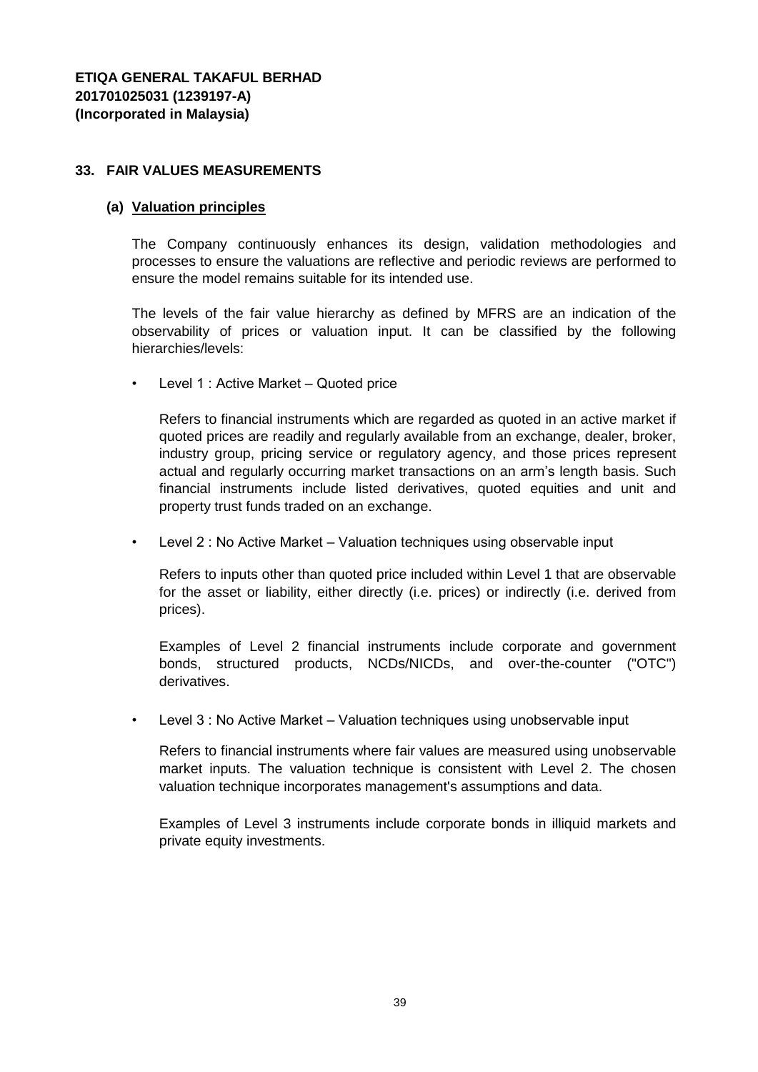**ETIQA GENERAL TAKAFUL BERHAD**
**201701025031 (1239197-A)**
**(Incorporated in Malaysia)**

## 33. FAIR VALUES MEASUREMENTS

### (a) Valuation principles

The Company continuously enhances its design, validation methodologies and processes to ensure the valuations are reflective and periodic reviews are performed to ensure the model remains suitable for its intended use.

The levels of the fair value hierarchy as defined by MFRS are an indication of the observability of prices or valuation input. It can be classified by the following hierarchies/levels:

- Level 1 : Active Market – Quoted price

  Refers to financial instruments which are regarded as quoted in an active market if quoted prices are readily and regularly available from an exchange, dealer, broker, industry group, pricing service or regulatory agency, and those prices represent actual and regularly occurring market transactions on an arm's length basis. Such financial instruments include listed derivatives, quoted equities and unit and property trust funds traded on an exchange.

- Level 2 : No Active Market – Valuation techniques using observable input

  Refers to inputs other than quoted price included within Level 1 that are observable for the asset or liability, either directly (i.e. prices) or indirectly (i.e. derived from prices).

  Examples of Level 2 financial instruments include corporate and government bonds, structured products, NCDs/NICDs, and over-the-counter ("OTC") derivatives.

- Level 3 : No Active Market – Valuation techniques using unobservable input

  Refers to financial instruments where fair values are measured using unobservable market inputs. The valuation technique is consistent with Level 2. The chosen valuation technique incorporates management's assumptions and data.

  Examples of Level 3 instruments include corporate bonds in illiquid markets and private equity investments.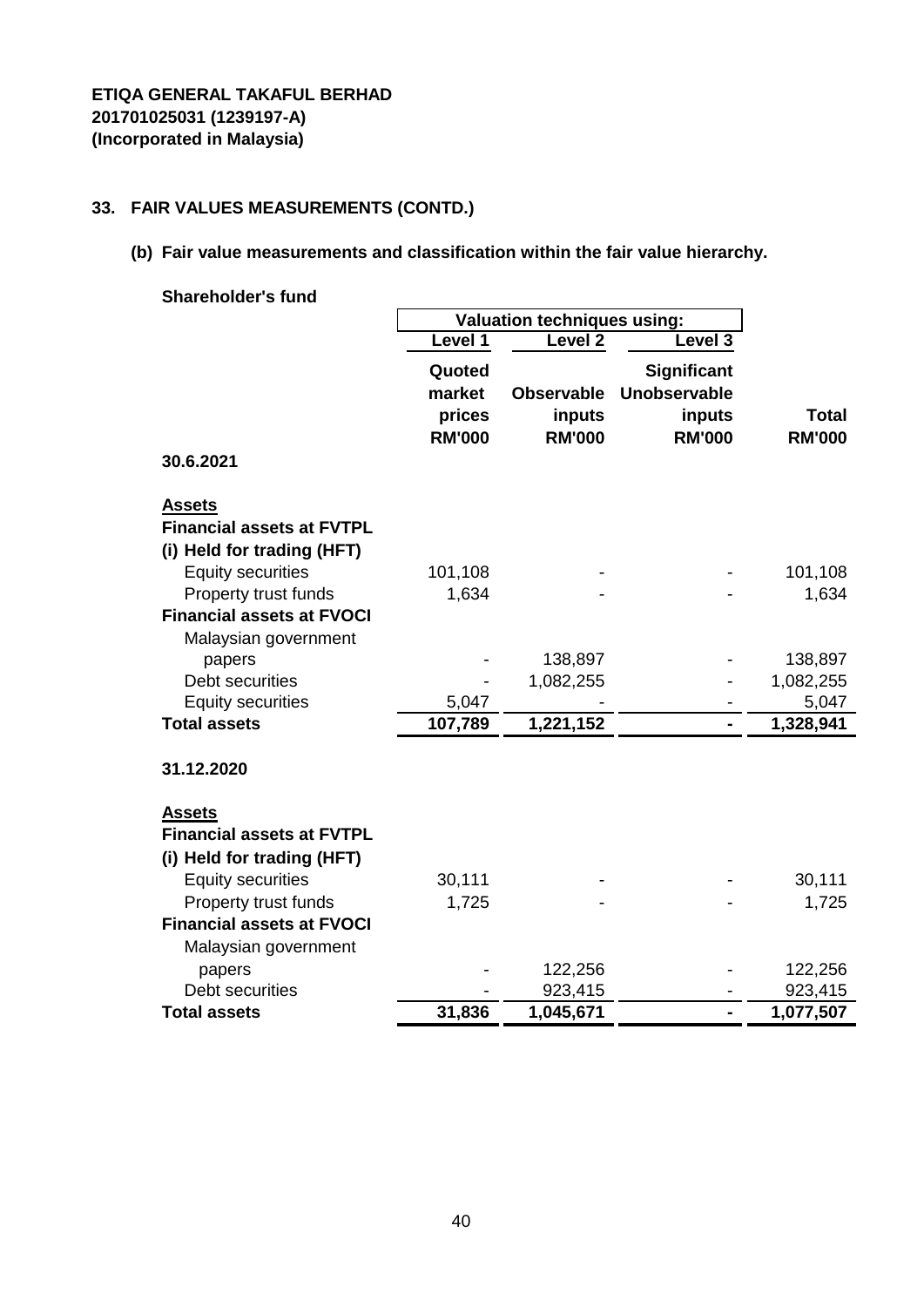**ETIQA GENERAL TAKAFUL BERHAD**
**201701025031 (1239197-A)**
**(Incorporated in Malaysia)**

## 33. FAIR VALUES MEASUREMENTS (CONTD.)

### (b) Fair value measurements and classification within the fair value hierarchy.

**Shareholder's fund**

| | Valuation techniques using: | | | |
|---|---|---|---|---|
| | Level 1 | Level 2 | Level 3 | |
| | Quoted market prices RM'000 | Observable inputs RM'000 | Significant Unobservable inputs RM'000 | Total RM'000 |
| **30.6.2021** | | | | |
| **Assets** | | | | |
| **Financial assets at FVTPL** | | | | |
| **(i) Held for trading (HFT)** | | | | |
| Equity securities | 101,108 | - | - | 101,108 |
| Property trust funds | 1,634 | - | - | 1,634 |
| **Financial assets at FVOCI** | | | | |
| Malaysian government papers | - | 138,897 | - | 138,897 |
| Debt securities | - | 1,082,255 | - | 1,082,255 |
| Equity securities | 5,047 | - | - | 5,047 |
| **Total assets** | **107,789** | **1,221,152** | **-** | **1,328,941** |
| **31.12.2020** | | | | |
| **Assets** | | | | |
| **Financial assets at FVTPL** | | | | |
| **(i) Held for trading (HFT)** | | | | |
| Equity securities | 30,111 | - | - | 30,111 |
| Property trust funds | 1,725 | - | - | 1,725 |
| **Financial assets at FVOCI** | | | | |
| Malaysian government papers | - | 122,256 | - | 122,256 |
| Debt securities | - | 923,415 | - | 923,415 |
| **Total assets** | **31,836** | **1,045,671** | **-** | **1,077,507** |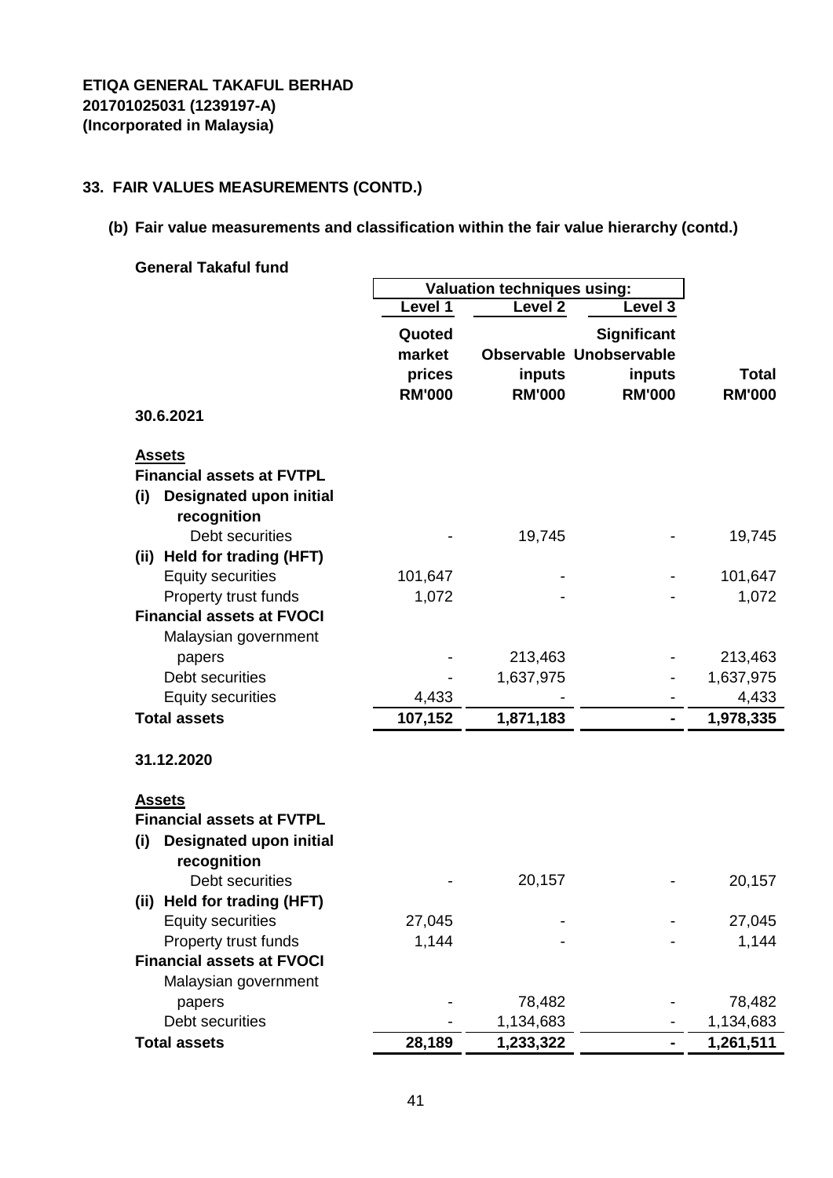**ETIQA GENERAL TAKAFUL BERHAD**
**201701025031 (1239197-A)**
**(Incorporated in Malaysia)**

## 33. FAIR VALUES MEASUREMENTS (CONTD.)

### (b) Fair value measurements and classification within the fair value hierarchy (contd.)

**General Takaful fund**

| | Valuation techniques using: | | | |
|---|---|---|---|---|
| | Level 1 | Level 2 | Level 3 | |
| | Quoted market prices RM'000 | Observable inputs RM'000 | Significant Unobservable inputs RM'000 | Total RM'000 |
| **30.6.2021** | | | | |
| **Assets** | | | | |
| **Financial assets at FVTPL** | | | | |
| **(i) Designated upon initial recognition** | | | | |
| Debt securities | - | 19,745 | - | 19,745 |
| **(ii) Held for trading (HFT)** | | | | |
| Equity securities | 101,647 | - | - | 101,647 |
| Property trust funds | 1,072 | - | - | 1,072 |
| **Financial assets at FVOCI** | | | | |
| Malaysian government papers | - | 213,463 | - | 213,463 |
| Debt securities | - | 1,637,975 | - | 1,637,975 |
| Equity securities | 4,433 | - | - | 4,433 |
| **Total assets** | **107,152** | **1,871,183** | **-** | **1,978,335** |
| **31.12.2020** | | | | |
| **Assets** | | | | |
| **Financial assets at FVTPL** | | | | |
| **(i) Designated upon initial recognition** | | | | |
| Debt securities | - | 20,157 | - | 20,157 |
| **(ii) Held for trading (HFT)** | | | | |
| Equity securities | 27,045 | - | - | 27,045 |
| Property trust funds | 1,144 | - | - | 1,144 |
| **Financial assets at FVOCI** | | | | |
| Malaysian government papers | - | 78,482 | - | 78,482 |
| Debt securities | - | 1,134,683 | - | 1,134,683 |
| **Total assets** | **28,189** | **1,233,322** | **-** | **1,261,511** |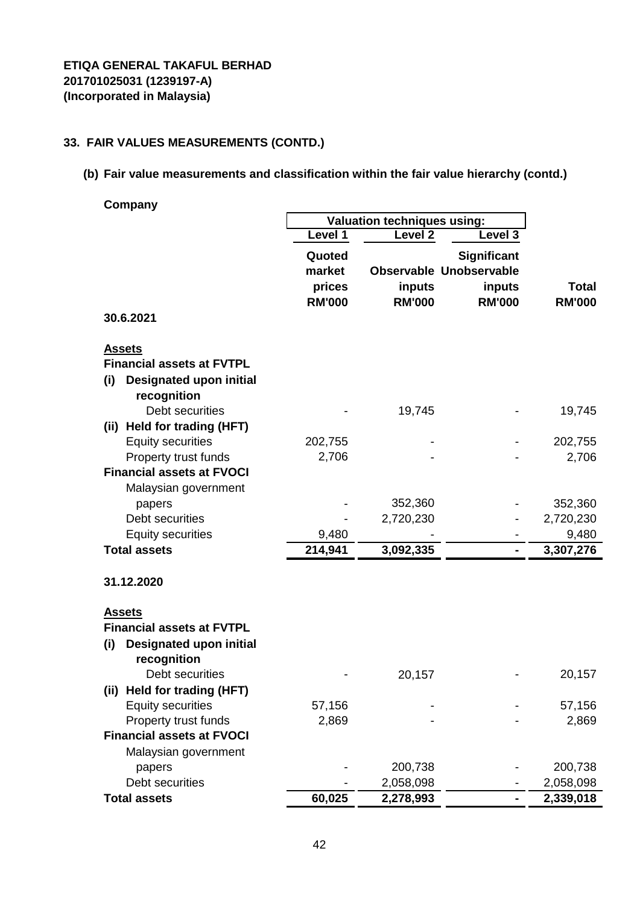**ETIQA GENERAL TAKAFUL BERHAD**
**201701025031 (1239197-A)**
**(Incorporated in Malaysia)**

## 33. FAIR VALUES MEASUREMENTS (CONTD.)

### (b) Fair value measurements and classification within the fair value hierarchy (contd.)

**Company**

| | Valuation techniques using: | | | |
|---|---|---|---|---|
| | Level 1 | Level 2 | Level 3 | |
| | Quoted market prices RM'000 | Observable inputs RM'000 | Significant Unobservable inputs RM'000 | Total RM'000 |
| **30.6.2021** | | | | |
| **Assets** | | | | |
| **Financial assets at FVTPL** | | | | |
| **(i) Designated upon initial recognition** | | | | |
| Debt securities | - | 19,745 | - | 19,745 |
| **(ii) Held for trading (HFT)** | | | | |
| Equity securities | 202,755 | - | - | 202,755 |
| Property trust funds | 2,706 | - | - | 2,706 |
| **Financial assets at FVOCI** | | | | |
| Malaysian government papers | - | 352,360 | - | 352,360 |
| Debt securities | - | 2,720,230 | - | 2,720,230 |
| Equity securities | 9,480 | - | - | 9,480 |
| **Total assets** | **214,941** | **3,092,335** | **-** | **3,307,276** |
| **31.12.2020** | | | | |
| **Assets** | | | | |
| **Financial assets at FVTPL** | | | | |
| **(i) Designated upon initial recognition** | | | | |
| Debt securities | - | 20,157 | - | 20,157 |
| **(ii) Held for trading (HFT)** | | | | |
| Equity securities | 57,156 | - | - | 57,156 |
| Property trust funds | 2,869 | - | - | 2,869 |
| **Financial assets at FVOCI** | | | | |
| Malaysian government papers | - | 200,738 | - | 200,738 |
| Debt securities | - | 2,058,098 | - | 2,058,098 |
| **Total assets** | **60,025** | **2,278,993** | **-** | **2,339,018** |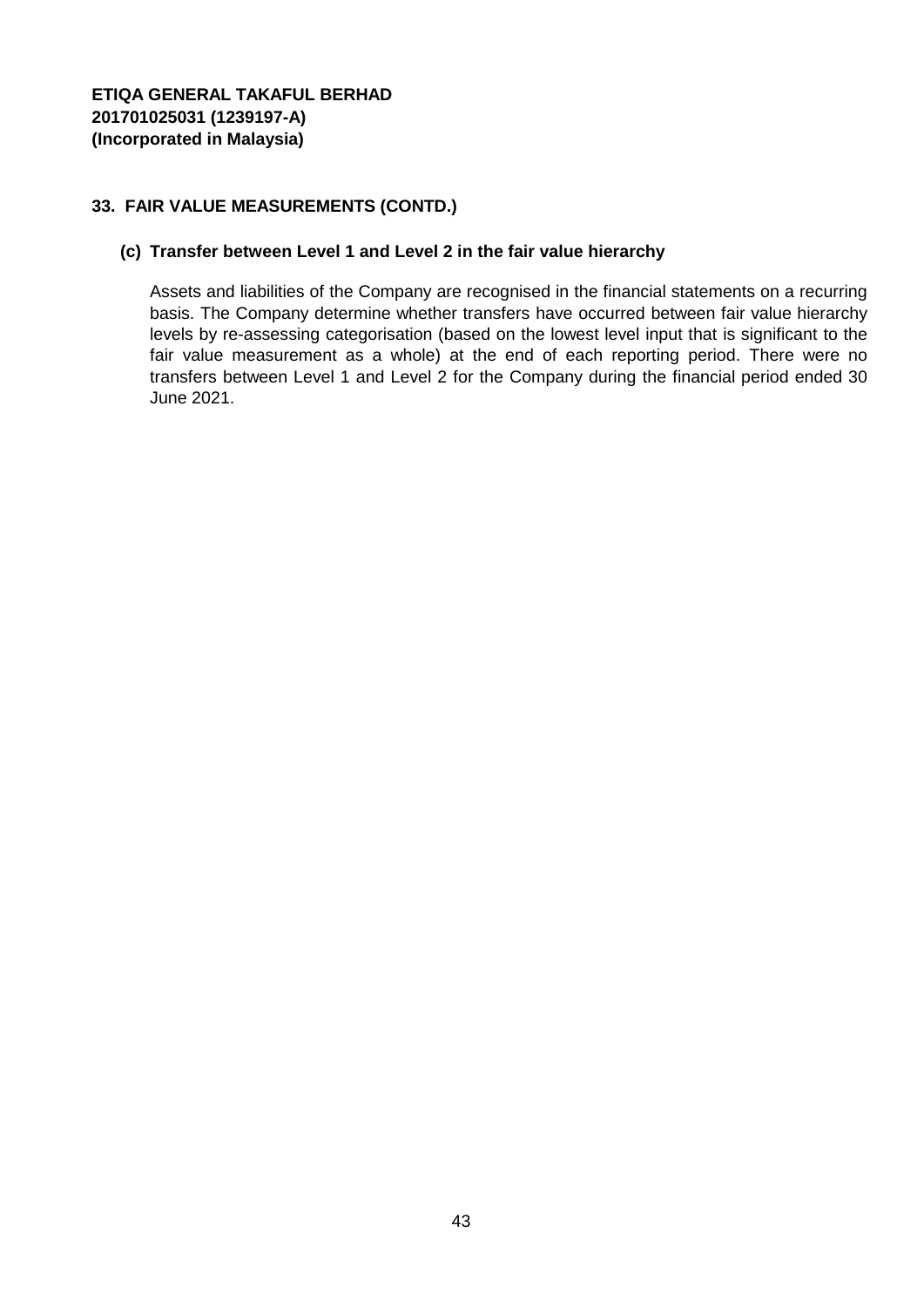**ETIQA GENERAL TAKAFUL BERHAD**
**201701025031 (1239197-A)**
**(Incorporated in Malaysia)**

## 33. FAIR VALUE MEASUREMENTS (CONTD.)

### (c) Transfer between Level 1 and Level 2 in the fair value hierarchy

Assets and liabilities of the Company are recognised in the financial statements on a recurring basis. The Company determine whether transfers have occurred between fair value hierarchy levels by re-assessing categorisation (based on the lowest level input that is significant to the fair value measurement as a whole) at the end of each reporting period. There were no transfers between Level 1 and Level 2 for the Company during the financial period ended 30 June 2021.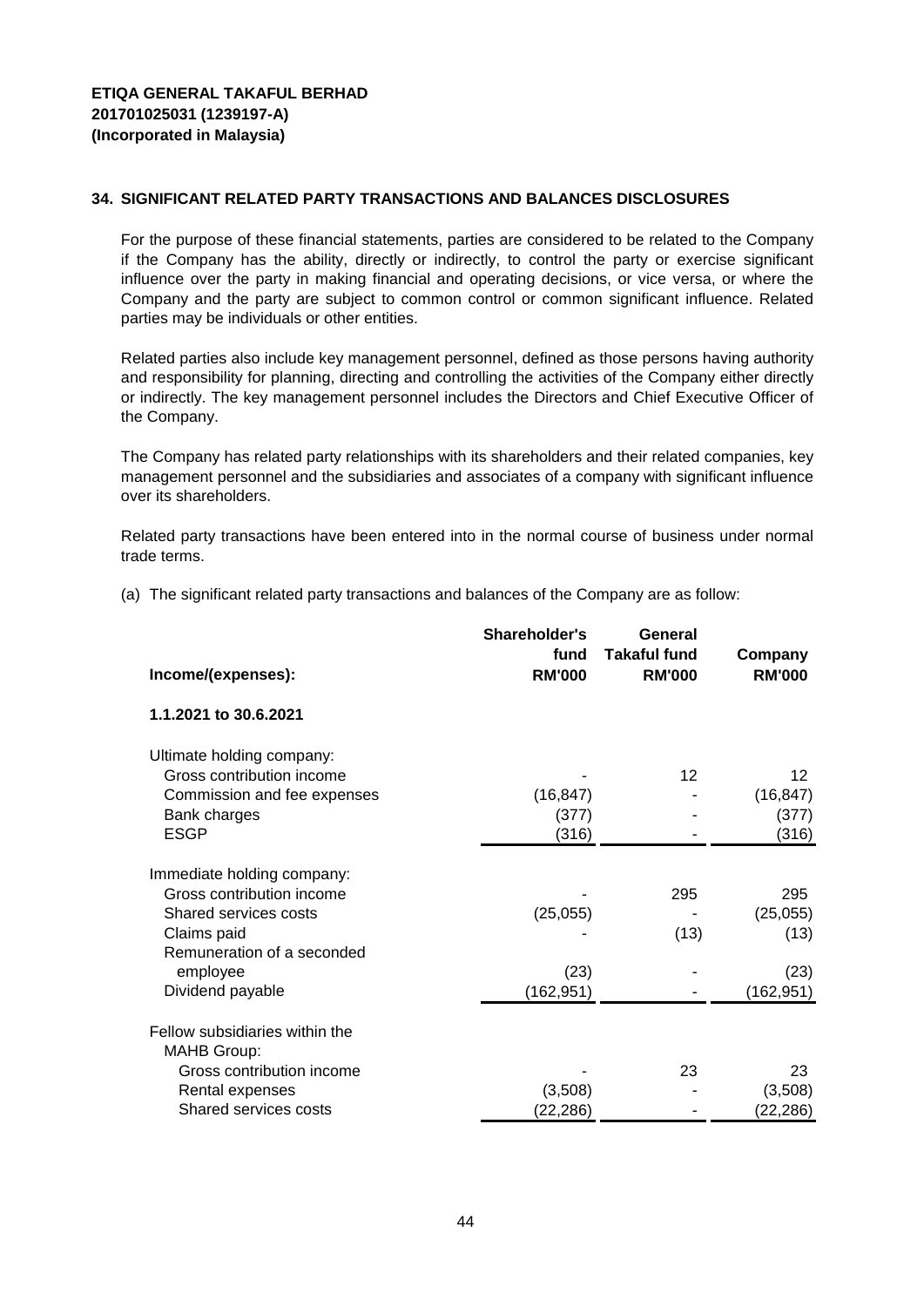**ETIQA GENERAL TAKAFUL BERHAD**
**201701025031 (1239197-A)**
**(Incorporated in Malaysia)**

## 34. SIGNIFICANT RELATED PARTY TRANSACTIONS AND BALANCES DISCLOSURES

For the purpose of these financial statements, parties are considered to be related to the Company if the Company has the ability, directly or indirectly, to control the party or exercise significant influence over the party in making financial and operating decisions, or vice versa, or where the Company and the party are subject to common control or common significant influence. Related parties may be individuals or other entities.

Related parties also include key management personnel, defined as those persons having authority and responsibility for planning, directing and controlling the activities of the Company either directly or indirectly. The key management personnel includes the Directors and Chief Executive Officer of the Company.

The Company has related party relationships with its shareholders and their related companies, key management personnel and the subsidiaries and associates of a company with significant influence over its shareholders.

Related party transactions have been entered into in the normal course of business under normal trade terms.

(a) The significant related party transactions and balances of the Company are as follow:

| Income/(expenses): | Shareholder's fund RM'000 | General Takaful fund RM'000 | Company RM'000 |
|---|---|---|---|
| **1.1.2021 to 30.6.2021** | | | |
| Ultimate holding company: | | | |
| Gross contribution income | - | 12 | 12 |
| Commission and fee expenses | (16,847) | - | (16,847) |
| Bank charges | (377) | - | (377) |
| ESGP | (316) | - | (316) |
| Immediate holding company: | | | |
| Gross contribution income | - | 295 | 295 |
| Shared services costs | (25,055) | - | (25,055) |
| Claims paid | - | (13) | (13) |
| Remuneration of a seconded employee | (23) | - | (23) |
| Dividend payable | (162,951) | - | (162,951) |
| Fellow subsidiaries within the MAHB Group: | | | |
| Gross contribution income | - | 23 | 23 |
| Rental expenses | (3,508) | - | (3,508) |
| Shared services costs | (22,286) | - | (22,286) |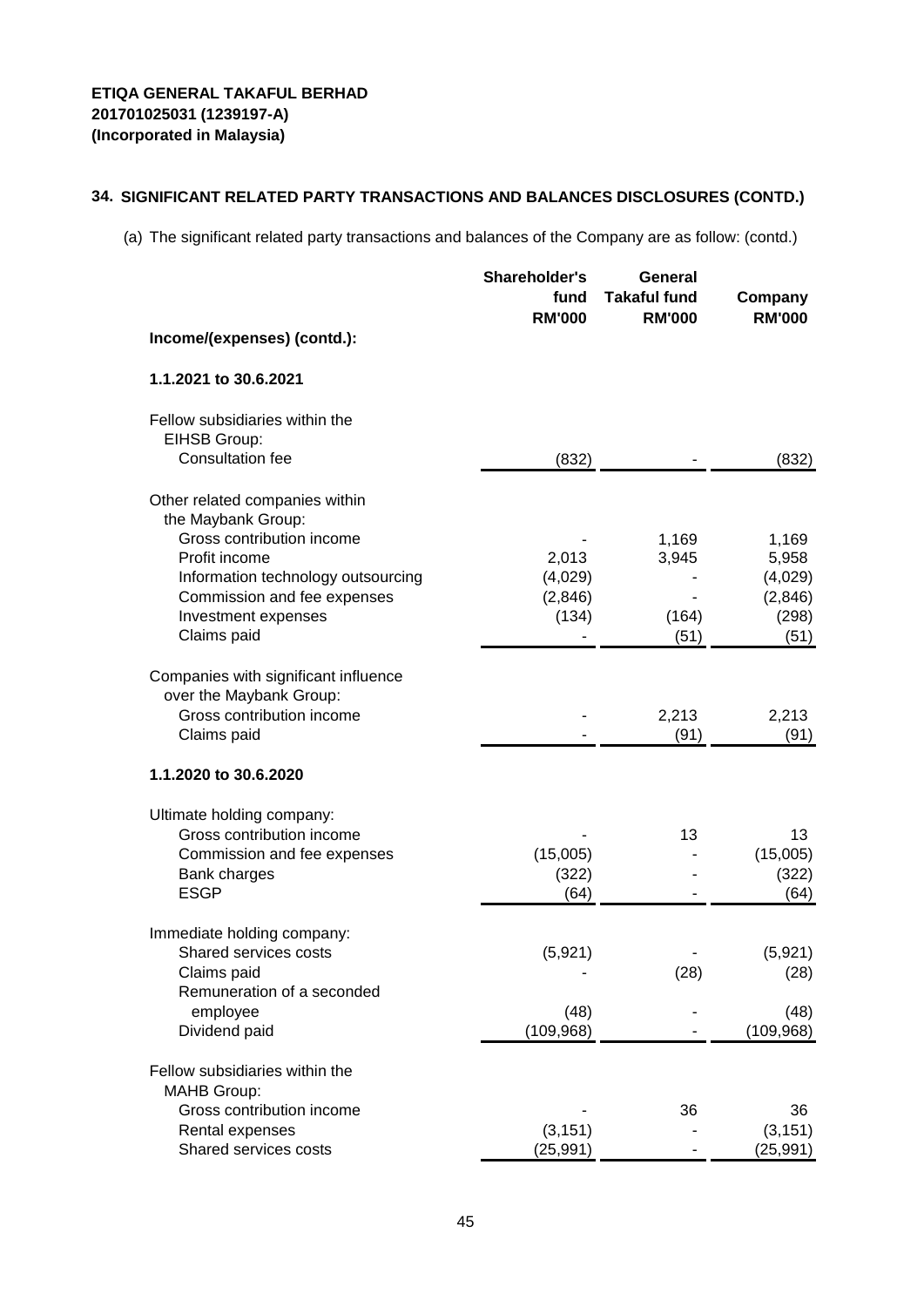**ETIQA GENERAL TAKAFUL BERHAD**
**201701025031 (1239197-A)**
**(Incorporated in Malaysia)**

## 34. SIGNIFICANT RELATED PARTY TRANSACTIONS AND BALANCES DISCLOSURES (CONTD.)

(a) The significant related party transactions and balances of the Company are as follow: (contd.)

| | Shareholder's fund RM'000 | General Takaful fund RM'000 | Company RM'000 |
|---|---|---|---|
| **Income/(expenses) (contd.):** | | | |
| **1.1.2021 to 30.6.2021** | | | |
| Fellow subsidiaries within the EIHSB Group: | | | |
| Consultation fee | (832) | - | (832) |
| Other related companies within the Maybank Group: | | | |
| Gross contribution income | - | 1,169 | 1,169 |
| Profit income | 2,013 | 3,945 | 5,958 |
| Information technology outsourcing | (4,029) | - | (4,029) |
| Commission and fee expenses | (2,846) | - | (2,846) |
| Investment expenses | (134) | (164) | (298) |
| Claims paid | - | (51) | (51) |
| Companies with significant influence over the Maybank Group: | | | |
| Gross contribution income | - | 2,213 | 2,213 |
| Claims paid | - | (91) | (91) |
| **1.1.2020 to 30.6.2020** | | | |
| Ultimate holding company: | | | |
| Gross contribution income | - | 13 | 13 |
| Commission and fee expenses | (15,005) | - | (15,005) |
| Bank charges | (322) | - | (322) |
| ESGP | (64) | - | (64) |
| Immediate holding company: | | | |
| Shared services costs | (5,921) | - | (5,921) |
| Claims paid | - | (28) | (28) |
| Remuneration of a seconded employee | (48) | - | (48) |
| Dividend paid | (109,968) | - | (109,968) |
| Fellow subsidiaries within the MAHB Group: | | | |
| Gross contribution income | - | 36 | 36 |
| Rental expenses | (3,151) | - | (3,151) |
| Shared services costs | (25,991) | - | (25,991) |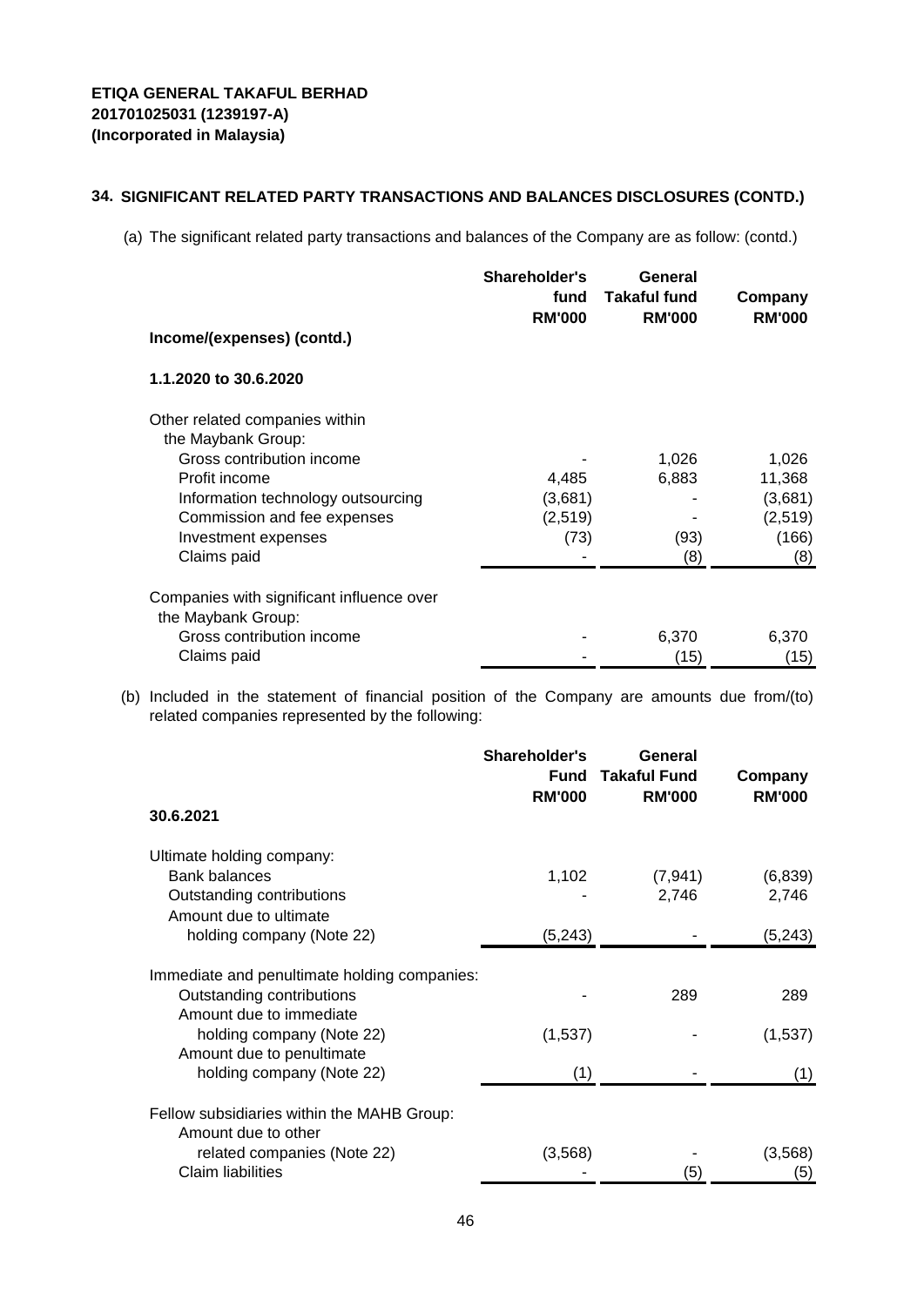**ETIQA GENERAL TAKAFUL BERHAD**
**201701025031 (1239197-A)**
**(Incorporated in Malaysia)**

## 34. SIGNIFICANT RELATED PARTY TRANSACTIONS AND BALANCES DISCLOSURES (CONTD.)

(a) The significant related party transactions and balances of the Company are as follow: (contd.)

| | Shareholder's fund RM'000 | General Takaful fund RM'000 | Company RM'000 |
|---|---|---|---|
| **Income/(expenses) (contd.)** | | | |
| **1.1.2020 to 30.6.2020** | | | |
| Other related companies within the Maybank Group: | | | |
| Gross contribution income | - | 1,026 | 1,026 |
| Profit income | 4,485 | 6,883 | 11,368 |
| Information technology outsourcing | (3,681) | - | (3,681) |
| Commission and fee expenses | (2,519) | - | (2,519) |
| Investment expenses | (73) | (93) | (166) |
| Claims paid | - | (8) | (8) |
| Companies with significant influence over the Maybank Group: | | | |
| Gross contribution income | - | 6,370 | 6,370 |
| Claims paid | - | (15) | (15) |

(b) Included in the statement of financial position of the Company are amounts due from/(to) related companies represented by the following:

| | Shareholder's Fund RM'000 | General Takaful Fund RM'000 | Company RM'000 |
|---|---|---|---|
| **30.6.2021** | | | |
| Ultimate holding company: | | | |
| Bank balances | 1,102 | (7,941) | (6,839) |
| Outstanding contributions | - | 2,746 | 2,746 |
| Amount due to ultimate holding company (Note 22) | (5,243) | - | (5,243) |
| Immediate and penultimate holding companies: | | | |
| Outstanding contributions | - | 289 | 289 |
| Amount due to immediate holding company (Note 22) | (1,537) | - | (1,537) |
| Amount due to penultimate holding company (Note 22) | (1) | - | (1) |
| Fellow subsidiaries within the MAHB Group: | | | |
| Amount due to other related companies (Note 22) | (3,568) | - | (3,568) |
| Claim liabilities | - | (5) | (5) |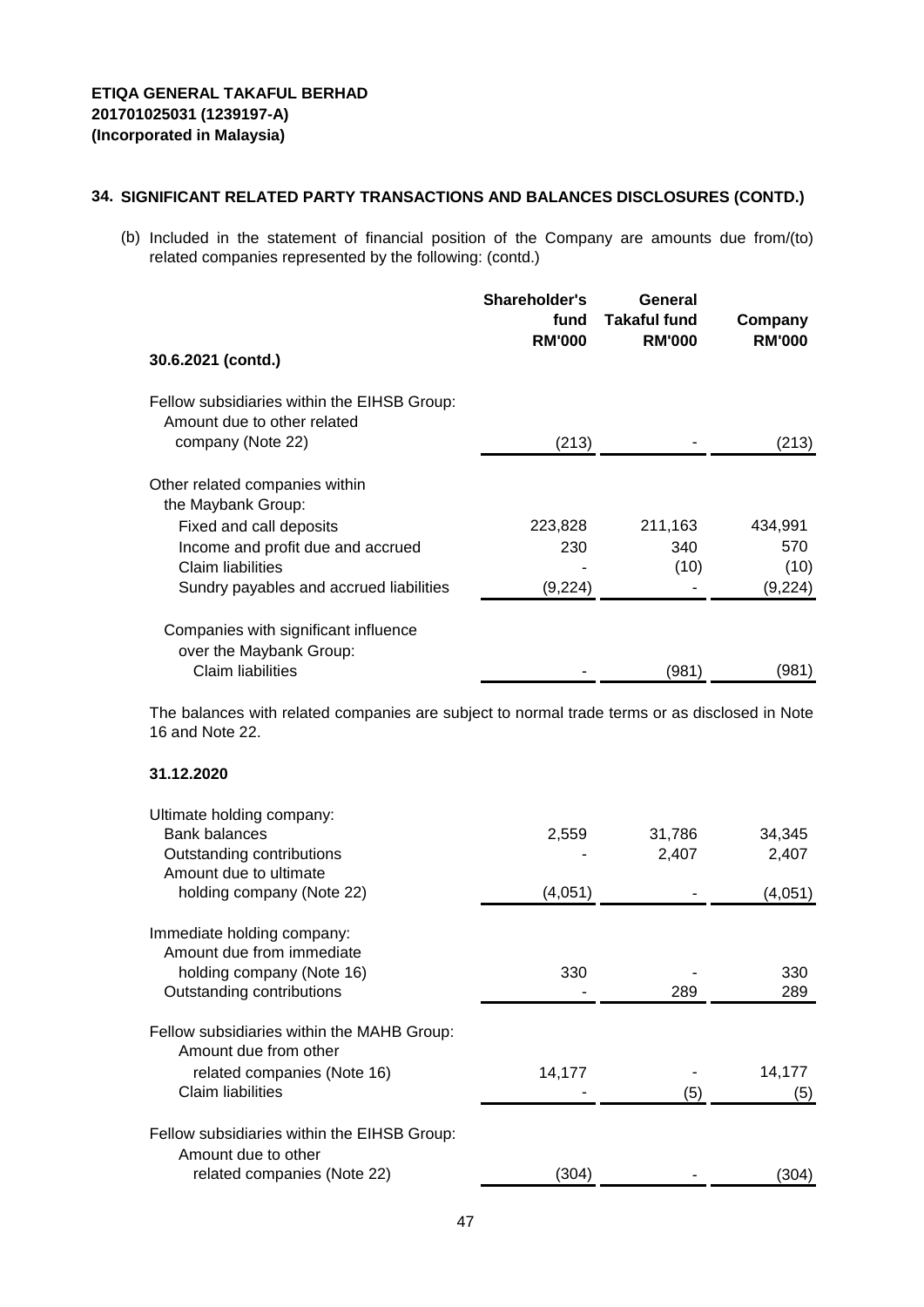**ETIQA GENERAL TAKAFUL BERHAD**
**201701025031 (1239197-A)**
**(Incorporated in Malaysia)**

## 34. SIGNIFICANT RELATED PARTY TRANSACTIONS AND BALANCES DISCLOSURES (CONTD.)

(b) Included in the statement of financial position of the Company are amounts due from/(to) related companies represented by the following: (contd.)

| | Shareholder's fund RM'000 | General Takaful fund RM'000 | Company RM'000 |
|---|---|---|---|
| **30.6.2021 (contd.)** | | | |
| Fellow subsidiaries within the EIHSB Group: | | | |
| Amount due to other related company (Note 22) | (213) | - | (213) |
| Other related companies within the Maybank Group: | | | |
| Fixed and call deposits | 223,828 | 211,163 | 434,991 |
| Income and profit due and accrued | 230 | 340 | 570 |
| Claim liabilities | - | (10) | (10) |
| Sundry payables and accrued liabilities | (9,224) | - | (9,224) |
| Companies with significant influence over the Maybank Group: | | | |
| Claim liabilities | - | (981) | (981) |

The balances with related companies are subject to normal trade terms or as disclosed in Note 16 and Note 22.

| | Shareholder's fund RM'000 | General Takaful fund RM'000 | Company RM'000 |
|---|---|---|---|
| **31.12.2020** | | | |
| Ultimate holding company: | | | |
| Bank balances | 2,559 | 31,786 | 34,345 |
| Outstanding contributions | - | 2,407 | 2,407 |
| Amount due to ultimate holding company (Note 22) | (4,051) | - | (4,051) |
| Immediate holding company: | | | |
| Amount due from immediate holding company (Note 16) | 330 | - | 330 |
| Outstanding contributions | - | 289 | 289 |
| Fellow subsidiaries within the MAHB Group: | | | |
| Amount due from other related companies (Note 16) | 14,177 | - | 14,177 |
| Claim liabilities | - | (5) | (5) |
| Fellow subsidiaries within the EIHSB Group: | | | |
| Amount due to other related companies (Note 22) | (304) | - | (304) |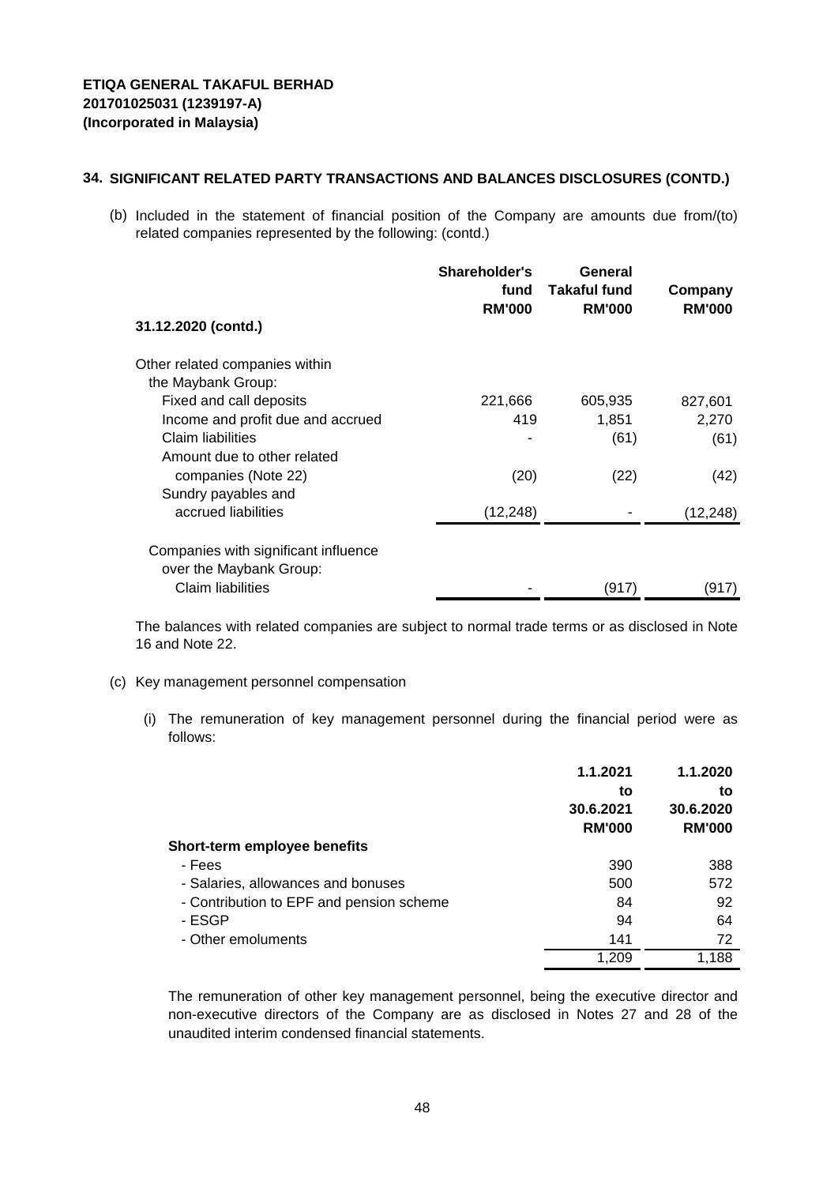ETIQA GENERAL TAKAFUL BERHAD
201701025031 (1239197-A)
(Incorporated in Malaysia)

## 34. SIGNIFICANT RELATED PARTY TRANSACTIONS AND BALANCES DISCLOSURES (CONTD.)

(b) Included in the statement of financial position of the Company are amounts due from/(to) related companies represented by the following: (contd.)

| | Shareholder's fund RM'000 | General Takaful fund RM'000 | Company RM'000 |
|---|---|---|---|
| **31.12.2020 (contd.)** | | | |
| Other related companies within the Maybank Group: | | | |
| Fixed and call deposits | 221,666 | 605,935 | 827,601 |
| Income and profit due and accrued | 419 | 1,851 | 2,270 |
| Claim liabilities | - | (61) | (61) |
| Amount due to other related companies (Note 22) | (20) | (22) | (42) |
| Sundry payables and accrued liabilities | (12,248) | - | (12,248) |
| Companies with significant influence over the Maybank Group: | | | |
| Claim liabilities | - | (917) | (917) |

The balances with related companies are subject to normal trade terms or as disclosed in Note 16 and Note 22.

(c) Key management personnel compensation

(i) The remuneration of key management personnel during the financial period were as follows:

| | 1.1.2021 to 30.6.2021 RM'000 | 1.1.2020 to 30.6.2020 RM'000 |
|---|---|---|
| **Short-term employee benefits** | | |
| - Fees | 390 | 388 |
| - Salaries, allowances and bonuses | 500 | 572 |
| - Contribution to EPF and pension scheme | 84 | 92 |
| - ESGP | 94 | 64 |
| - Other emoluments | 141 | 72 |
| | 1,209 | 1,188 |

The remuneration of other key management personnel, being the executive director and non-executive directors of the Company are as disclosed in Notes 27 and 28 of the unaudited interim condensed financial statements.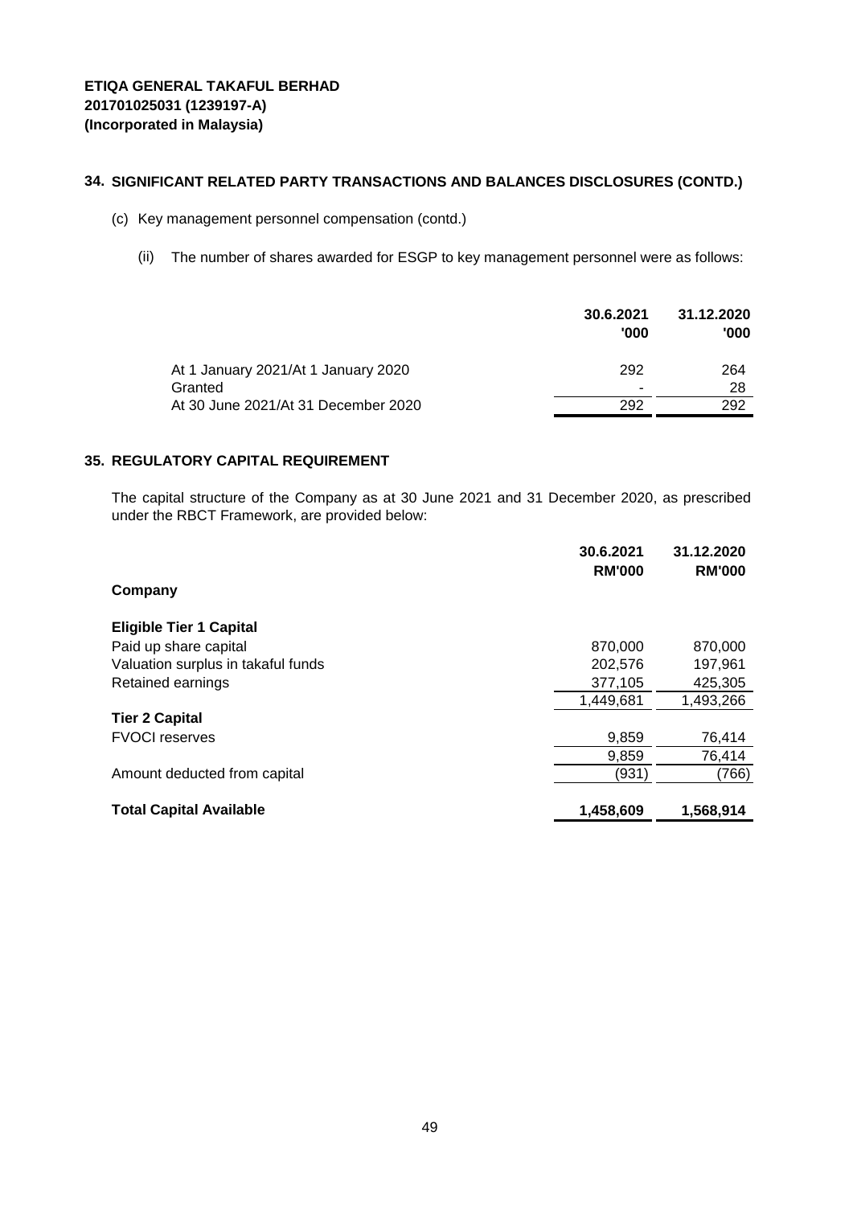**ETIQA GENERAL TAKAFUL BERHAD**
**201701025031 (1239197-A)**
**(Incorporated in Malaysia)**

## 34. SIGNIFICANT RELATED PARTY TRANSACTIONS AND BALANCES DISCLOSURES (CONTD.)

(c) Key management personnel compensation (contd.)

(ii) The number of shares awarded for ESGP to key management personnel were as follows:

| | 30.6.2021 '000 | 31.12.2020 '000 |
|---|---|---|
| At 1 January 2021/At 1 January 2020 | 292 | 264 |
| Granted | - | 28 |
| At 30 June 2021/At 31 December 2020 | 292 | 292 |

## 35. REGULATORY CAPITAL REQUIREMENT

The capital structure of the Company as at 30 June 2021 and 31 December 2020, as prescribed under the RBCT Framework, are provided below:

| | 30.6.2021 RM'000 | 31.12.2020 RM'000 |
|---|---|---|
| **Company** | | |
| **Eligible Tier 1 Capital** | | |
| Paid up share capital | 870,000 | 870,000 |
| Valuation surplus in takaful funds | 202,576 | 197,961 |
| Retained earnings | 377,105 | 425,305 |
| | 1,449,681 | 1,493,266 |
| **Tier 2 Capital** | | |
| FVOCI reserves | 9,859 | 76,414 |
| | 9,859 | 76,414 |
| Amount deducted from capital | (931) | (766) |
| **Total Capital Available** | **1,458,609** | **1,568,914** |